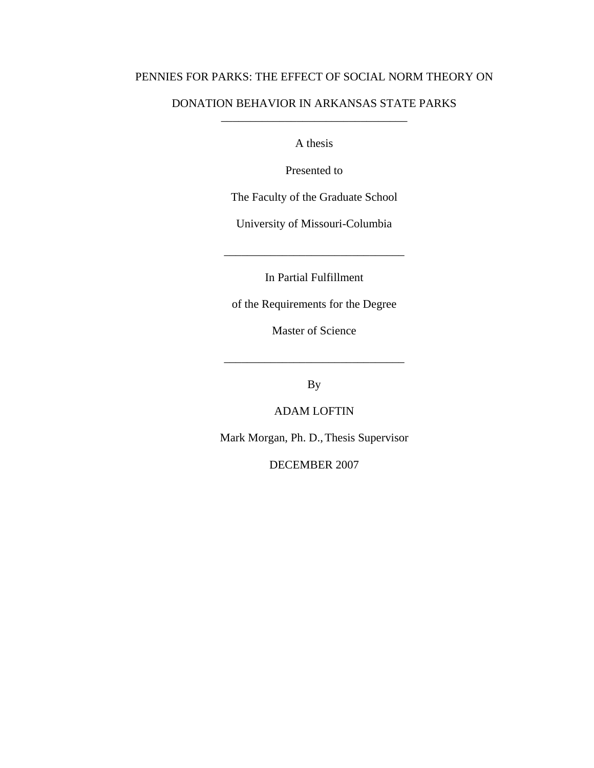# PENNIES FOR PARKS: THE EFFECT OF SOCIAL NORM THEORY ON DONATION BEHAVIOR IN ARKANSAS STATE PARKS

---

A thesis

Presented to

The Faculty of the Graduate School

University of Missouri-Columbia

---

In Partial Fulfillment

of the Requirements for the Degree

Master of Science

---

By

ADAM LOFTIN

Mark Morgan, Ph. D., Thesis Supervisor

DECEMBER 2007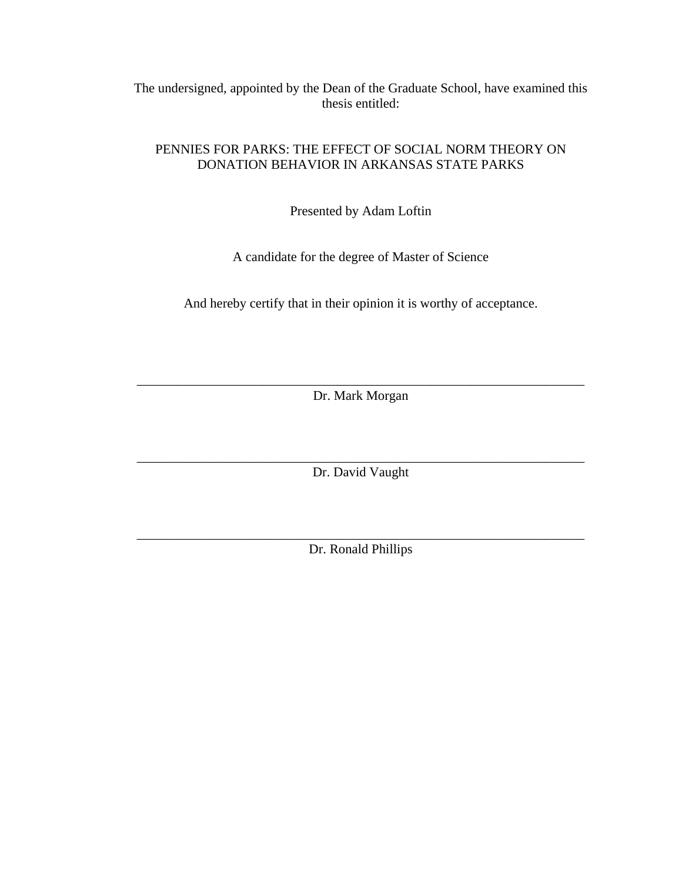The undersigned, appointed by the Dean of the Graduate School, have examined this thesis entitled:

PENNIES FOR PARKS: THE EFFECT OF SOCIAL NORM THEORY ON DONATION BEHAVIOR IN ARKANSAS STATE PARKS

Presented by Adam Loftin

A candidate for the degree of Master of Science

And hereby certify that in their opinion it is worthy of acceptance.

\_\_\_\_\_\_\_\_\_\_\_\_\_\_\_\_\_\_\_\_\_\_\_\_\_\_\_\_\_\_\_\_\_\_\_\_\_\_\_\_\_\_\_\_\_\_\_\_\_\_\_\_\_\_\_\_\_\_\_\_\_\_\_\_

Dr. Mark Morgan

\_\_\_\_\_\_\_\_\_\_\_\_\_\_\_\_\_\_\_\_\_\_\_\_\_\_\_\_\_\_\_\_\_\_\_\_\_\_\_\_\_\_\_\_\_\_\_\_\_\_\_\_\_\_\_\_\_\_\_\_\_\_\_\_

Dr. David Vaught

\_\_\_\_\_\_\_\_\_\_\_\_\_\_\_\_\_\_\_\_\_\_\_\_\_\_\_\_\_\_\_\_\_\_\_\_\_\_\_\_\_\_\_\_\_\_\_\_\_\_\_\_\_\_\_\_\_\_\_\_\_\_\_\_

Dr. Ronald Phillips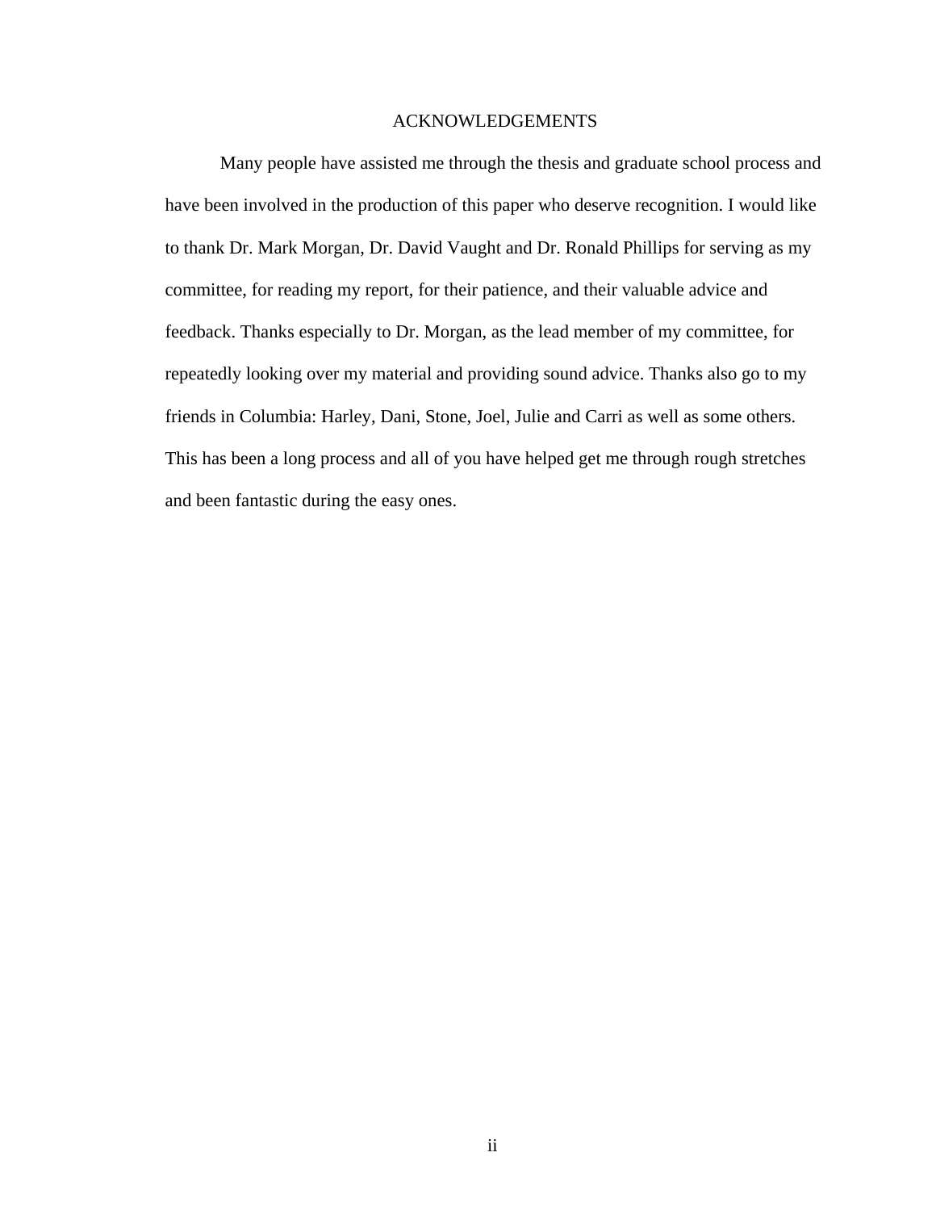# ACKNOWLEDGEMENTS

Many people have assisted me through the thesis and graduate school process and have been involved in the production of this paper who deserve recognition. I would like to thank Dr. Mark Morgan, Dr. David Vaught and Dr. Ronald Phillips for serving as my committee, for reading my report, for their patience, and their valuable advice and feedback. Thanks especially to Dr. Morgan, as the lead member of my committee, for repeatedly looking over my material and providing sound advice. Thanks also go to my friends in Columbia: Harley, Dani, Stone, Joel, Julie and Carri as well as some others. This has been a long process and all of you have helped get me through rough stretches and been fantastic during the easy ones.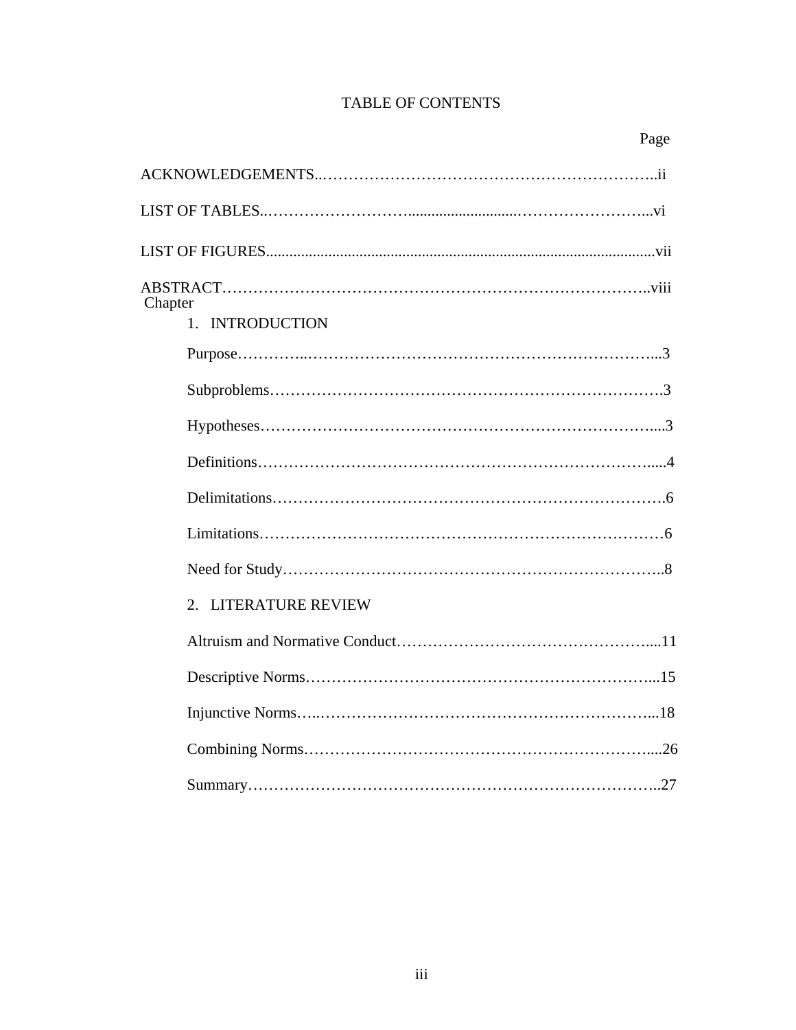# TABLE OF CONTENTS

| | Page |
|---|---|
| ACKNOWLEDGEMENTS | ii |
| LIST OF TABLES | vi |
| LIST OF FIGURES | vii |
| ABSTRACT | viii |
| Chapter | |
| 1. INTRODUCTION | |
| Purpose | 3 |
| Subproblems | 3 |
| Hypotheses | 3 |
| Definitions | 4 |
| Delimitations | 6 |
| Limitations | 6 |
| Need for Study | 8 |
| 2. LITERATURE REVIEW | |
| Altruism and Normative Conduct | 11 |
| Descriptive Norms | 15 |
| Injunctive Norms | 18 |
| Combining Norms | 26 |
| Summary | 27 |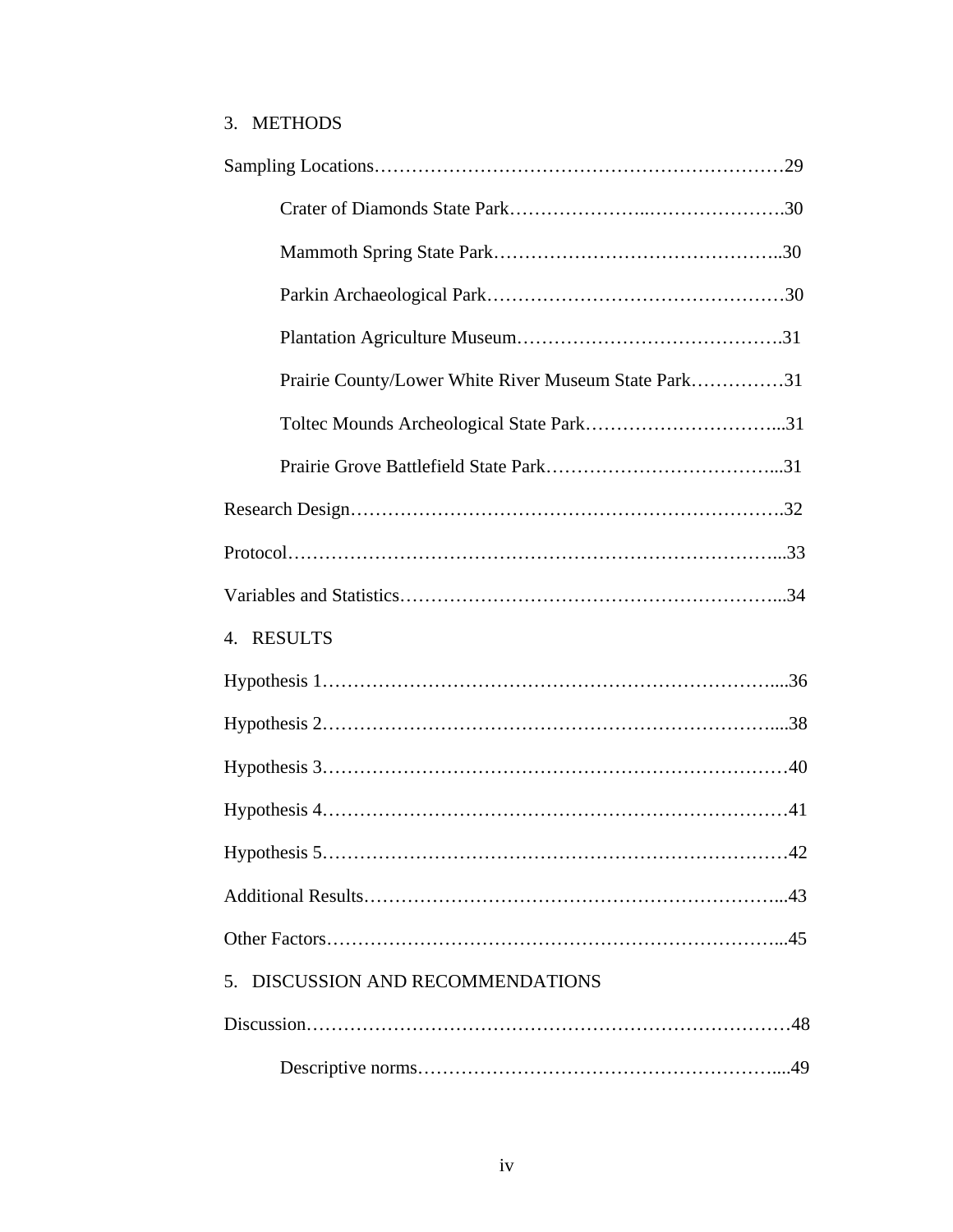3. METHODS

Sampling Locations……………………………………………………………29

Crater of Diamonds State Park…………………..………………….30

Mammoth Spring State Park……………………………………..30

Parkin Archaeological Park………………………………………30

Plantation Agriculture Museum…………………………………….31

Prairie County/Lower White River Museum State Park……………31

Toltec Mounds Archeological State Park…………………………...31

Prairie Grove Battlefield State Park………………………………...31

Research Design…………………………………………………………….32

Protocol……………………………………………………………………...33

Variables and Statistics……………………………………………………...34

4. RESULTS

Hypothesis 1………………………………………………………………....36

Hypothesis 2………………………………………………………………....38

Hypothesis 3…………………………………………………………………40

Hypothesis 4…………………………………………………………………41

Hypothesis 5…………………………………………………………………42

Additional Results…………………………………………………………...43

Other Factors………………………………………………………………...45

5. DISCUSSION AND RECOMMENDATIONS

Discussion……………………………………………………………………48

Descriptive norms…………………………………………………....49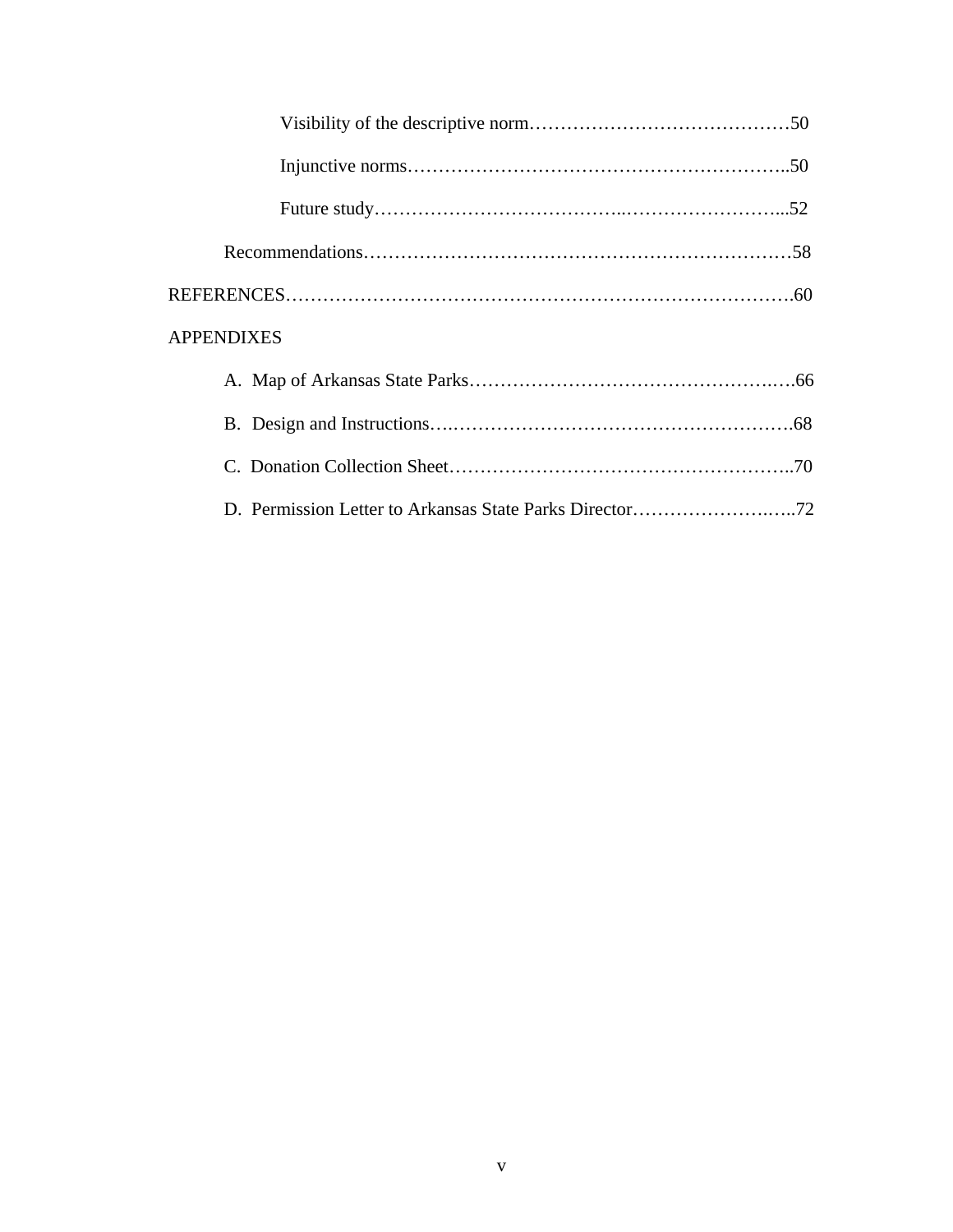Visibility of the descriptive norm……………………………………50

Injunctive norms……………………………………………………..50

Future study………………………………..……………………...52

Recommendations……………………………………………………………58

REFERENCES……………………………………………………………………….60

APPENDIXES

A. Map of Arkansas State Parks…………………………………………….….66

B. Design and Instructions….……………………………………………….68

C. Donation Collection Sheet………………………………………………..70

D. Permission Letter to Arkansas State Parks Director………………….…..72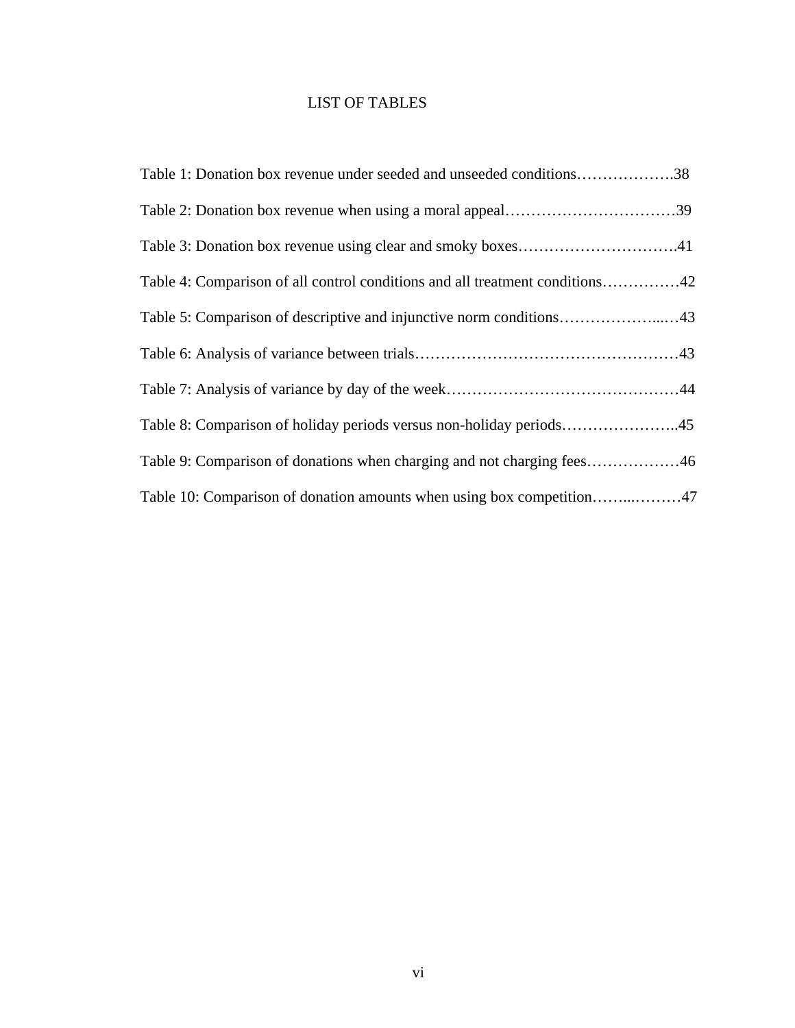# LIST OF TABLES

Table 1: Donation box revenue under seeded and unseeded conditions……………….38

Table 2: Donation box revenue when using a moral appeal……………………………39

Table 3: Donation box revenue using clear and smoky boxes………………………….41

Table 4: Comparison of all control conditions and all treatment conditions……………42

Table 5: Comparison of descriptive and injunctive norm conditions………………...…43

Table 6: Analysis of variance between trials……………………………………………43

Table 7: Analysis of variance by day of the week………………………………………44

Table 8: Comparison of holiday periods versus non-holiday periods…………………..45

Table 9: Comparison of donations when charging and not charging fees………………46

Table 10: Comparison of donation amounts when using box competition……...………47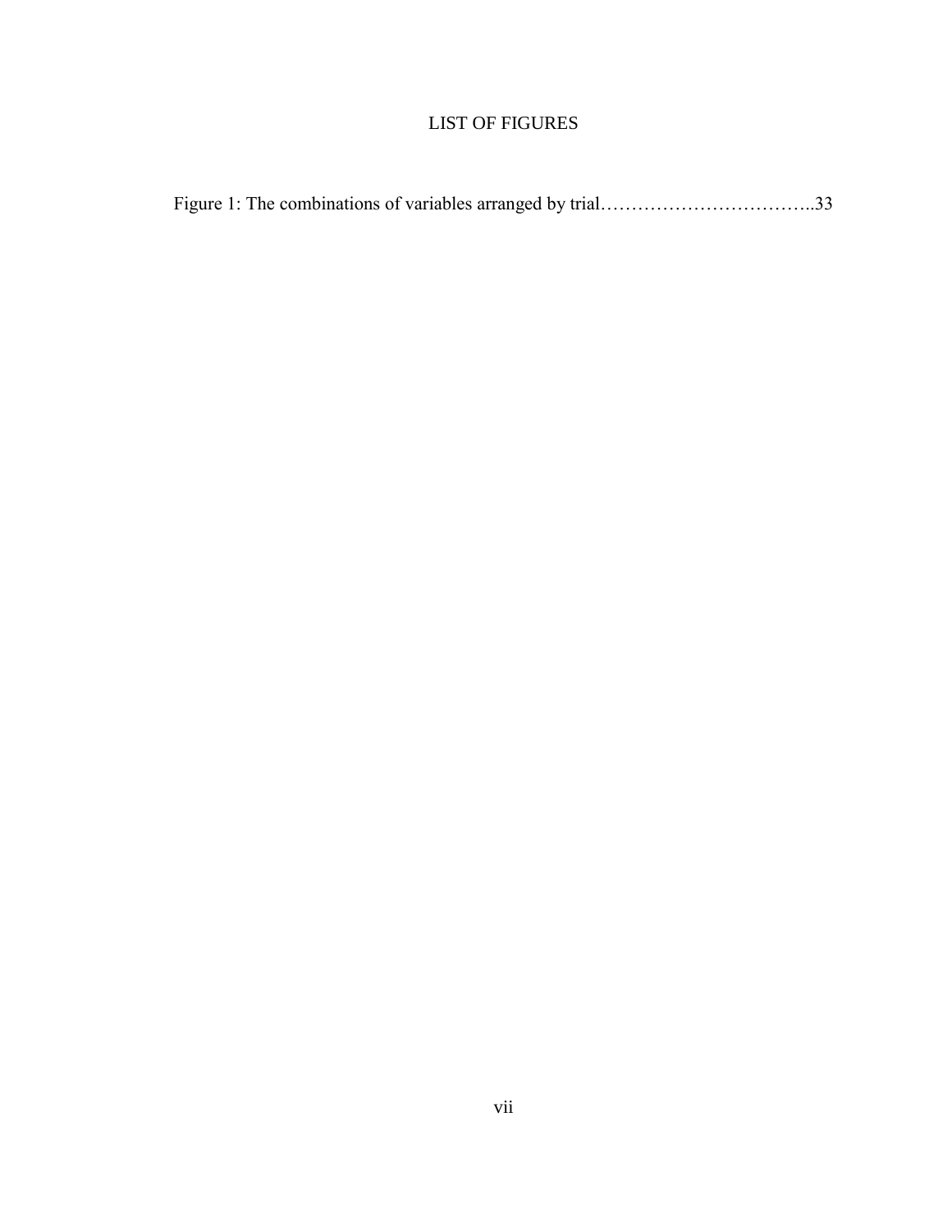# LIST OF FIGURES

Figure 1: The combinations of variables arranged by trial……………………………..33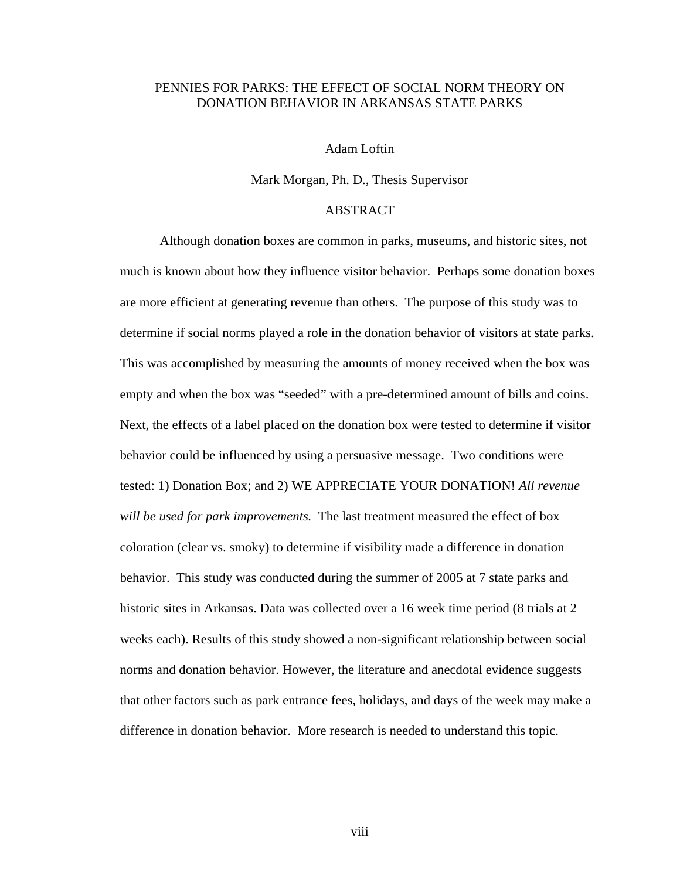PENNIES FOR PARKS: THE EFFECT OF SOCIAL NORM THEORY ON DONATION BEHAVIOR IN ARKANSAS STATE PARKS

Adam Loftin

Mark Morgan, Ph. D., Thesis Supervisor

## ABSTRACT

Although donation boxes are common in parks, museums, and historic sites, not much is known about how they influence visitor behavior. Perhaps some donation boxes are more efficient at generating revenue than others. The purpose of this study was to determine if social norms played a role in the donation behavior of visitors at state parks. This was accomplished by measuring the amounts of money received when the box was empty and when the box was "seeded" with a pre-determined amount of bills and coins. Next, the effects of a label placed on the donation box were tested to determine if visitor behavior could be influenced by using a persuasive message. Two conditions were tested: 1) Donation Box; and 2) WE APPRECIATE YOUR DONATION! *All revenue will be used for park improvements.* The last treatment measured the effect of box coloration (clear vs. smoky) to determine if visibility made a difference in donation behavior. This study was conducted during the summer of 2005 at 7 state parks and historic sites in Arkansas. Data was collected over a 16 week time period (8 trials at 2 weeks each). Results of this study showed a non-significant relationship between social norms and donation behavior. However, the literature and anecdotal evidence suggests that other factors such as park entrance fees, holidays, and days of the week may make a difference in donation behavior. More research is needed to understand this topic.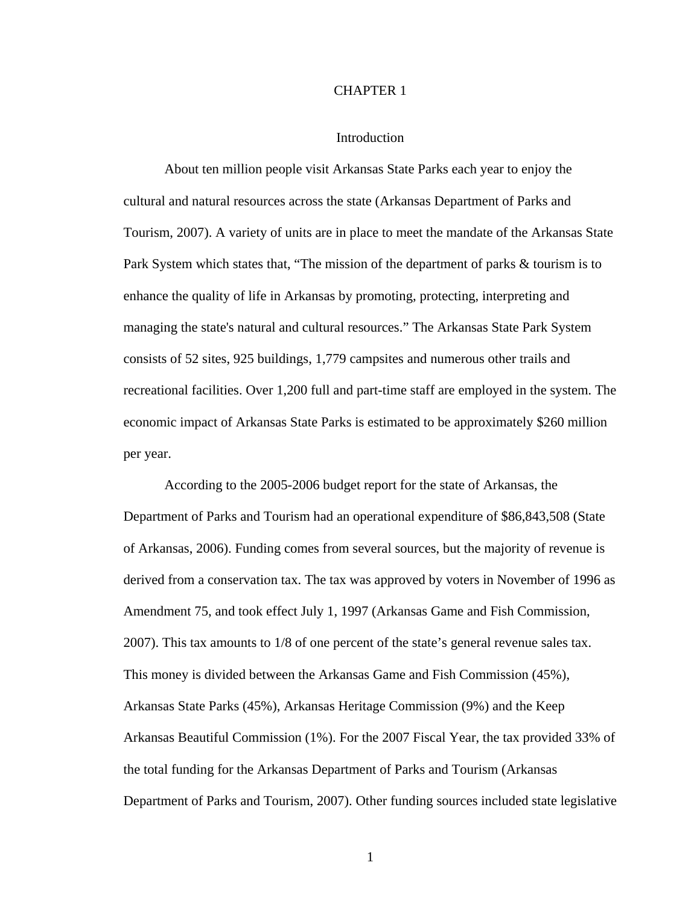# CHAPTER 1

## Introduction

About ten million people visit Arkansas State Parks each year to enjoy the cultural and natural resources across the state (Arkansas Department of Parks and Tourism, 2007). A variety of units are in place to meet the mandate of the Arkansas State Park System which states that, "The mission of the department of parks & tourism is to enhance the quality of life in Arkansas by promoting, protecting, interpreting and managing the state's natural and cultural resources." The Arkansas State Park System consists of 52 sites, 925 buildings, 1,779 campsites and numerous other trails and recreational facilities. Over 1,200 full and part-time staff are employed in the system. The economic impact of Arkansas State Parks is estimated to be approximately $260 million per year.

According to the 2005-2006 budget report for the state of Arkansas, the Department of Parks and Tourism had an operational expenditure of $86,843,508 (State of Arkansas, 2006). Funding comes from several sources, but the majority of revenue is derived from a conservation tax. The tax was approved by voters in November of 1996 as Amendment 75, and took effect July 1, 1997 (Arkansas Game and Fish Commission, 2007). This tax amounts to 1/8 of one percent of the state's general revenue sales tax. This money is divided between the Arkansas Game and Fish Commission (45%), Arkansas State Parks (45%), Arkansas Heritage Commission (9%) and the Keep Arkansas Beautiful Commission (1%). For the 2007 Fiscal Year, the tax provided 33% of the total funding for the Arkansas Department of Parks and Tourism (Arkansas Department of Parks and Tourism, 2007). Other funding sources included state legislative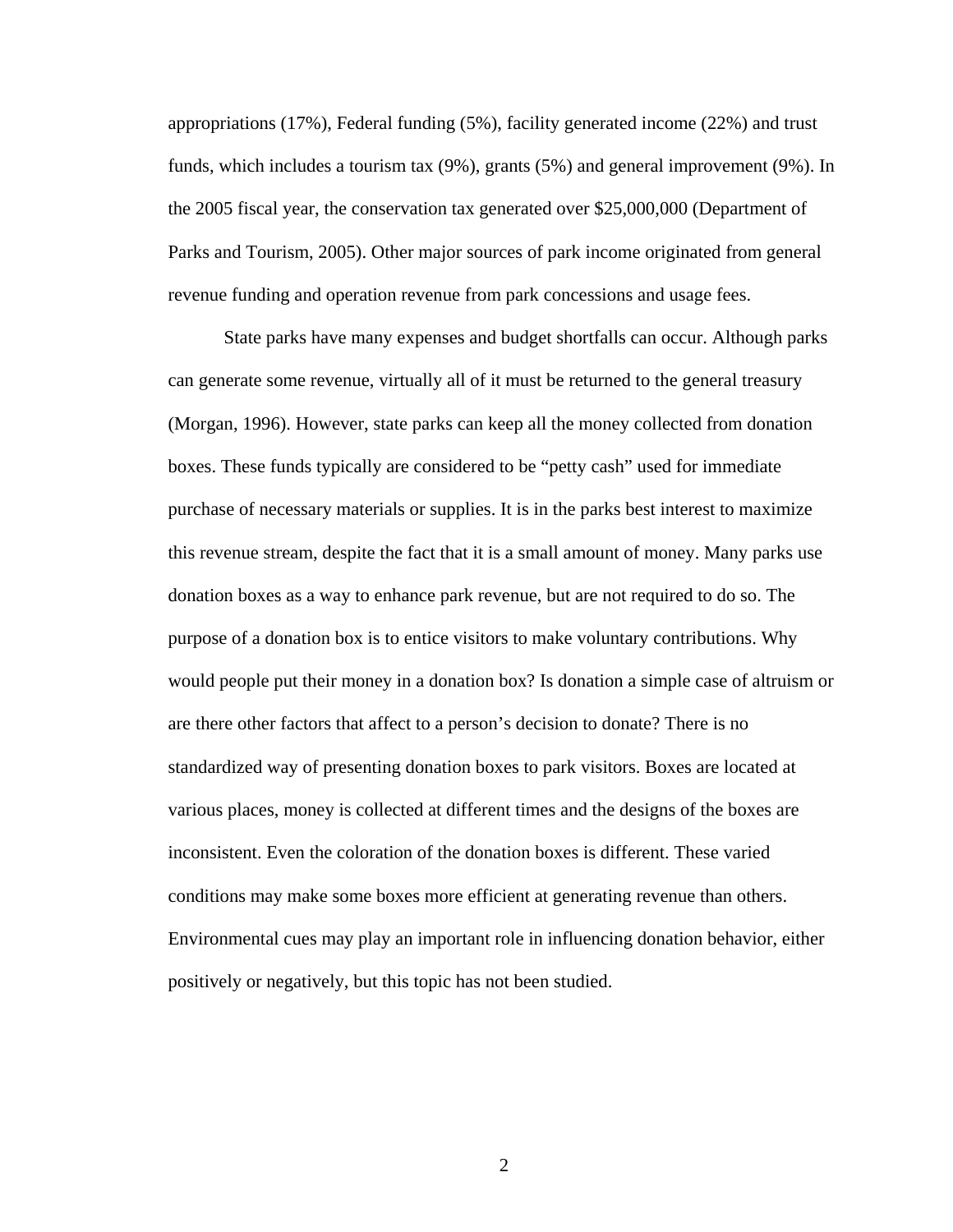appropriations (17%), Federal funding (5%), facility generated income (22%) and trust funds, which includes a tourism tax (9%), grants (5%) and general improvement (9%). In the 2005 fiscal year, the conservation tax generated over $25,000,000 (Department of Parks and Tourism, 2005). Other major sources of park income originated from general revenue funding and operation revenue from park concessions and usage fees.

State parks have many expenses and budget shortfalls can occur. Although parks can generate some revenue, virtually all of it must be returned to the general treasury (Morgan, 1996). However, state parks can keep all the money collected from donation boxes. These funds typically are considered to be "petty cash" used for immediate purchase of necessary materials or supplies. It is in the parks best interest to maximize this revenue stream, despite the fact that it is a small amount of money. Many parks use donation boxes as a way to enhance park revenue, but are not required to do so. The purpose of a donation box is to entice visitors to make voluntary contributions. Why would people put their money in a donation box? Is donation a simple case of altruism or are there other factors that affect to a person's decision to donate? There is no standardized way of presenting donation boxes to park visitors. Boxes are located at various places, money is collected at different times and the designs of the boxes are inconsistent. Even the coloration of the donation boxes is different. These varied conditions may make some boxes more efficient at generating revenue than others. Environmental cues may play an important role in influencing donation behavior, either positively or negatively, but this topic has not been studied.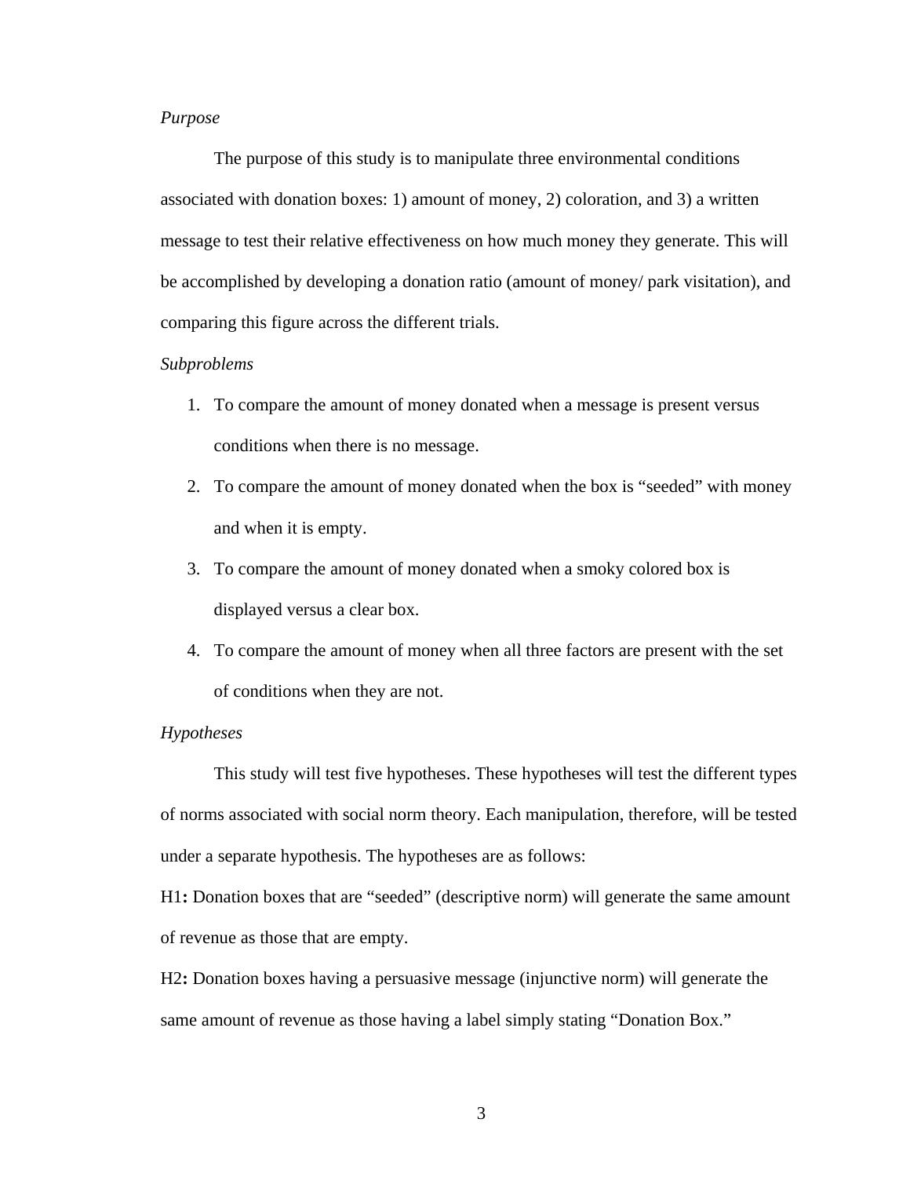*Purpose*

The purpose of this study is to manipulate three environmental conditions associated with donation boxes: 1) amount of money, 2) coloration, and 3) a written message to test their relative effectiveness on how much money they generate. This will be accomplished by developing a donation ratio (amount of money/ park visitation), and comparing this figure across the different trials.

*Subproblems*

1. To compare the amount of money donated when a message is present versus conditions when there is no message.
2. To compare the amount of money donated when the box is "seeded" with money and when it is empty.
3. To compare the amount of money donated when a smoky colored box is displayed versus a clear box.
4. To compare the amount of money when all three factors are present with the set of conditions when they are not.

*Hypotheses*

This study will test five hypotheses. These hypotheses will test the different types of norms associated with social norm theory. Each manipulation, therefore, will be tested under a separate hypothesis. The hypotheses are as follows:

H1**:** Donation boxes that are "seeded" (descriptive norm) will generate the same amount of revenue as those that are empty.

H2**:** Donation boxes having a persuasive message (injunctive norm) will generate the same amount of revenue as those having a label simply stating "Donation Box."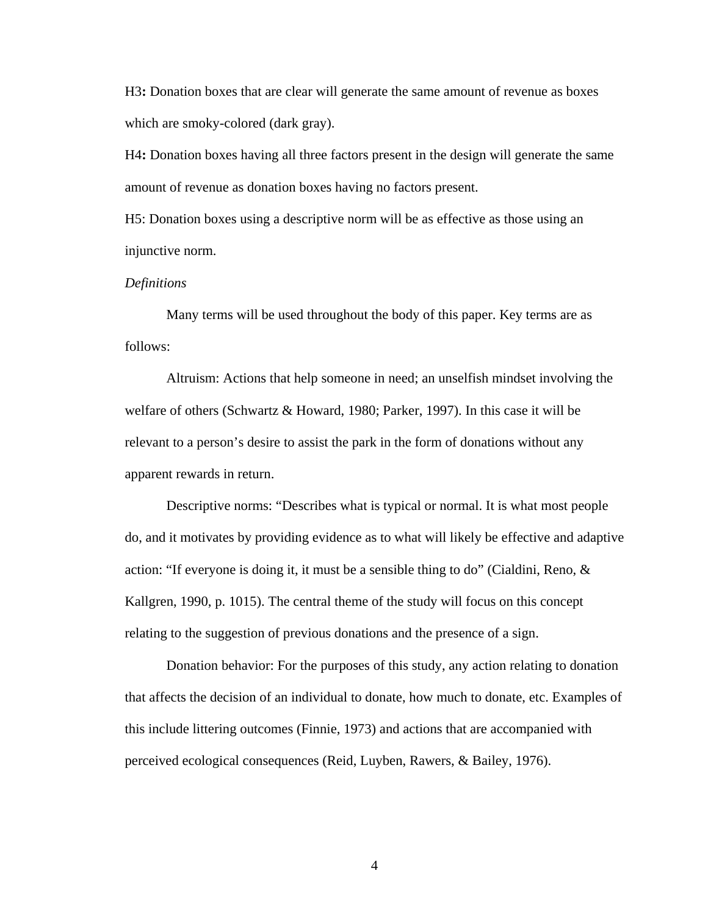H3**:** Donation boxes that are clear will generate the same amount of revenue as boxes which are smoky-colored (dark gray).

H4**:** Donation boxes having all three factors present in the design will generate the same amount of revenue as donation boxes having no factors present.

H5: Donation boxes using a descriptive norm will be as effective as those using an injunctive norm.

*Definitions*

Many terms will be used throughout the body of this paper. Key terms are as follows:

Altruism: Actions that help someone in need; an unselfish mindset involving the welfare of others (Schwartz & Howard, 1980; Parker, 1997). In this case it will be relevant to a person's desire to assist the park in the form of donations without any apparent rewards in return.

Descriptive norms: "Describes what is typical or normal. It is what most people do, and it motivates by providing evidence as to what will likely be effective and adaptive action: "If everyone is doing it, it must be a sensible thing to do" (Cialdini, Reno, & Kallgren, 1990, p. 1015). The central theme of the study will focus on this concept relating to the suggestion of previous donations and the presence of a sign.

Donation behavior: For the purposes of this study, any action relating to donation that affects the decision of an individual to donate, how much to donate, etc. Examples of this include littering outcomes (Finnie, 1973) and actions that are accompanied with perceived ecological consequences (Reid, Luyben, Rawers, & Bailey, 1976).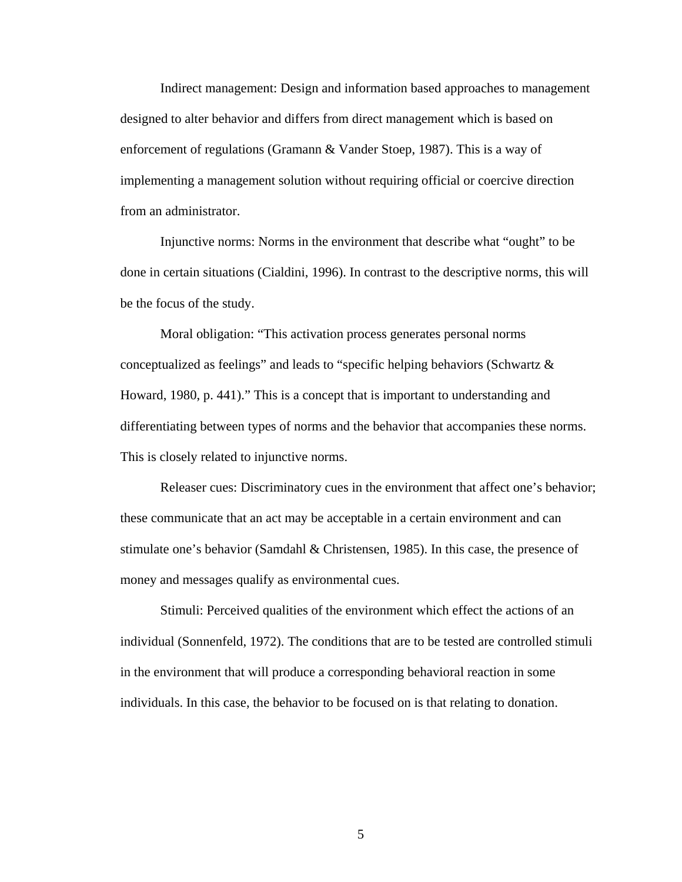Indirect management: Design and information based approaches to management designed to alter behavior and differs from direct management which is based on enforcement of regulations (Gramann & Vander Stoep, 1987). This is a way of implementing a management solution without requiring official or coercive direction from an administrator.

Injunctive norms: Norms in the environment that describe what “ought” to be done in certain situations (Cialdini, 1996). In contrast to the descriptive norms, this will be the focus of the study.

Moral obligation: “This activation process generates personal norms conceptualized as feelings” and leads to “specific helping behaviors (Schwartz & Howard, 1980, p. 441).” This is a concept that is important to understanding and differentiating between types of norms and the behavior that accompanies these norms. This is closely related to injunctive norms.

Releaser cues: Discriminatory cues in the environment that affect one’s behavior; these communicate that an act may be acceptable in a certain environment and can stimulate one’s behavior (Samdahl & Christensen, 1985). In this case, the presence of money and messages qualify as environmental cues.

Stimuli: Perceived qualities of the environment which effect the actions of an individual (Sonnenfeld, 1972). The conditions that are to be tested are controlled stimuli in the environment that will produce a corresponding behavioral reaction in some individuals. In this case, the behavior to be focused on is that relating to donation.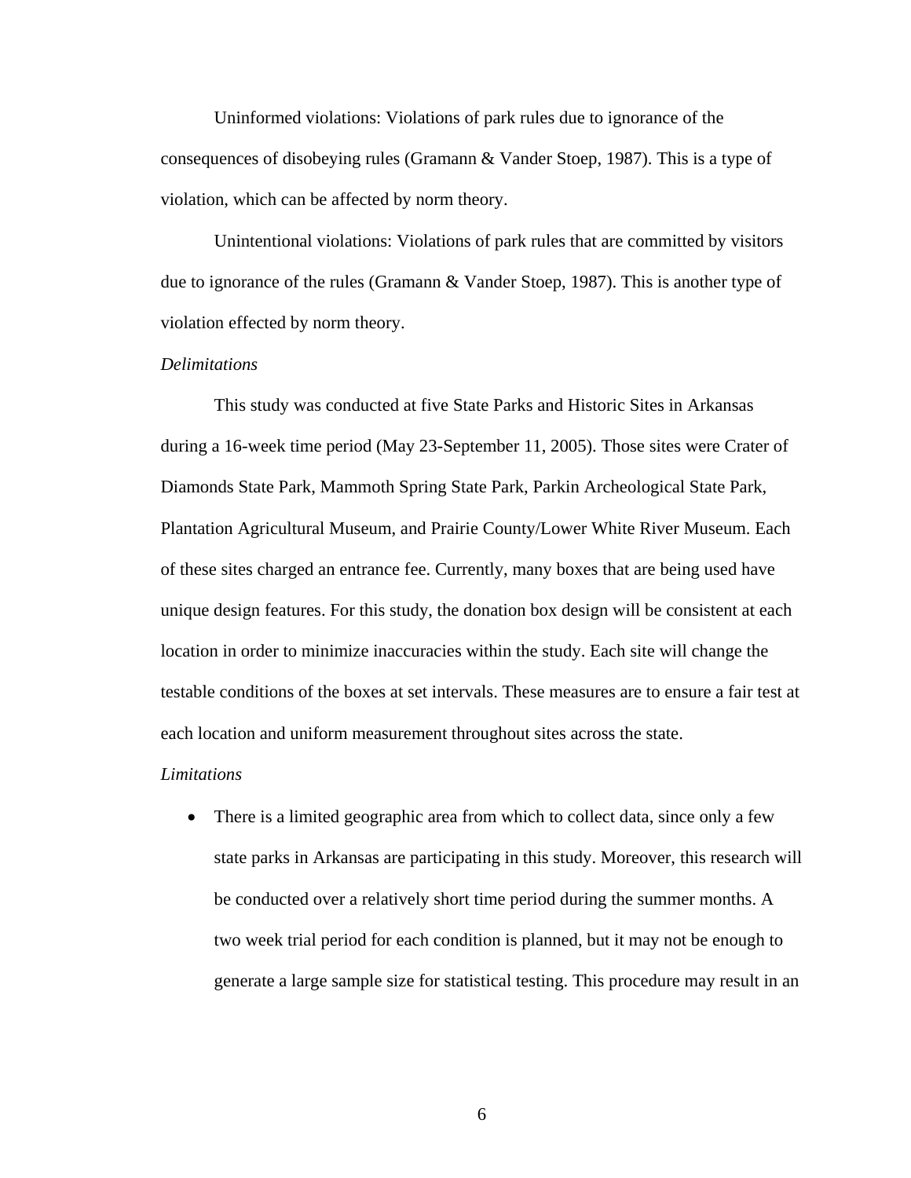Uninformed violations: Violations of park rules due to ignorance of the consequences of disobeying rules (Gramann & Vander Stoep, 1987). This is a type of violation, which can be affected by norm theory.

Unintentional violations: Violations of park rules that are committed by visitors due to ignorance of the rules (Gramann & Vander Stoep, 1987). This is another type of violation effected by norm theory.

*Delimitations*

This study was conducted at five State Parks and Historic Sites in Arkansas during a 16-week time period (May 23-September 11, 2005). Those sites were Crater of Diamonds State Park, Mammoth Spring State Park, Parkin Archeological State Park, Plantation Agricultural Museum, and Prairie County/Lower White River Museum. Each of these sites charged an entrance fee. Currently, many boxes that are being used have unique design features. For this study, the donation box design will be consistent at each location in order to minimize inaccuracies within the study. Each site will change the testable conditions of the boxes at set intervals. These measures are to ensure a fair test at each location and uniform measurement throughout sites across the state.

*Limitations*

- There is a limited geographic area from which to collect data, since only a few state parks in Arkansas are participating in this study. Moreover, this research will be conducted over a relatively short time period during the summer months. A two week trial period for each condition is planned, but it may not be enough to generate a large sample size for statistical testing. This procedure may result in an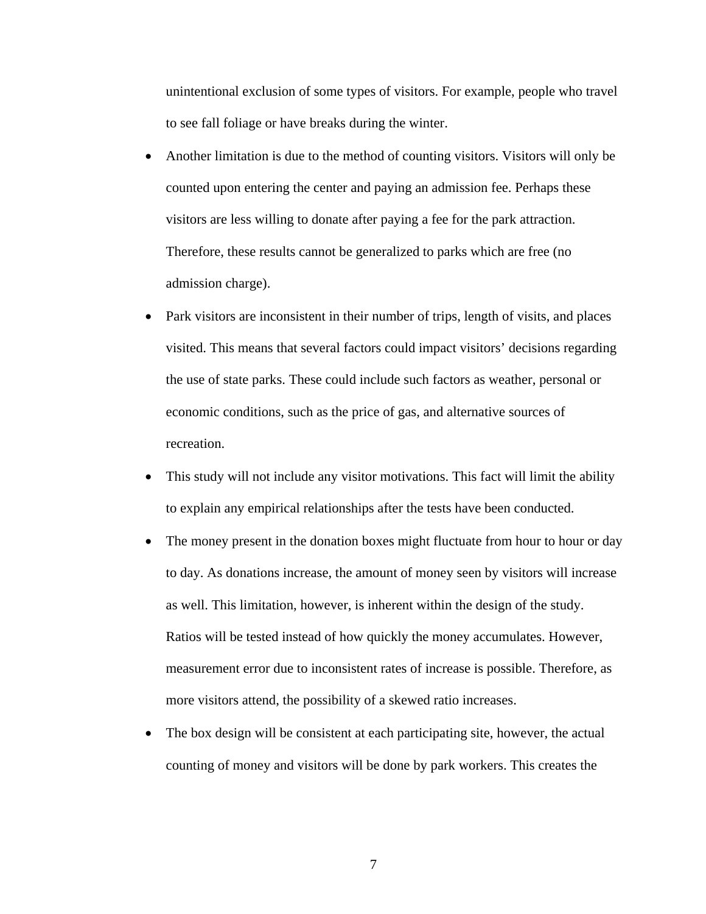unintentional exclusion of some types of visitors. For example, people who travel to see fall foliage or have breaks during the winter.

- Another limitation is due to the method of counting visitors. Visitors will only be counted upon entering the center and paying an admission fee. Perhaps these visitors are less willing to donate after paying a fee for the park attraction. Therefore, these results cannot be generalized to parks which are free (no admission charge).
- Park visitors are inconsistent in their number of trips, length of visits, and places visited. This means that several factors could impact visitors' decisions regarding the use of state parks. These could include such factors as weather, personal or economic conditions, such as the price of gas, and alternative sources of recreation.
- This study will not include any visitor motivations. This fact will limit the ability to explain any empirical relationships after the tests have been conducted.
- The money present in the donation boxes might fluctuate from hour to hour or day to day. As donations increase, the amount of money seen by visitors will increase as well. This limitation, however, is inherent within the design of the study. Ratios will be tested instead of how quickly the money accumulates. However, measurement error due to inconsistent rates of increase is possible. Therefore, as more visitors attend, the possibility of a skewed ratio increases.
- The box design will be consistent at each participating site, however, the actual counting of money and visitors will be done by park workers. This creates the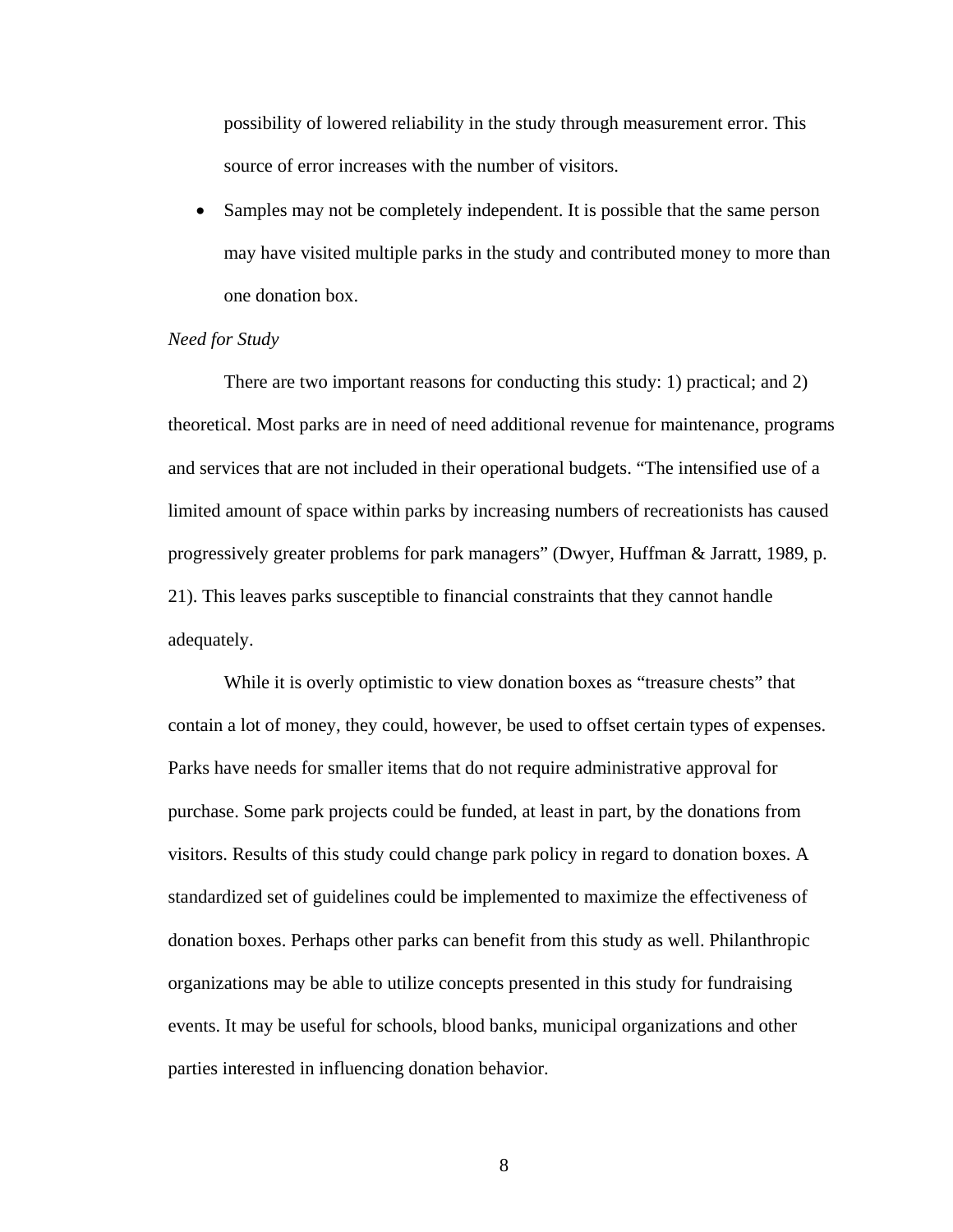possibility of lowered reliability in the study through measurement error. This source of error increases with the number of visitors.

- Samples may not be completely independent. It is possible that the same person may have visited multiple parks in the study and contributed money to more than one donation box.

*Need for Study*

There are two important reasons for conducting this study: 1) practical; and 2) theoretical. Most parks are in need of need additional revenue for maintenance, programs and services that are not included in their operational budgets. "The intensified use of a limited amount of space within parks by increasing numbers of recreationists has caused progressively greater problems for park managers" (Dwyer, Huffman & Jarratt, 1989, p. 21). This leaves parks susceptible to financial constraints that they cannot handle adequately.

While it is overly optimistic to view donation boxes as "treasure chests" that contain a lot of money, they could, however, be used to offset certain types of expenses. Parks have needs for smaller items that do not require administrative approval for purchase. Some park projects could be funded, at least in part, by the donations from visitors. Results of this study could change park policy in regard to donation boxes. A standardized set of guidelines could be implemented to maximize the effectiveness of donation boxes. Perhaps other parks can benefit from this study as well. Philanthropic organizations may be able to utilize concepts presented in this study for fundraising events. It may be useful for schools, blood banks, municipal organizations and other parties interested in influencing donation behavior.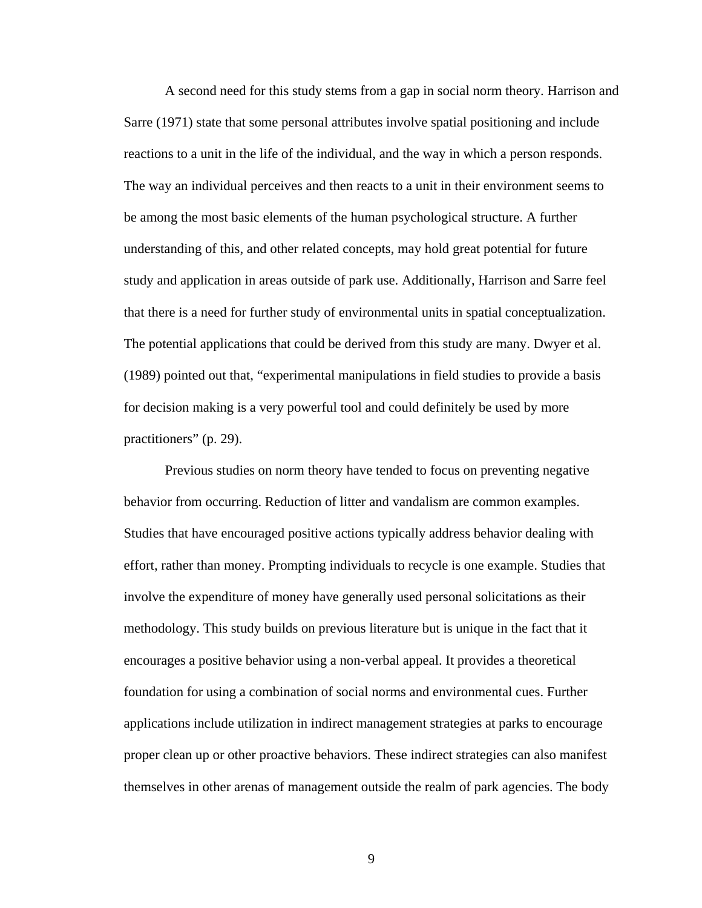A second need for this study stems from a gap in social norm theory. Harrison and Sarre (1971) state that some personal attributes involve spatial positioning and include reactions to a unit in the life of the individual, and the way in which a person responds. The way an individual perceives and then reacts to a unit in their environment seems to be among the most basic elements of the human psychological structure. A further understanding of this, and other related concepts, may hold great potential for future study and application in areas outside of park use. Additionally, Harrison and Sarre feel that there is a need for further study of environmental units in spatial conceptualization. The potential applications that could be derived from this study are many. Dwyer et al. (1989) pointed out that, "experimental manipulations in field studies to provide a basis for decision making is a very powerful tool and could definitely be used by more practitioners" (p. 29).

Previous studies on norm theory have tended to focus on preventing negative behavior from occurring. Reduction of litter and vandalism are common examples. Studies that have encouraged positive actions typically address behavior dealing with effort, rather than money. Prompting individuals to recycle is one example. Studies that involve the expenditure of money have generally used personal solicitations as their methodology. This study builds on previous literature but is unique in the fact that it encourages a positive behavior using a non-verbal appeal. It provides a theoretical foundation for using a combination of social norms and environmental cues. Further applications include utilization in indirect management strategies at parks to encourage proper clean up or other proactive behaviors. These indirect strategies can also manifest themselves in other arenas of management outside the realm of park agencies. The body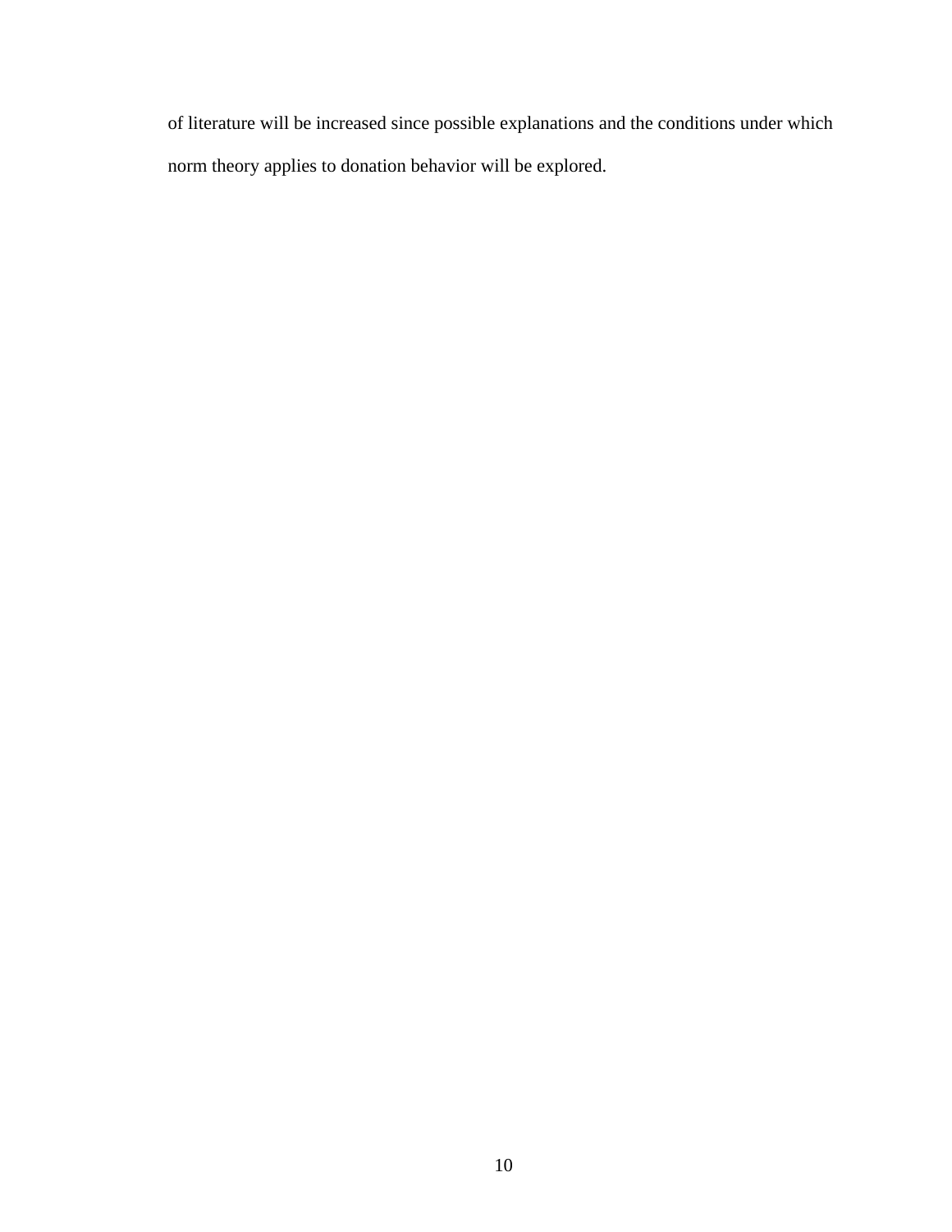of literature will be increased since possible explanations and the conditions under which norm theory applies to donation behavior will be explored.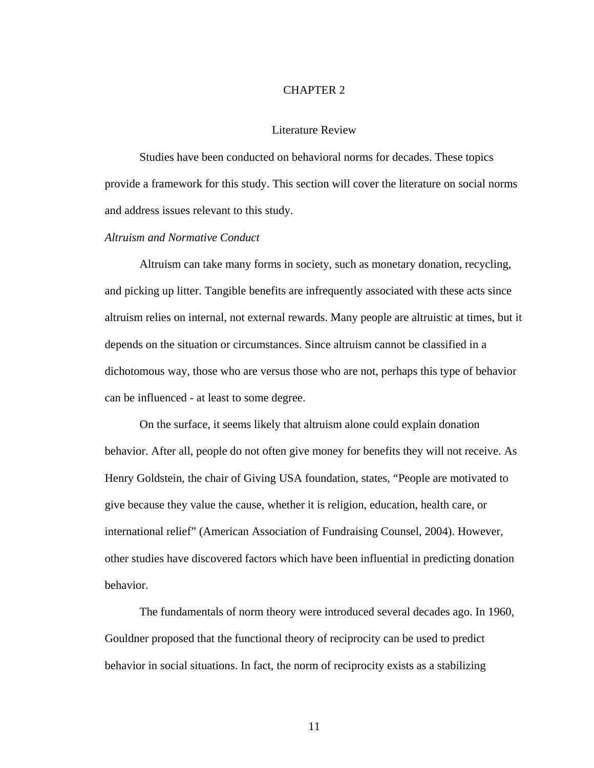# CHAPTER 2

## Literature Review

Studies have been conducted on behavioral norms for decades. These topics provide a framework for this study. This section will cover the literature on social norms and address issues relevant to this study.

### *Altruism and Normative Conduct*

Altruism can take many forms in society, such as monetary donation, recycling, and picking up litter. Tangible benefits are infrequently associated with these acts since altruism relies on internal, not external rewards. Many people are altruistic at times, but it depends on the situation or circumstances. Since altruism cannot be classified in a dichotomous way, those who are versus those who are not, perhaps this type of behavior can be influenced - at least to some degree.

On the surface, it seems likely that altruism alone could explain donation behavior. After all, people do not often give money for benefits they will not receive. As Henry Goldstein, the chair of Giving USA foundation, states, "People are motivated to give because they value the cause, whether it is religion, education, health care, or international relief" (American Association of Fundraising Counsel, 2004). However, other studies have discovered factors which have been influential in predicting donation behavior.

The fundamentals of norm theory were introduced several decades ago. In 1960, Gouldner proposed that the functional theory of reciprocity can be used to predict behavior in social situations. In fact, the norm of reciprocity exists as a stabilizing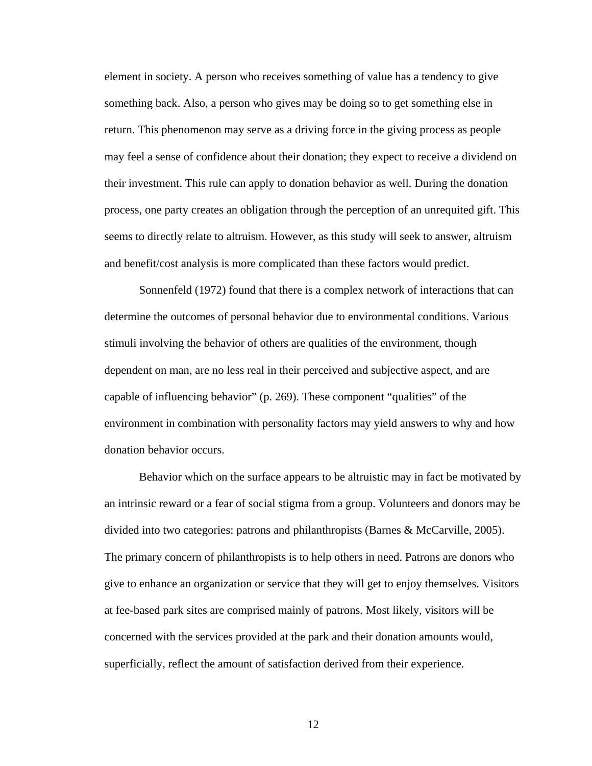element in society. A person who receives something of value has a tendency to give something back. Also, a person who gives may be doing so to get something else in return. This phenomenon may serve as a driving force in the giving process as people may feel a sense of confidence about their donation; they expect to receive a dividend on their investment. This rule can apply to donation behavior as well. During the donation process, one party creates an obligation through the perception of an unrequited gift. This seems to directly relate to altruism. However, as this study will seek to answer, altruism and benefit/cost analysis is more complicated than these factors would predict.

Sonnenfeld (1972) found that there is a complex network of interactions that can determine the outcomes of personal behavior due to environmental conditions. Various stimuli involving the behavior of others are qualities of the environment, though dependent on man, are no less real in their perceived and subjective aspect, and are capable of influencing behavior" (p. 269). These component "qualities" of the environment in combination with personality factors may yield answers to why and how donation behavior occurs.

Behavior which on the surface appears to be altruistic may in fact be motivated by an intrinsic reward or a fear of social stigma from a group. Volunteers and donors may be divided into two categories: patrons and philanthropists (Barnes & McCarville, 2005). The primary concern of philanthropists is to help others in need. Patrons are donors who give to enhance an organization or service that they will get to enjoy themselves. Visitors at fee-based park sites are comprised mainly of patrons. Most likely, visitors will be concerned with the services provided at the park and their donation amounts would, superficially, reflect the amount of satisfaction derived from their experience.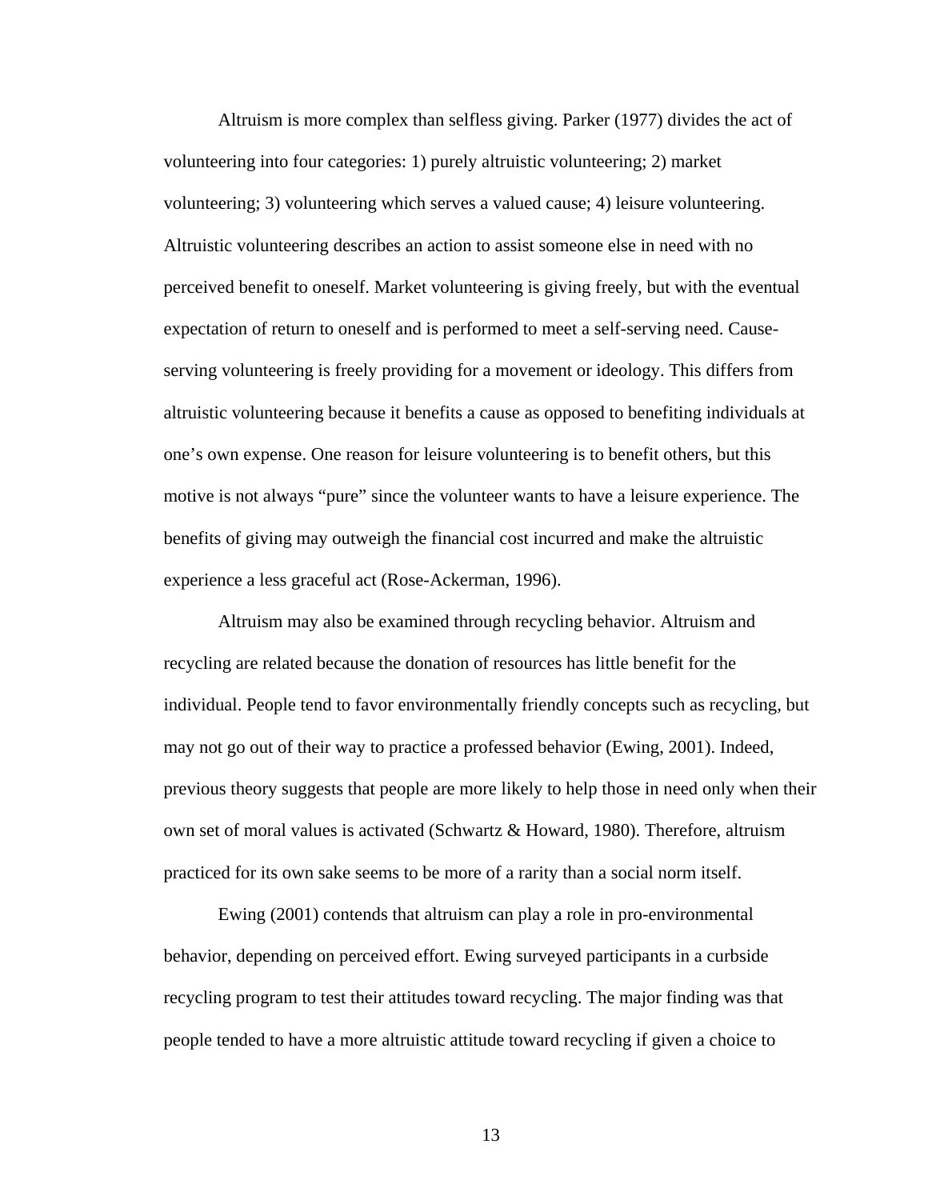Altruism is more complex than selfless giving. Parker (1977) divides the act of volunteering into four categories: 1) purely altruistic volunteering; 2) market volunteering; 3) volunteering which serves a valued cause; 4) leisure volunteering. Altruistic volunteering describes an action to assist someone else in need with no perceived benefit to oneself. Market volunteering is giving freely, but with the eventual expectation of return to oneself and is performed to meet a self-serving need. Cause-serving volunteering is freely providing for a movement or ideology. This differs from altruistic volunteering because it benefits a cause as opposed to benefiting individuals at one's own expense. One reason for leisure volunteering is to benefit others, but this motive is not always "pure" since the volunteer wants to have a leisure experience. The benefits of giving may outweigh the financial cost incurred and make the altruistic experience a less graceful act (Rose-Ackerman, 1996).

Altruism may also be examined through recycling behavior. Altruism and recycling are related because the donation of resources has little benefit for the individual. People tend to favor environmentally friendly concepts such as recycling, but may not go out of their way to practice a professed behavior (Ewing, 2001). Indeed, previous theory suggests that people are more likely to help those in need only when their own set of moral values is activated (Schwartz & Howard, 1980). Therefore, altruism practiced for its own sake seems to be more of a rarity than a social norm itself.

Ewing (2001) contends that altruism can play a role in pro-environmental behavior, depending on perceived effort. Ewing surveyed participants in a curbside recycling program to test their attitudes toward recycling. The major finding was that people tended to have a more altruistic attitude toward recycling if given a choice to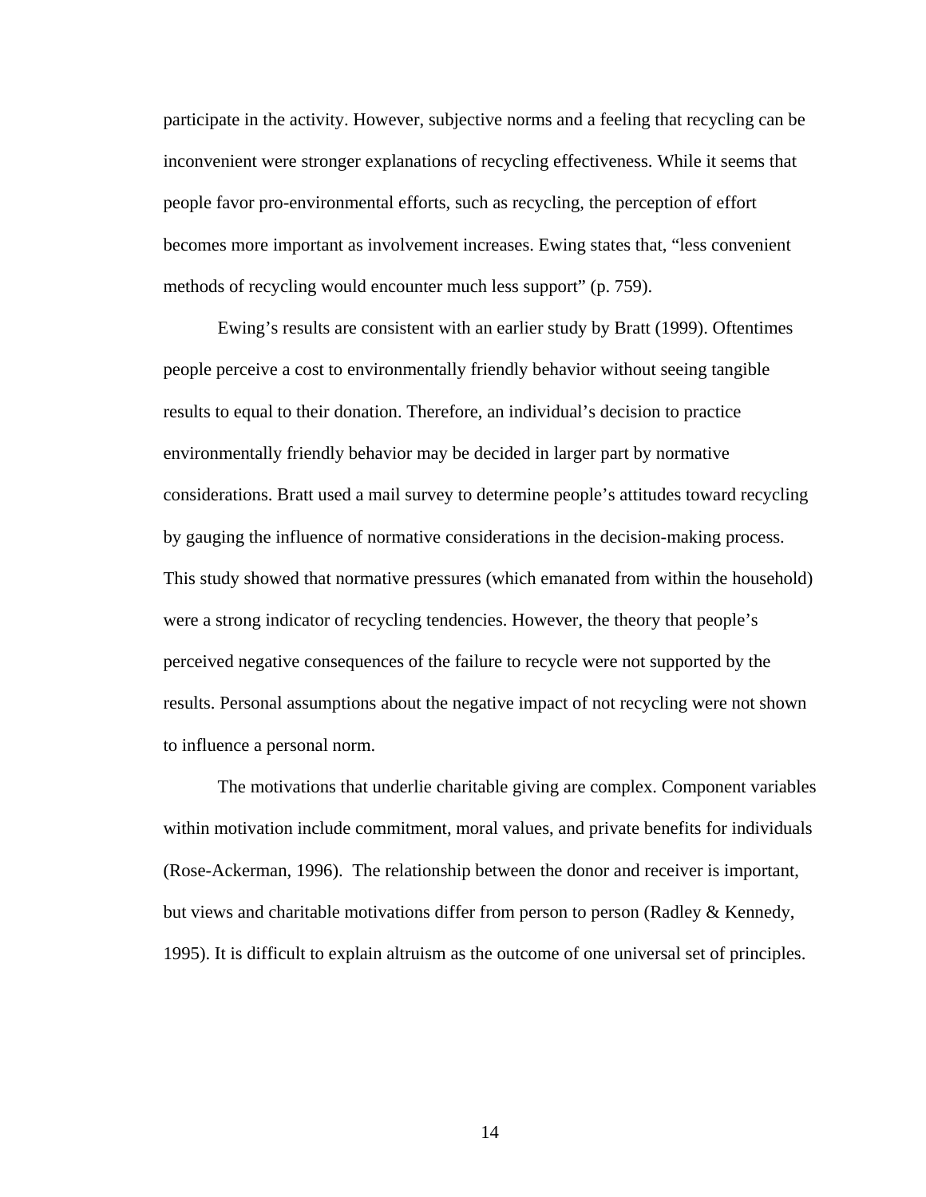participate in the activity. However, subjective norms and a feeling that recycling can be inconvenient were stronger explanations of recycling effectiveness. While it seems that people favor pro-environmental efforts, such as recycling, the perception of effort becomes more important as involvement increases. Ewing states that, "less convenient methods of recycling would encounter much less support" (p. 759).

Ewing's results are consistent with an earlier study by Bratt (1999). Oftentimes people perceive a cost to environmentally friendly behavior without seeing tangible results to equal to their donation. Therefore, an individual's decision to practice environmentally friendly behavior may be decided in larger part by normative considerations. Bratt used a mail survey to determine people's attitudes toward recycling by gauging the influence of normative considerations in the decision-making process. This study showed that normative pressures (which emanated from within the household) were a strong indicator of recycling tendencies. However, the theory that people's perceived negative consequences of the failure to recycle were not supported by the results. Personal assumptions about the negative impact of not recycling were not shown to influence a personal norm.

The motivations that underlie charitable giving are complex. Component variables within motivation include commitment, moral values, and private benefits for individuals (Rose-Ackerman, 1996). The relationship between the donor and receiver is important, but views and charitable motivations differ from person to person (Radley & Kennedy, 1995). It is difficult to explain altruism as the outcome of one universal set of principles.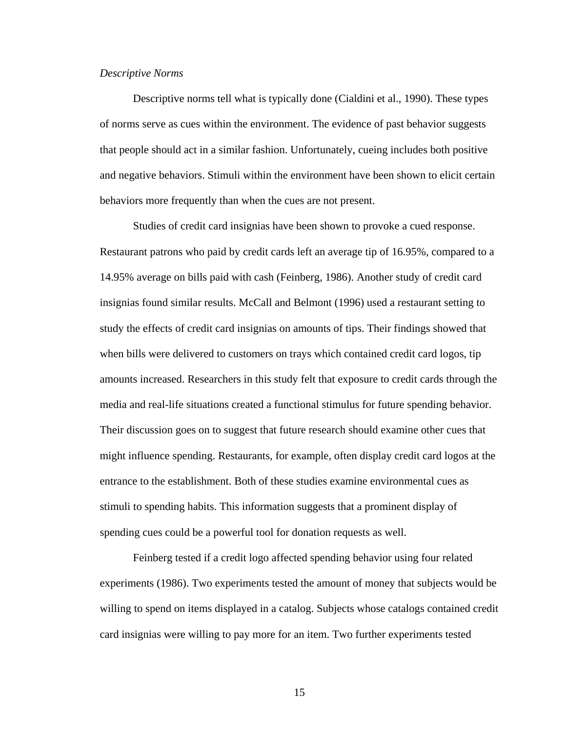*Descriptive Norms*

Descriptive norms tell what is typically done (Cialdini et al., 1990). These types of norms serve as cues within the environment. The evidence of past behavior suggests that people should act in a similar fashion. Unfortunately, cueing includes both positive and negative behaviors. Stimuli within the environment have been shown to elicit certain behaviors more frequently than when the cues are not present.

Studies of credit card insignias have been shown to provoke a cued response. Restaurant patrons who paid by credit cards left an average tip of 16.95%, compared to a 14.95% average on bills paid with cash (Feinberg, 1986). Another study of credit card insignias found similar results. McCall and Belmont (1996) used a restaurant setting to study the effects of credit card insignias on amounts of tips. Their findings showed that when bills were delivered to customers on trays which contained credit card logos, tip amounts increased. Researchers in this study felt that exposure to credit cards through the media and real-life situations created a functional stimulus for future spending behavior. Their discussion goes on to suggest that future research should examine other cues that might influence spending. Restaurants, for example, often display credit card logos at the entrance to the establishment. Both of these studies examine environmental cues as stimuli to spending habits. This information suggests that a prominent display of spending cues could be a powerful tool for donation requests as well.

Feinberg tested if a credit logo affected spending behavior using four related experiments (1986). Two experiments tested the amount of money that subjects would be willing to spend on items displayed in a catalog. Subjects whose catalogs contained credit card insignias were willing to pay more for an item. Two further experiments tested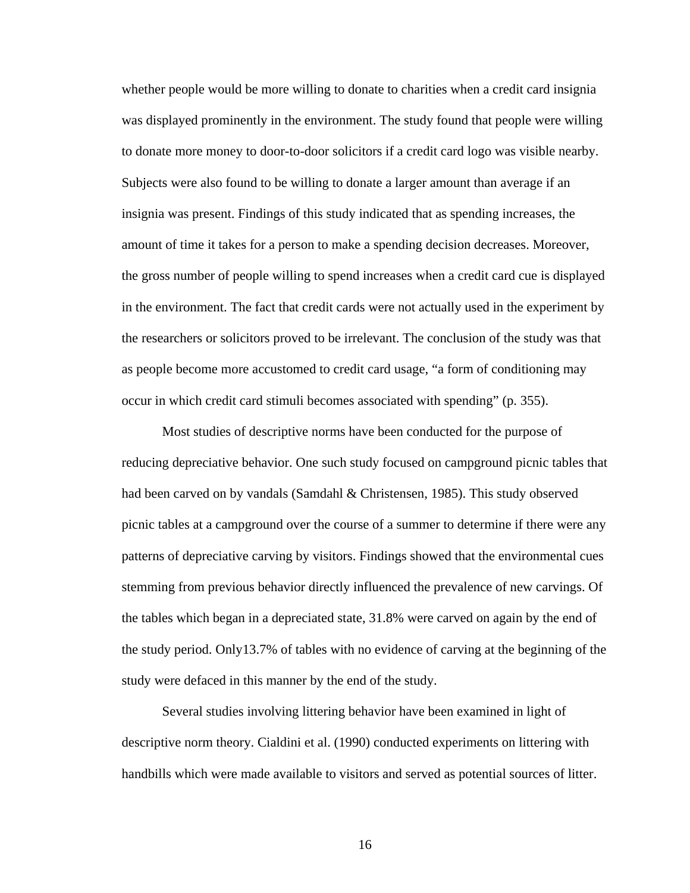whether people would be more willing to donate to charities when a credit card insignia was displayed prominently in the environment. The study found that people were willing to donate more money to door-to-door solicitors if a credit card logo was visible nearby. Subjects were also found to be willing to donate a larger amount than average if an insignia was present. Findings of this study indicated that as spending increases, the amount of time it takes for a person to make a spending decision decreases. Moreover, the gross number of people willing to spend increases when a credit card cue is displayed in the environment. The fact that credit cards were not actually used in the experiment by the researchers or solicitors proved to be irrelevant. The conclusion of the study was that as people become more accustomed to credit card usage, "a form of conditioning may occur in which credit card stimuli becomes associated with spending" (p. 355).

Most studies of descriptive norms have been conducted for the purpose of reducing depreciative behavior. One such study focused on campground picnic tables that had been carved on by vandals (Samdahl & Christensen, 1985). This study observed picnic tables at a campground over the course of a summer to determine if there were any patterns of depreciative carving by visitors. Findings showed that the environmental cues stemming from previous behavior directly influenced the prevalence of new carvings. Of the tables which began in a depreciated state, 31.8% were carved on again by the end of the study period. Only13.7% of tables with no evidence of carving at the beginning of the study were defaced in this manner by the end of the study.

Several studies involving littering behavior have been examined in light of descriptive norm theory. Cialdini et al. (1990) conducted experiments on littering with handbills which were made available to visitors and served as potential sources of litter.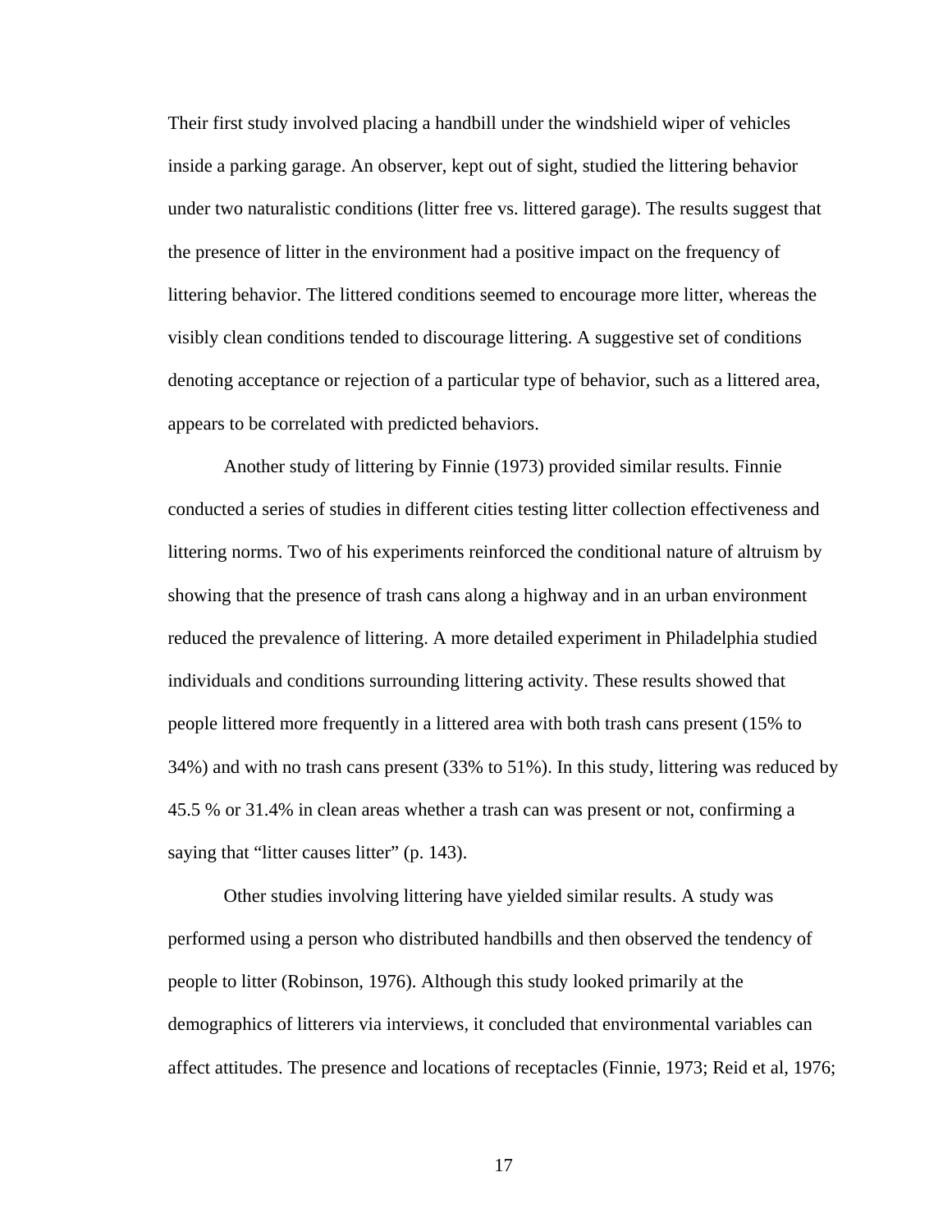Their first study involved placing a handbill under the windshield wiper of vehicles inside a parking garage. An observer, kept out of sight, studied the littering behavior under two naturalistic conditions (litter free vs. littered garage). The results suggest that the presence of litter in the environment had a positive impact on the frequency of littering behavior. The littered conditions seemed to encourage more litter, whereas the visibly clean conditions tended to discourage littering. A suggestive set of conditions denoting acceptance or rejection of a particular type of behavior, such as a littered area, appears to be correlated with predicted behaviors.

Another study of littering by Finnie (1973) provided similar results. Finnie conducted a series of studies in different cities testing litter collection effectiveness and littering norms. Two of his experiments reinforced the conditional nature of altruism by showing that the presence of trash cans along a highway and in an urban environment reduced the prevalence of littering. A more detailed experiment in Philadelphia studied individuals and conditions surrounding littering activity. These results showed that people littered more frequently in a littered area with both trash cans present (15% to 34%) and with no trash cans present (33% to 51%). In this study, littering was reduced by 45.5 % or 31.4% in clean areas whether a trash can was present or not, confirming a saying that "litter causes litter" (p. 143).

Other studies involving littering have yielded similar results. A study was performed using a person who distributed handbills and then observed the tendency of people to litter (Robinson, 1976). Although this study looked primarily at the demographics of litterers via interviews, it concluded that environmental variables can affect attitudes. The presence and locations of receptacles (Finnie, 1973; Reid et al, 1976;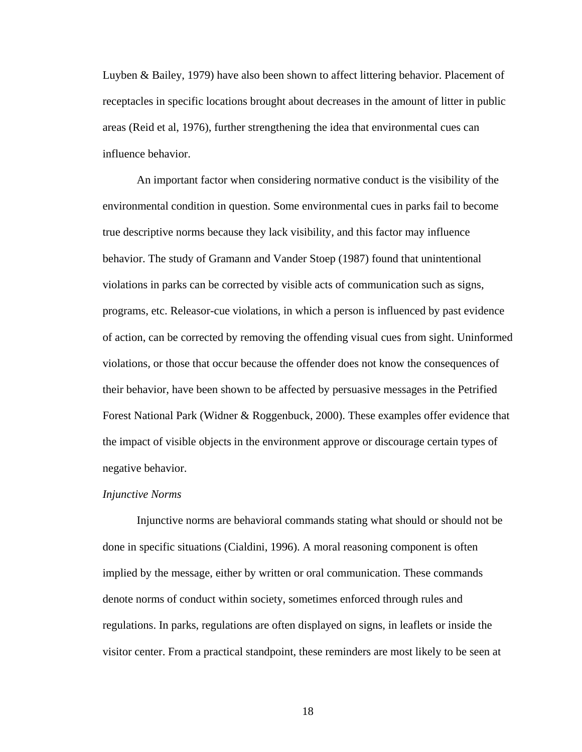Luyben & Bailey, 1979) have also been shown to affect littering behavior. Placement of receptacles in specific locations brought about decreases in the amount of litter in public areas (Reid et al, 1976), further strengthening the idea that environmental cues can influence behavior.

An important factor when considering normative conduct is the visibility of the environmental condition in question. Some environmental cues in parks fail to become true descriptive norms because they lack visibility, and this factor may influence behavior. The study of Gramann and Vander Stoep (1987) found that unintentional violations in parks can be corrected by visible acts of communication such as signs, programs, etc. Releasor-cue violations, in which a person is influenced by past evidence of action, can be corrected by removing the offending visual cues from sight. Uninformed violations, or those that occur because the offender does not know the consequences of their behavior, have been shown to be affected by persuasive messages in the Petrified Forest National Park (Widner & Roggenbuck, 2000). These examples offer evidence that the impact of visible objects in the environment approve or discourage certain types of negative behavior.

*Injunctive Norms*

Injunctive norms are behavioral commands stating what should or should not be done in specific situations (Cialdini, 1996). A moral reasoning component is often implied by the message, either by written or oral communication. These commands denote norms of conduct within society, sometimes enforced through rules and regulations. In parks, regulations are often displayed on signs, in leaflets or inside the visitor center. From a practical standpoint, these reminders are most likely to be seen at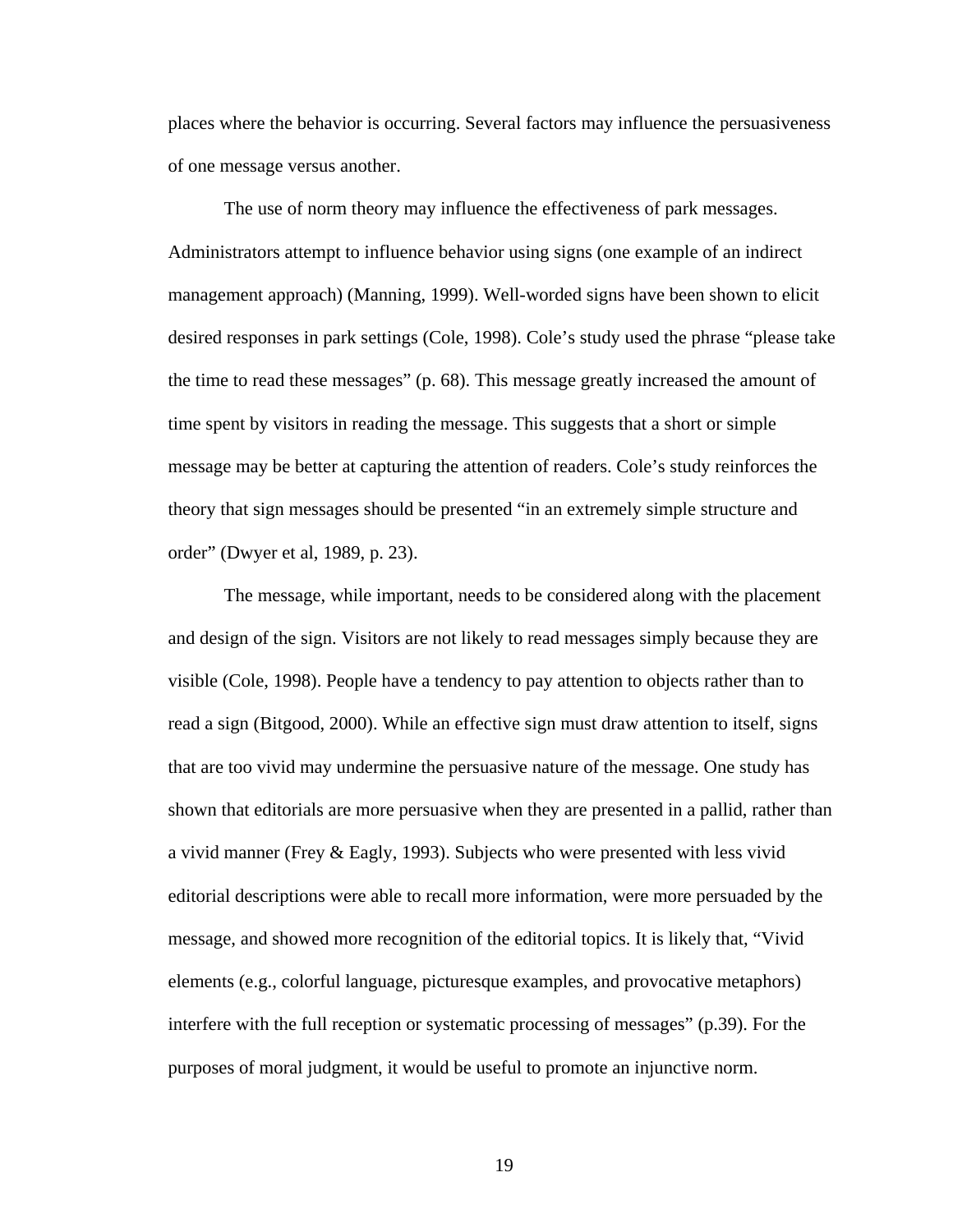places where the behavior is occurring. Several factors may influence the persuasiveness of one message versus another.

The use of norm theory may influence the effectiveness of park messages. Administrators attempt to influence behavior using signs (one example of an indirect management approach) (Manning, 1999). Well-worded signs have been shown to elicit desired responses in park settings (Cole, 1998). Cole's study used the phrase "please take the time to read these messages" (p. 68). This message greatly increased the amount of time spent by visitors in reading the message. This suggests that a short or simple message may be better at capturing the attention of readers. Cole's study reinforces the theory that sign messages should be presented "in an extremely simple structure and order" (Dwyer et al, 1989, p. 23).

The message, while important, needs to be considered along with the placement and design of the sign. Visitors are not likely to read messages simply because they are visible (Cole, 1998). People have a tendency to pay attention to objects rather than to read a sign (Bitgood, 2000). While an effective sign must draw attention to itself, signs that are too vivid may undermine the persuasive nature of the message. One study has shown that editorials are more persuasive when they are presented in a pallid, rather than a vivid manner (Frey & Eagly, 1993). Subjects who were presented with less vivid editorial descriptions were able to recall more information, were more persuaded by the message, and showed more recognition of the editorial topics. It is likely that, "Vivid elements (e.g., colorful language, picturesque examples, and provocative metaphors) interfere with the full reception or systematic processing of messages" (p.39). For the purposes of moral judgment, it would be useful to promote an injunctive norm.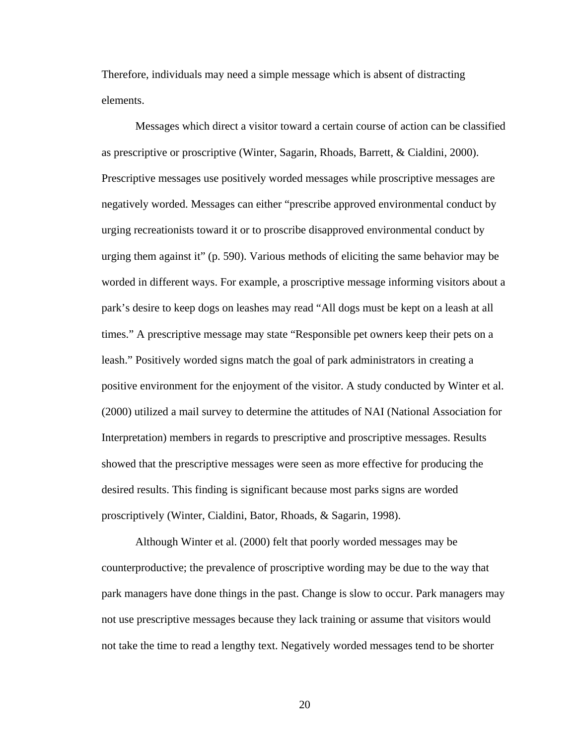Therefore, individuals may need a simple message which is absent of distracting elements.

Messages which direct a visitor toward a certain course of action can be classified as prescriptive or proscriptive (Winter, Sagarin, Rhoads, Barrett, & Cialdini, 2000). Prescriptive messages use positively worded messages while proscriptive messages are negatively worded. Messages can either "prescribe approved environmental conduct by urging recreationists toward it or to proscribe disapproved environmental conduct by urging them against it" (p. 590). Various methods of eliciting the same behavior may be worded in different ways. For example, a proscriptive message informing visitors about a park's desire to keep dogs on leashes may read "All dogs must be kept on a leash at all times." A prescriptive message may state "Responsible pet owners keep their pets on a leash." Positively worded signs match the goal of park administrators in creating a positive environment for the enjoyment of the visitor. A study conducted by Winter et al. (2000) utilized a mail survey to determine the attitudes of NAI (National Association for Interpretation) members in regards to prescriptive and proscriptive messages. Results showed that the prescriptive messages were seen as more effective for producing the desired results. This finding is significant because most parks signs are worded proscriptively (Winter, Cialdini, Bator, Rhoads, & Sagarin, 1998).

Although Winter et al. (2000) felt that poorly worded messages may be counterproductive; the prevalence of proscriptive wording may be due to the way that park managers have done things in the past. Change is slow to occur. Park managers may not use prescriptive messages because they lack training or assume that visitors would not take the time to read a lengthy text. Negatively worded messages tend to be shorter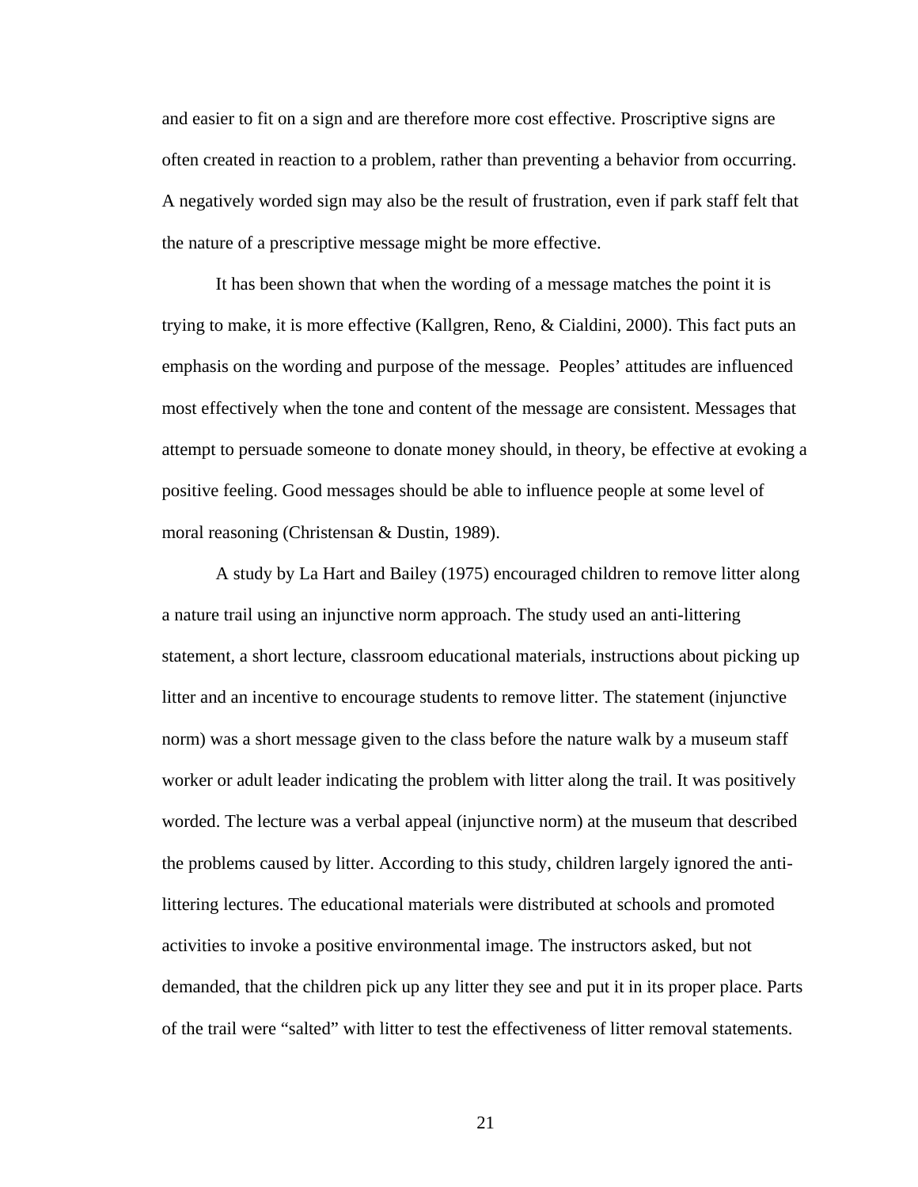and easier to fit on a sign and are therefore more cost effective. Proscriptive signs are often created in reaction to a problem, rather than preventing a behavior from occurring. A negatively worded sign may also be the result of frustration, even if park staff felt that the nature of a prescriptive message might be more effective.

It has been shown that when the wording of a message matches the point it is trying to make, it is more effective (Kallgren, Reno, & Cialdini, 2000). This fact puts an emphasis on the wording and purpose of the message. Peoples' attitudes are influenced most effectively when the tone and content of the message are consistent. Messages that attempt to persuade someone to donate money should, in theory, be effective at evoking a positive feeling. Good messages should be able to influence people at some level of moral reasoning (Christensan & Dustin, 1989).

A study by La Hart and Bailey (1975) encouraged children to remove litter along a nature trail using an injunctive norm approach. The study used an anti-littering statement, a short lecture, classroom educational materials, instructions about picking up litter and an incentive to encourage students to remove litter. The statement (injunctive norm) was a short message given to the class before the nature walk by a museum staff worker or adult leader indicating the problem with litter along the trail. It was positively worded. The lecture was a verbal appeal (injunctive norm) at the museum that described the problems caused by litter. According to this study, children largely ignored the anti-littering lectures. The educational materials were distributed at schools and promoted activities to invoke a positive environmental image. The instructors asked, but not demanded, that the children pick up any litter they see and put it in its proper place. Parts of the trail were "salted" with litter to test the effectiveness of litter removal statements.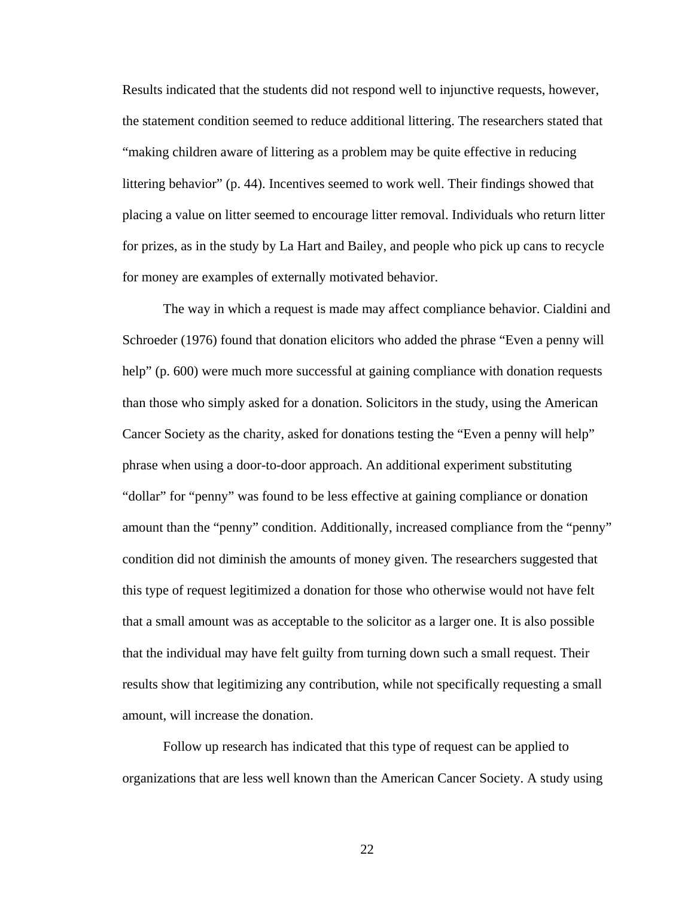Results indicated that the students did not respond well to injunctive requests, however, the statement condition seemed to reduce additional littering. The researchers stated that "making children aware of littering as a problem may be quite effective in reducing littering behavior" (p. 44). Incentives seemed to work well. Their findings showed that placing a value on litter seemed to encourage litter removal. Individuals who return litter for prizes, as in the study by La Hart and Bailey, and people who pick up cans to recycle for money are examples of externally motivated behavior.

The way in which a request is made may affect compliance behavior. Cialdini and Schroeder (1976) found that donation elicitors who added the phrase "Even a penny will help" (p. 600) were much more successful at gaining compliance with donation requests than those who simply asked for a donation. Solicitors in the study, using the American Cancer Society as the charity, asked for donations testing the "Even a penny will help" phrase when using a door-to-door approach. An additional experiment substituting "dollar" for "penny" was found to be less effective at gaining compliance or donation amount than the "penny" condition. Additionally, increased compliance from the "penny" condition did not diminish the amounts of money given. The researchers suggested that this type of request legitimized a donation for those who otherwise would not have felt that a small amount was as acceptable to the solicitor as a larger one. It is also possible that the individual may have felt guilty from turning down such a small request. Their results show that legitimizing any contribution, while not specifically requesting a small amount, will increase the donation.

Follow up research has indicated that this type of request can be applied to organizations that are less well known than the American Cancer Society. A study using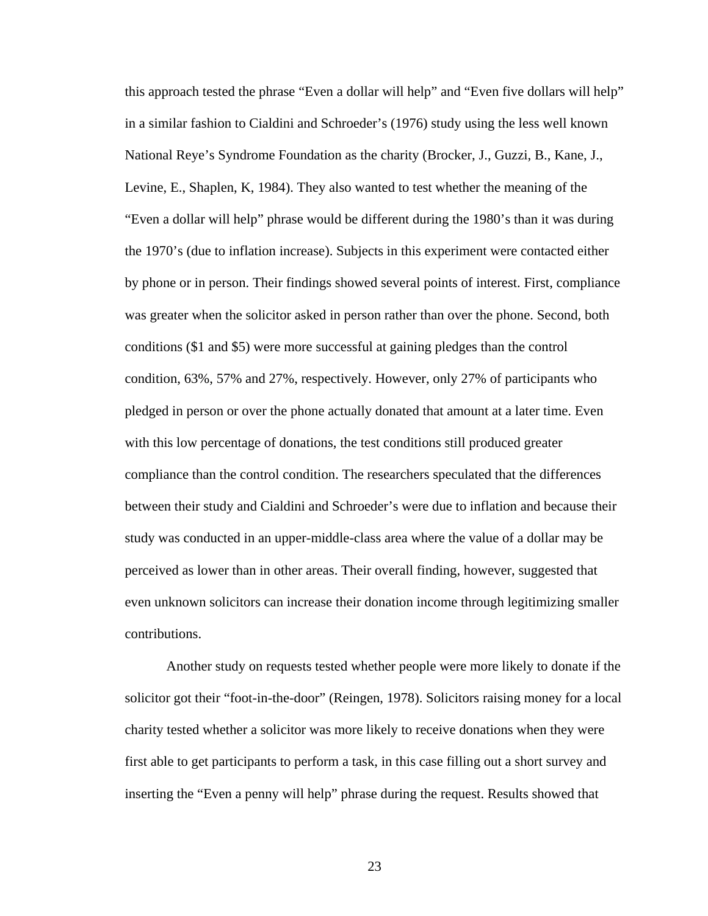this approach tested the phrase “Even a dollar will help” and “Even five dollars will help” in a similar fashion to Cialdini and Schroeder’s (1976) study using the less well known National Reye’s Syndrome Foundation as the charity (Brocker, J., Guzzi, B., Kane, J., Levine, E., Shaplen, K, 1984). They also wanted to test whether the meaning of the “Even a dollar will help” phrase would be different during the 1980’s than it was during the 1970’s (due to inflation increase). Subjects in this experiment were contacted either by phone or in person. Their findings showed several points of interest. First, compliance was greater when the solicitor asked in person rather than over the phone. Second, both conditions ($1 and $5) were more successful at gaining pledges than the control condition, 63%, 57% and 27%, respectively. However, only 27% of participants who pledged in person or over the phone actually donated that amount at a later time. Even with this low percentage of donations, the test conditions still produced greater compliance than the control condition. The researchers speculated that the differences between their study and Cialdini and Schroeder’s were due to inflation and because their study was conducted in an upper-middle-class area where the value of a dollar may be perceived as lower than in other areas. Their overall finding, however, suggested that even unknown solicitors can increase their donation income through legitimizing smaller contributions.

Another study on requests tested whether people were more likely to donate if the solicitor got their “foot-in-the-door” (Reingen, 1978). Solicitors raising money for a local charity tested whether a solicitor was more likely to receive donations when they were first able to get participants to perform a task, in this case filling out a short survey and inserting the “Even a penny will help” phrase during the request. Results showed that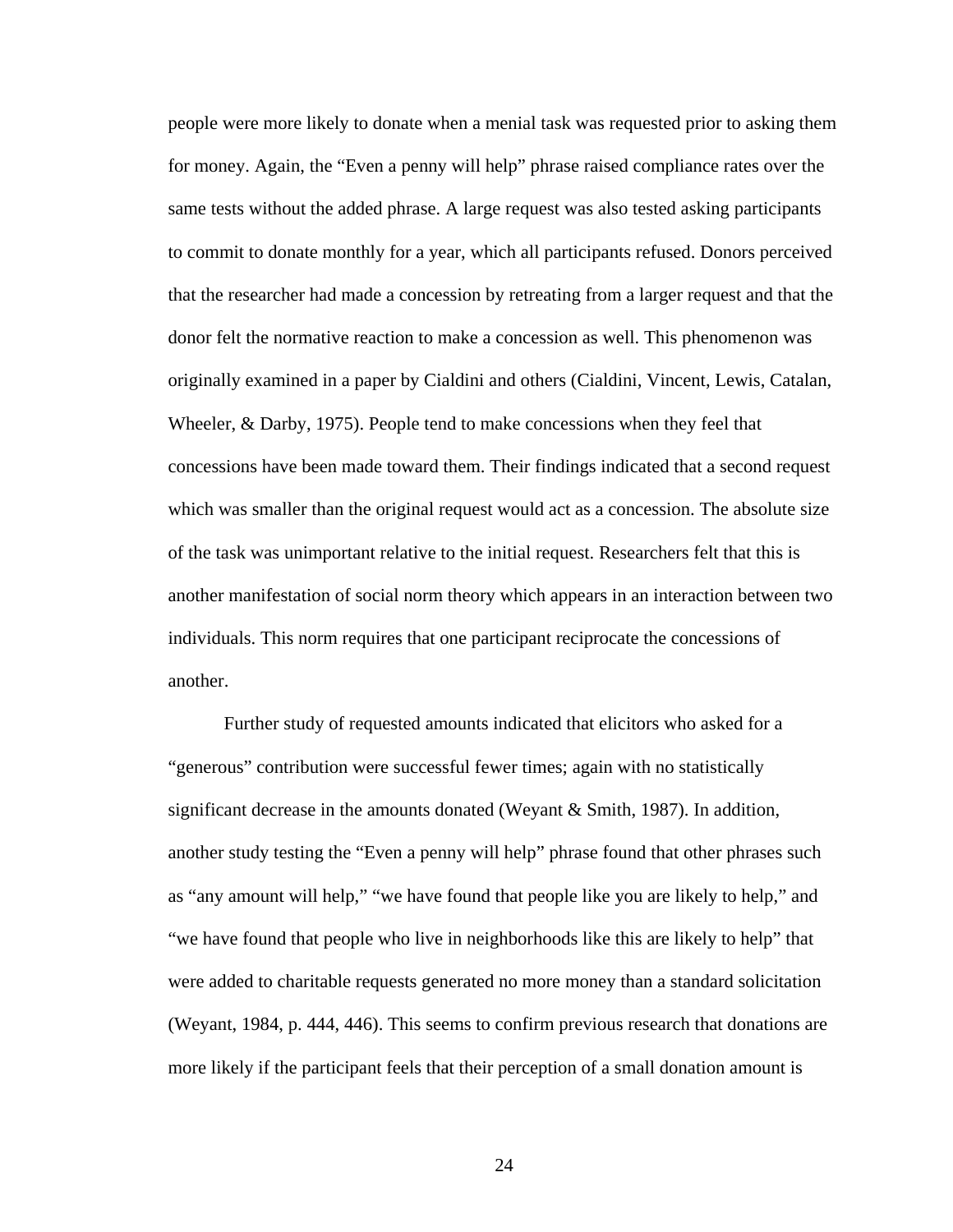people were more likely to donate when a menial task was requested prior to asking them for money. Again, the "Even a penny will help" phrase raised compliance rates over the same tests without the added phrase. A large request was also tested asking participants to commit to donate monthly for a year, which all participants refused. Donors perceived that the researcher had made a concession by retreating from a larger request and that the donor felt the normative reaction to make a concession as well. This phenomenon was originally examined in a paper by Cialdini and others (Cialdini, Vincent, Lewis, Catalan, Wheeler, & Darby, 1975). People tend to make concessions when they feel that concessions have been made toward them. Their findings indicated that a second request which was smaller than the original request would act as a concession. The absolute size of the task was unimportant relative to the initial request. Researchers felt that this is another manifestation of social norm theory which appears in an interaction between two individuals. This norm requires that one participant reciprocate the concessions of another.

Further study of requested amounts indicated that elicitors who asked for a "generous" contribution were successful fewer times; again with no statistically significant decrease in the amounts donated (Weyant & Smith, 1987). In addition, another study testing the "Even a penny will help" phrase found that other phrases such as "any amount will help," "we have found that people like you are likely to help," and "we have found that people who live in neighborhoods like this are likely to help" that were added to charitable requests generated no more money than a standard solicitation (Weyant, 1984, p. 444, 446). This seems to confirm previous research that donations are more likely if the participant feels that their perception of a small donation amount is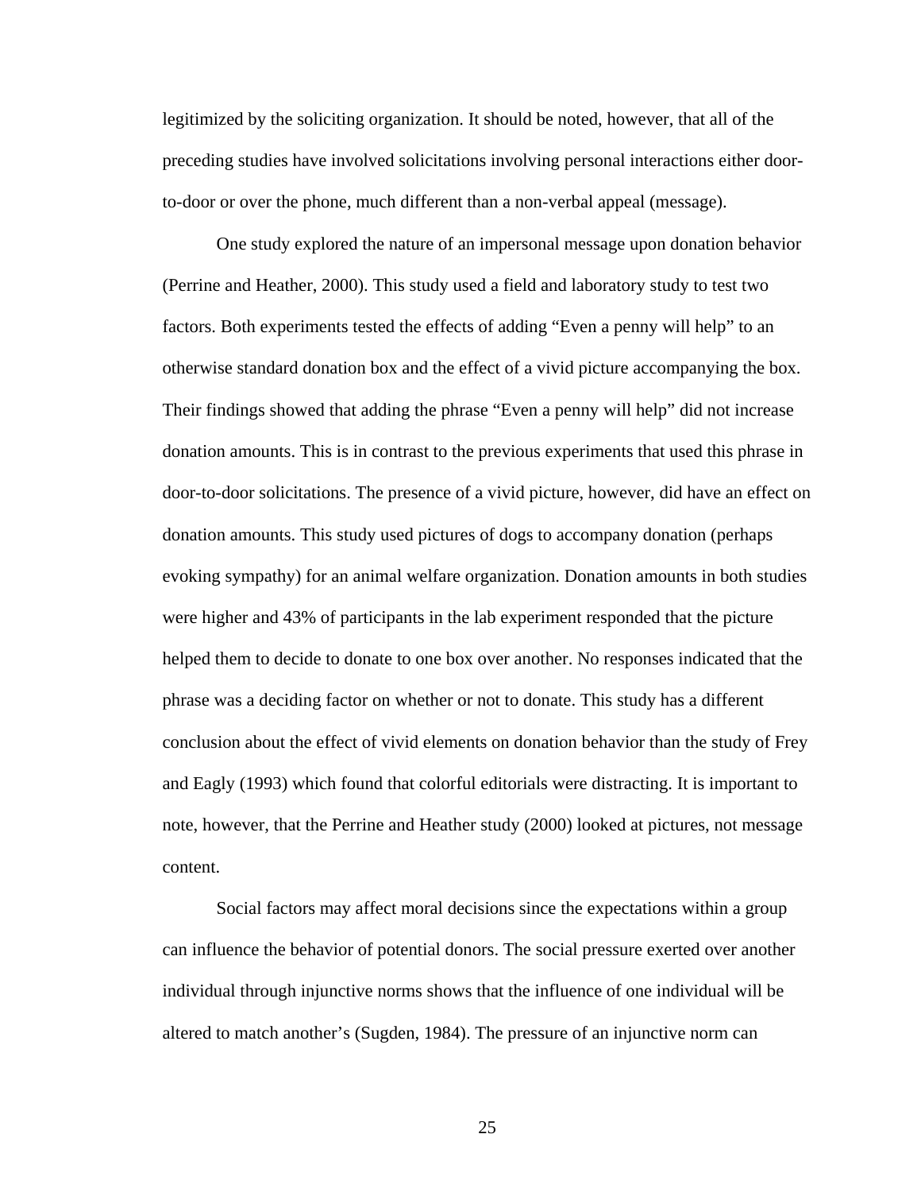legitimized by the soliciting organization. It should be noted, however, that all of the preceding studies have involved solicitations involving personal interactions either door-to-door or over the phone, much different than a non-verbal appeal (message).

One study explored the nature of an impersonal message upon donation behavior (Perrine and Heather, 2000). This study used a field and laboratory study to test two factors. Both experiments tested the effects of adding “Even a penny will help” to an otherwise standard donation box and the effect of a vivid picture accompanying the box. Their findings showed that adding the phrase “Even a penny will help” did not increase donation amounts. This is in contrast to the previous experiments that used this phrase in door-to-door solicitations. The presence of a vivid picture, however, did have an effect on donation amounts. This study used pictures of dogs to accompany donation (perhaps evoking sympathy) for an animal welfare organization. Donation amounts in both studies were higher and 43% of participants in the lab experiment responded that the picture helped them to decide to donate to one box over another. No responses indicated that the phrase was a deciding factor on whether or not to donate. This study has a different conclusion about the effect of vivid elements on donation behavior than the study of Frey and Eagly (1993) which found that colorful editorials were distracting. It is important to note, however, that the Perrine and Heather study (2000) looked at pictures, not message content.

Social factors may affect moral decisions since the expectations within a group can influence the behavior of potential donors. The social pressure exerted over another individual through injunctive norms shows that the influence of one individual will be altered to match another’s (Sugden, 1984). The pressure of an injunctive norm can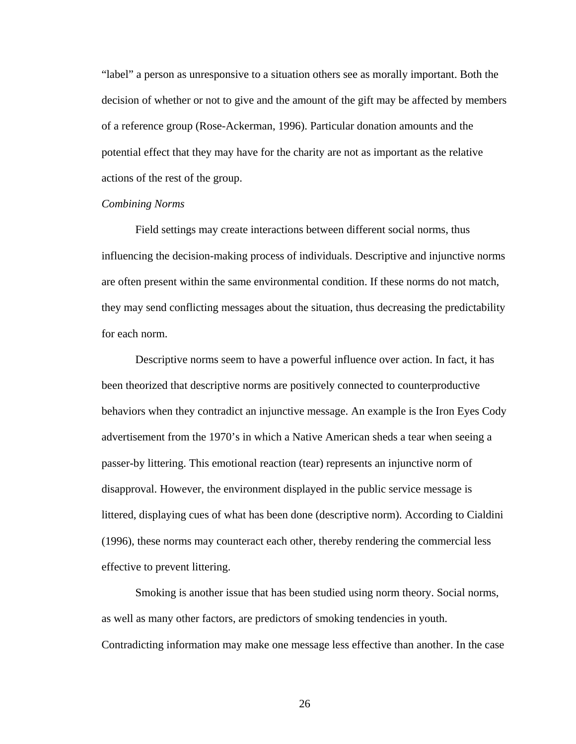“label” a person as unresponsive to a situation others see as morally important. Both the decision of whether or not to give and the amount of the gift may be affected by members of a reference group (Rose-Ackerman, 1996). Particular donation amounts and the potential effect that they may have for the charity are not as important as the relative actions of the rest of the group.

*Combining Norms*

Field settings may create interactions between different social norms, thus influencing the decision-making process of individuals. Descriptive and injunctive norms are often present within the same environmental condition. If these norms do not match, they may send conflicting messages about the situation, thus decreasing the predictability for each norm.

Descriptive norms seem to have a powerful influence over action. In fact, it has been theorized that descriptive norms are positively connected to counterproductive behaviors when they contradict an injunctive message. An example is the Iron Eyes Cody advertisement from the 1970’s in which a Native American sheds a tear when seeing a passer-by littering. This emotional reaction (tear) represents an injunctive norm of disapproval. However, the environment displayed in the public service message is littered, displaying cues of what has been done (descriptive norm). According to Cialdini (1996), these norms may counteract each other, thereby rendering the commercial less effective to prevent littering.

Smoking is another issue that has been studied using norm theory. Social norms, as well as many other factors, are predictors of smoking tendencies in youth. Contradicting information may make one message less effective than another. In the case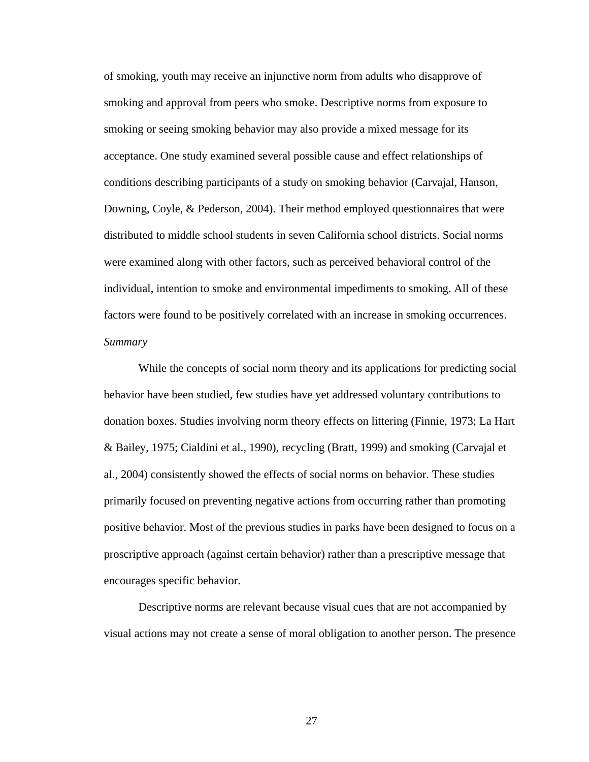of smoking, youth may receive an injunctive norm from adults who disapprove of smoking and approval from peers who smoke. Descriptive norms from exposure to smoking or seeing smoking behavior may also provide a mixed message for its acceptance. One study examined several possible cause and effect relationships of conditions describing participants of a study on smoking behavior (Carvajal, Hanson, Downing, Coyle, & Pederson, 2004). Their method employed questionnaires that were distributed to middle school students in seven California school districts. Social norms were examined along with other factors, such as perceived behavioral control of the individual, intention to smoke and environmental impediments to smoking. All of these factors were found to be positively correlated with an increase in smoking occurrences.

*Summary*

While the concepts of social norm theory and its applications for predicting social behavior have been studied, few studies have yet addressed voluntary contributions to donation boxes. Studies involving norm theory effects on littering (Finnie, 1973; La Hart & Bailey, 1975; Cialdini et al., 1990), recycling (Bratt, 1999) and smoking (Carvajal et al., 2004) consistently showed the effects of social norms on behavior. These studies primarily focused on preventing negative actions from occurring rather than promoting positive behavior. Most of the previous studies in parks have been designed to focus on a proscriptive approach (against certain behavior) rather than a prescriptive message that encourages specific behavior.

Descriptive norms are relevant because visual cues that are not accompanied by visual actions may not create a sense of moral obligation to another person. The presence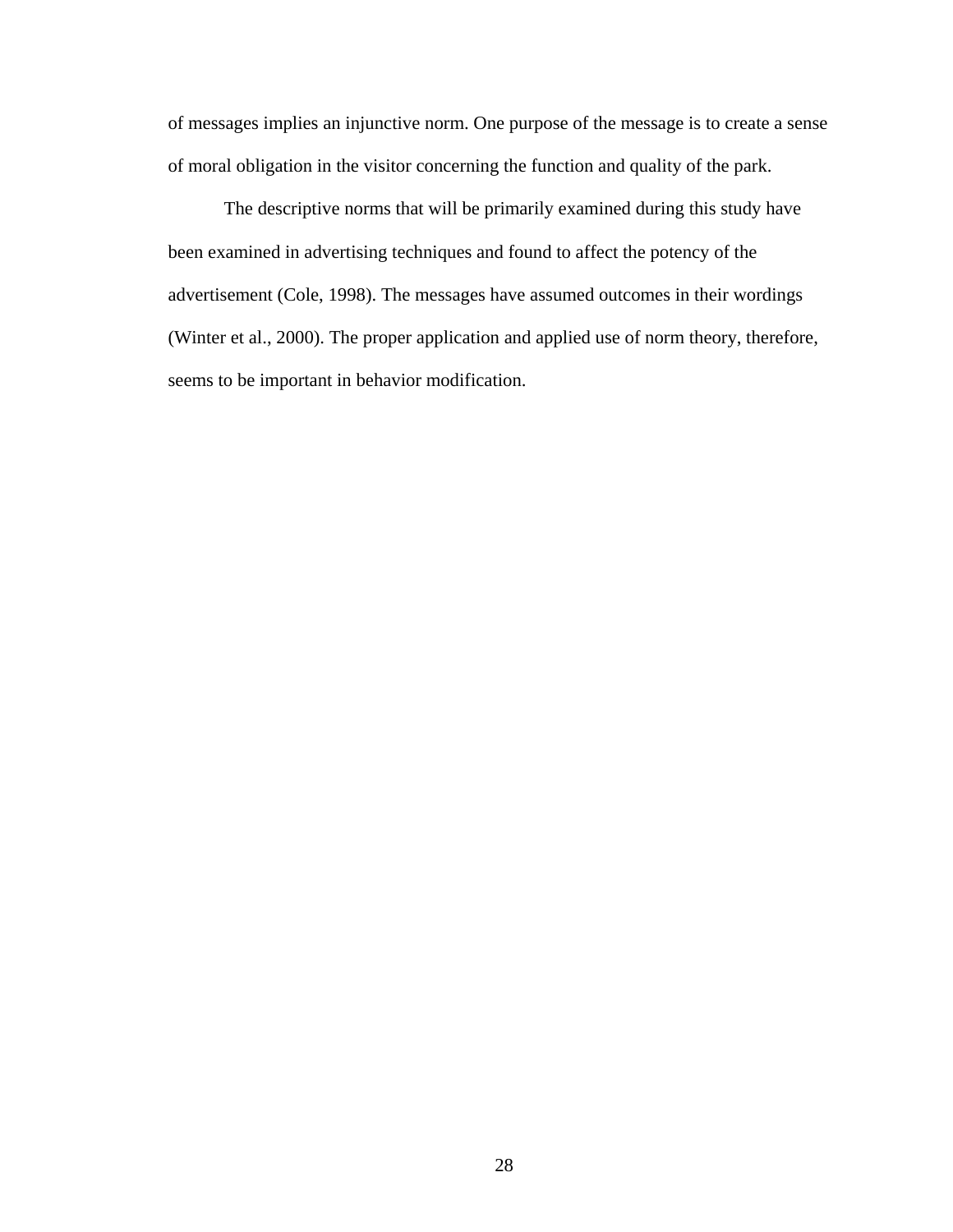of messages implies an injunctive norm. One purpose of the message is to create a sense of moral obligation in the visitor concerning the function and quality of the park.

The descriptive norms that will be primarily examined during this study have been examined in advertising techniques and found to affect the potency of the advertisement (Cole, 1998). The messages have assumed outcomes in their wordings (Winter et al., 2000). The proper application and applied use of norm theory, therefore, seems to be important in behavior modification.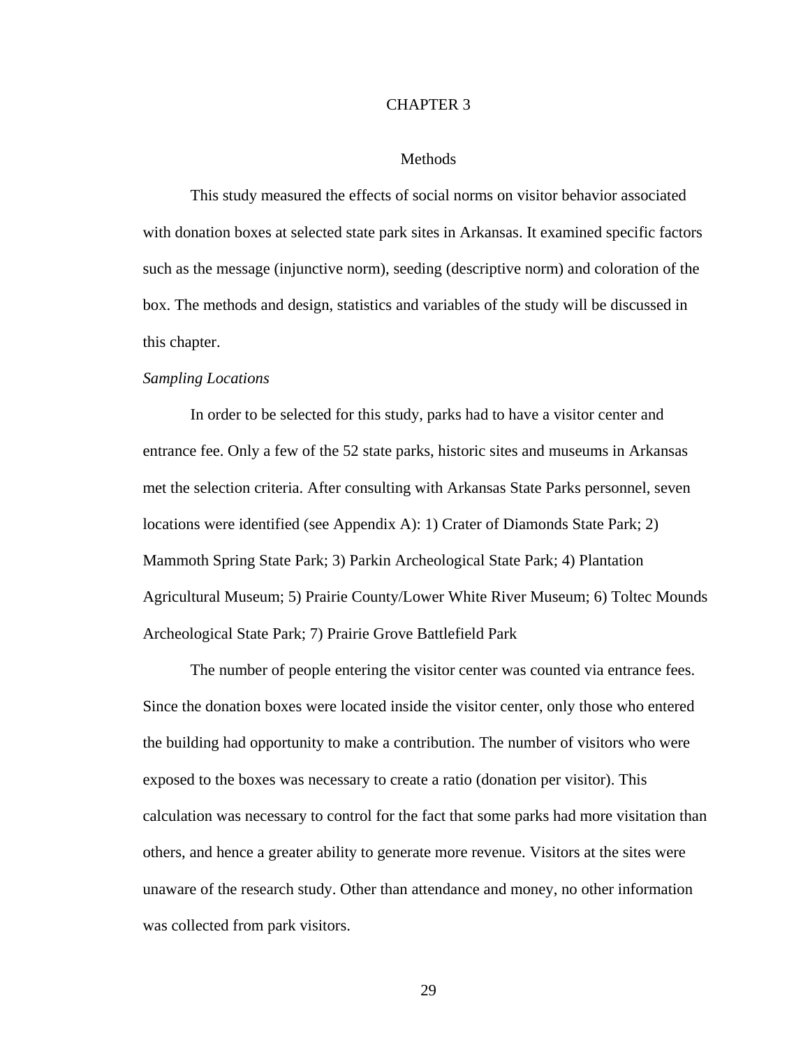# CHAPTER 3

## Methods

This study measured the effects of social norms on visitor behavior associated with donation boxes at selected state park sites in Arkansas. It examined specific factors such as the message (injunctive norm), seeding (descriptive norm) and coloration of the box. The methods and design, statistics and variables of the study will be discussed in this chapter.

### *Sampling Locations*

In order to be selected for this study, parks had to have a visitor center and entrance fee. Only a few of the 52 state parks, historic sites and museums in Arkansas met the selection criteria. After consulting with Arkansas State Parks personnel, seven locations were identified (see Appendix A): 1) Crater of Diamonds State Park; 2) Mammoth Spring State Park; 3) Parkin Archeological State Park; 4) Plantation Agricultural Museum; 5) Prairie County/Lower White River Museum; 6) Toltec Mounds Archeological State Park; 7) Prairie Grove Battlefield Park

The number of people entering the visitor center was counted via entrance fees. Since the donation boxes were located inside the visitor center, only those who entered the building had opportunity to make a contribution. The number of visitors who were exposed to the boxes was necessary to create a ratio (donation per visitor). This calculation was necessary to control for the fact that some parks had more visitation than others, and hence a greater ability to generate more revenue. Visitors at the sites were unaware of the research study. Other than attendance and money, no other information was collected from park visitors.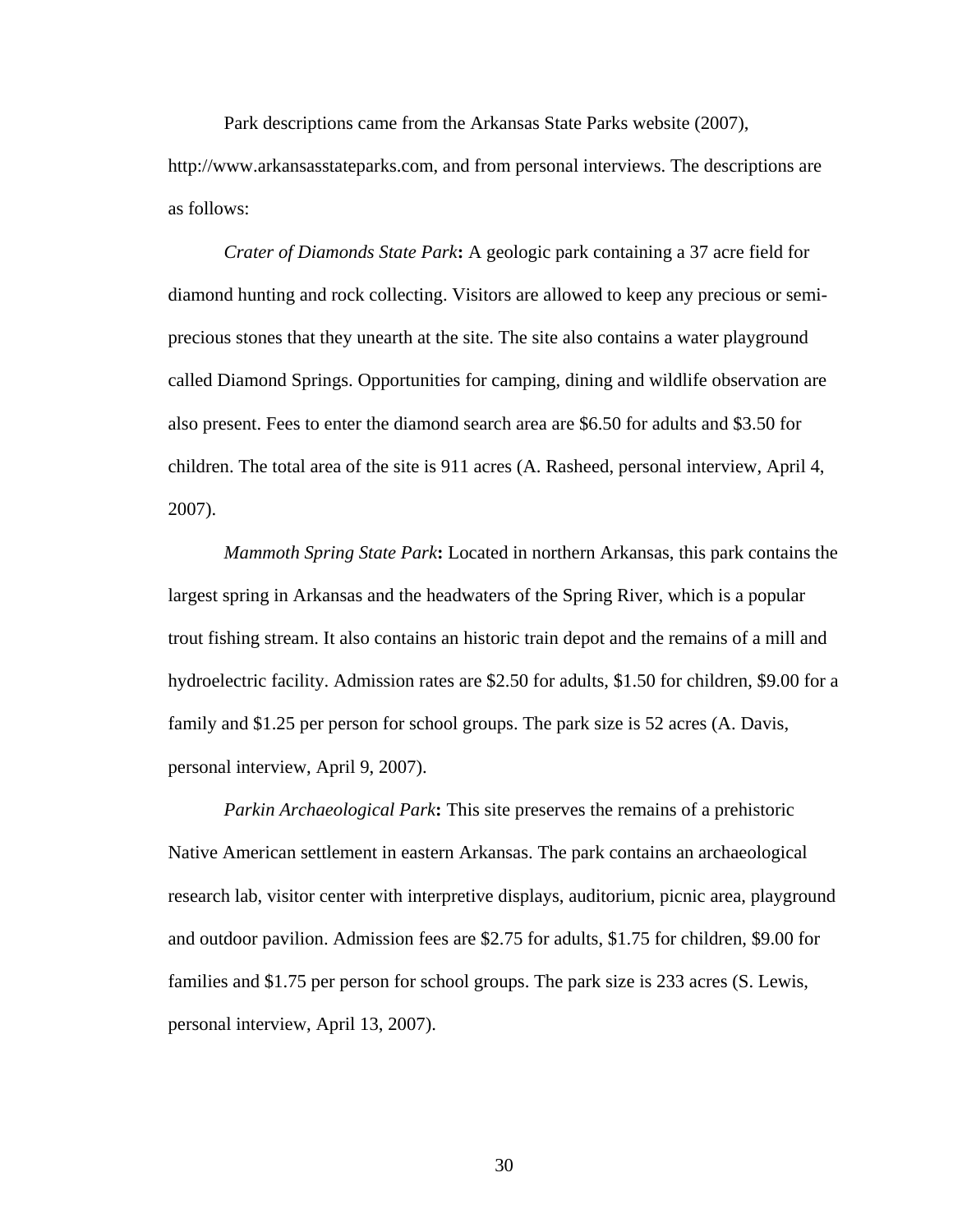Park descriptions came from the Arkansas State Parks website (2007), http://www.arkansasstateparks.com, and from personal interviews. The descriptions are as follows:

*Crater of Diamonds State Park***:** A geologic park containing a 37 acre field for diamond hunting and rock collecting. Visitors are allowed to keep any precious or semi-precious stones that they unearth at the site. The site also contains a water playground called Diamond Springs. Opportunities for camping, dining and wildlife observation are also present. Fees to enter the diamond search area are $6.50 for adults and $3.50 for children. The total area of the site is 911 acres (A. Rasheed, personal interview, April 4, 2007).

*Mammoth Spring State Park***:** Located in northern Arkansas, this park contains the largest spring in Arkansas and the headwaters of the Spring River, which is a popular trout fishing stream. It also contains an historic train depot and the remains of a mill and hydroelectric facility. Admission rates are $2.50 for adults, $1.50 for children, $9.00 for a family and $1.25 per person for school groups. The park size is 52 acres (A. Davis, personal interview, April 9, 2007).

*Parkin Archaeological Park***:** This site preserves the remains of a prehistoric Native American settlement in eastern Arkansas. The park contains an archaeological research lab, visitor center with interpretive displays, auditorium, picnic area, playground and outdoor pavilion. Admission fees are $2.75 for adults, $1.75 for children, $9.00 for families and $1.75 per person for school groups. The park size is 233 acres (S. Lewis, personal interview, April 13, 2007).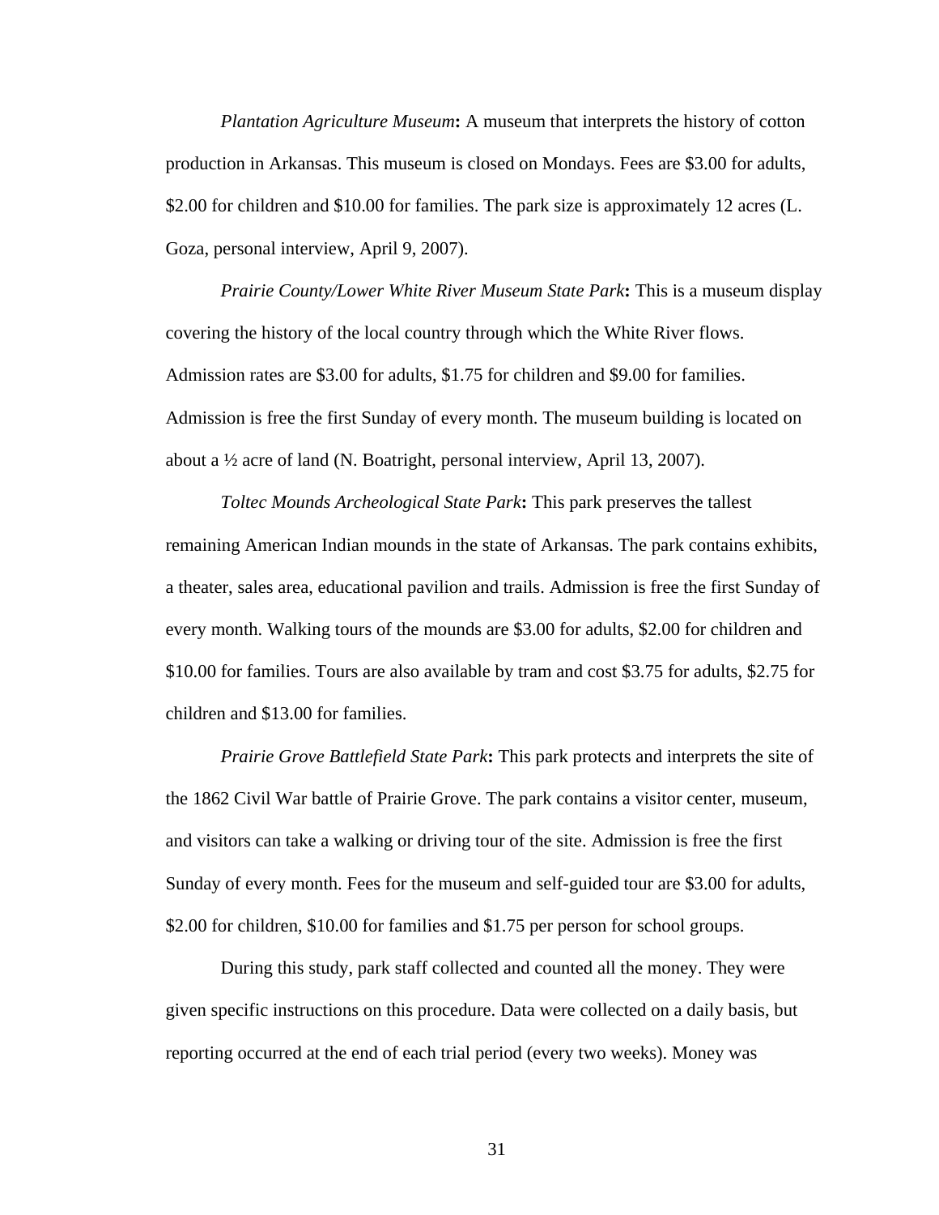*Plantation Agriculture Museum***:** A museum that interprets the history of cotton production in Arkansas. This museum is closed on Mondays. Fees are $3.00 for adults, $2.00 for children and $10.00 for families. The park size is approximately 12 acres (L. Goza, personal interview, April 9, 2007).

*Prairie County/Lower White River Museum State Park***:** This is a museum display covering the history of the local country through which the White River flows. Admission rates are $3.00 for adults, $1.75 for children and $9.00 for families. Admission is free the first Sunday of every month. The museum building is located on about a ½ acre of land (N. Boatright, personal interview, April 13, 2007).

*Toltec Mounds Archeological State Park***:** This park preserves the tallest remaining American Indian mounds in the state of Arkansas. The park contains exhibits, a theater, sales area, educational pavilion and trails. Admission is free the first Sunday of every month. Walking tours of the mounds are $3.00 for adults, $2.00 for children and $10.00 for families. Tours are also available by tram and cost $3.75 for adults, $2.75 for children and $13.00 for families.

*Prairie Grove Battlefield State Park***:** This park protects and interprets the site of the 1862 Civil War battle of Prairie Grove. The park contains a visitor center, museum, and visitors can take a walking or driving tour of the site. Admission is free the first Sunday of every month. Fees for the museum and self-guided tour are $3.00 for adults, $2.00 for children, $10.00 for families and $1.75 per person for school groups.

During this study, park staff collected and counted all the money. They were given specific instructions on this procedure. Data were collected on a daily basis, but reporting occurred at the end of each trial period (every two weeks). Money was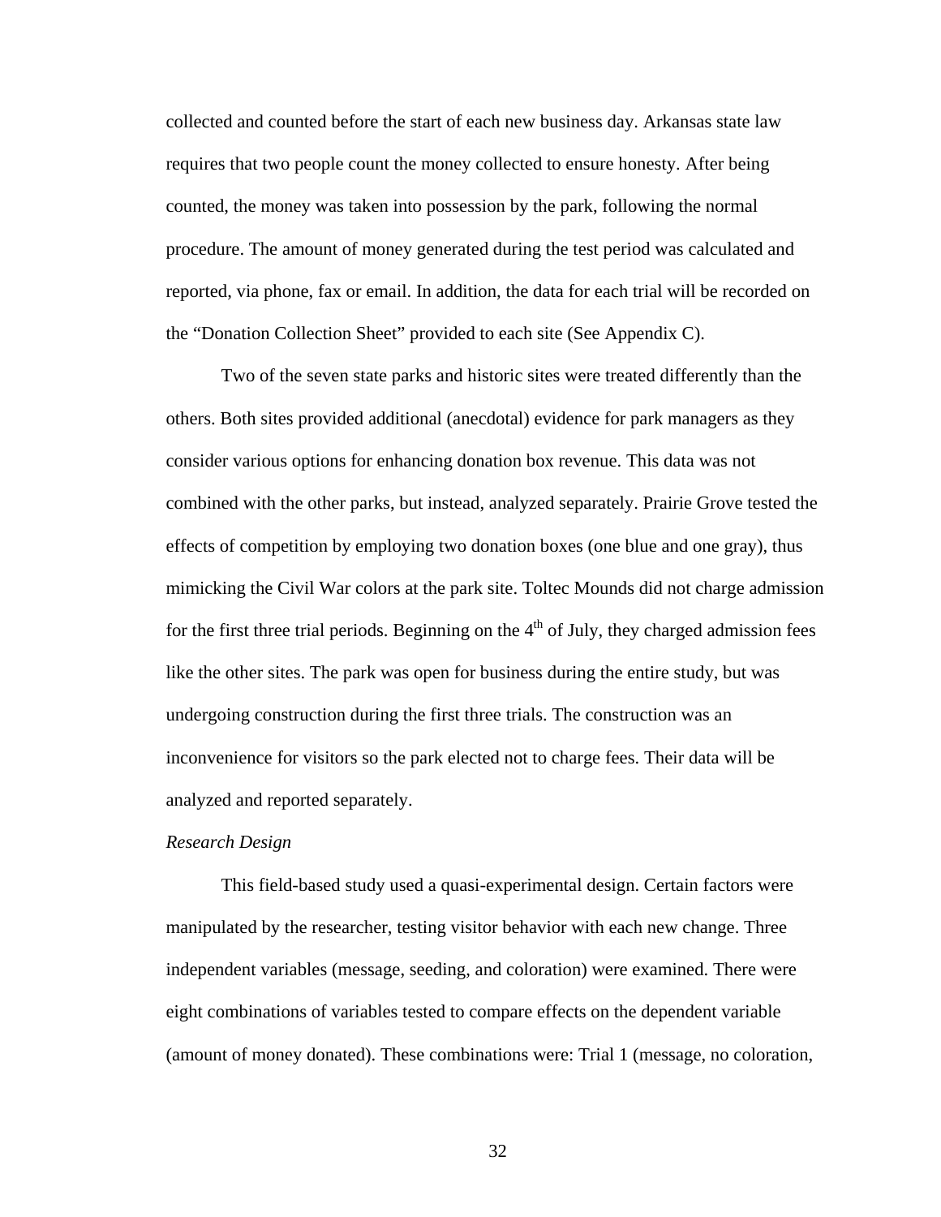collected and counted before the start of each new business day. Arkansas state law requires that two people count the money collected to ensure honesty. After being counted, the money was taken into possession by the park, following the normal procedure. The amount of money generated during the test period was calculated and reported, via phone, fax or email. In addition, the data for each trial will be recorded on the "Donation Collection Sheet" provided to each site (See Appendix C).

Two of the seven state parks and historic sites were treated differently than the others. Both sites provided additional (anecdotal) evidence for park managers as they consider various options for enhancing donation box revenue. This data was not combined with the other parks, but instead, analyzed separately. Prairie Grove tested the effects of competition by employing two donation boxes (one blue and one gray), thus mimicking the Civil War colors at the park site. Toltec Mounds did not charge admission for the first three trial periods. Beginning on the 4th of July, they charged admission fees like the other sites. The park was open for business during the entire study, but was undergoing construction during the first three trials. The construction was an inconvenience for visitors so the park elected not to charge fees. Their data will be analyzed and reported separately.

*Research Design*

This field-based study used a quasi-experimental design. Certain factors were manipulated by the researcher, testing visitor behavior with each new change. Three independent variables (message, seeding, and coloration) were examined. There were eight combinations of variables tested to compare effects on the dependent variable (amount of money donated). These combinations were: Trial 1 (message, no coloration,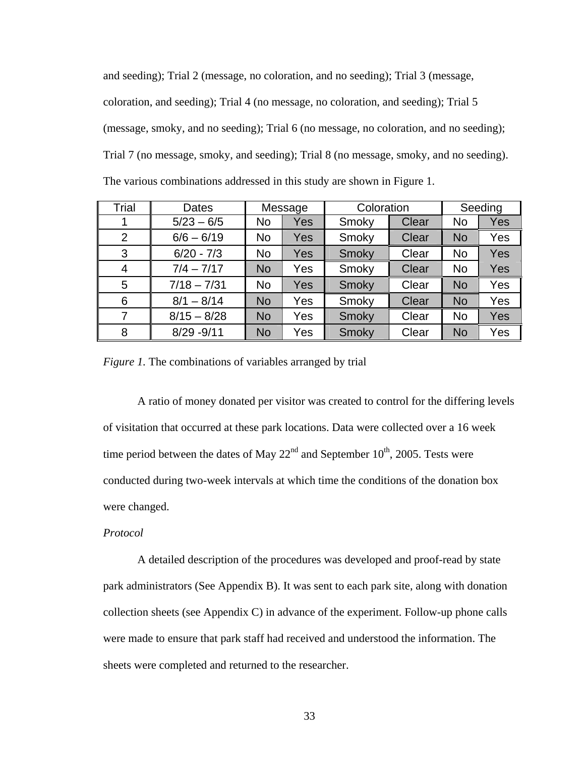and seeding); Trial 2 (message, no coloration, and no seeding); Trial 3 (message, coloration, and seeding); Trial 4 (no message, no coloration, and seeding); Trial 5 (message, smoky, and no seeding); Trial 6 (no message, no coloration, and no seeding); Trial 7 (no message, smoky, and seeding); Trial 8 (no message, smoky, and no seeding). The various combinations addressed in this study are shown in Figure 1.

| Trial | Dates | Message | | Coloration | | Seeding | |
|---|---|---|---|---|---|---|---|
| 1 | 5/23 – 6/5 | No | Yes | Smoky | Clear | No | Yes |
| 2 | 6/6 – 6/19 | No | Yes | Smoky | Clear | No | Yes |
| 3 | 6/20 - 7/3 | No | Yes | Smoky | Clear | No | Yes |
| 4 | 7/4 – 7/17 | No | Yes | Smoky | Clear | No | Yes |
| 5 | 7/18 – 7/31 | No | Yes | Smoky | Clear | No | Yes |
| 6 | 8/1 – 8/14 | No | Yes | Smoky | Clear | No | Yes |
| 7 | 8/15 – 8/28 | No | Yes | Smoky | Clear | No | Yes |
| 8 | 8/29 -9/11 | No | Yes | Smoky | Clear | No | Yes |

*Figure 1.* The combinations of variables arranged by trial

A ratio of money donated per visitor was created to control for the differing levels of visitation that occurred at these park locations. Data were collected over a 16 week time period between the dates of May 22nd and September 10th, 2005. Tests were conducted during two-week intervals at which time the conditions of the donation box were changed.

*Protocol*

A detailed description of the procedures was developed and proof-read by state park administrators (See Appendix B). It was sent to each park site, along with donation collection sheets (see Appendix C) in advance of the experiment. Follow-up phone calls were made to ensure that park staff had received and understood the information. The sheets were completed and returned to the researcher.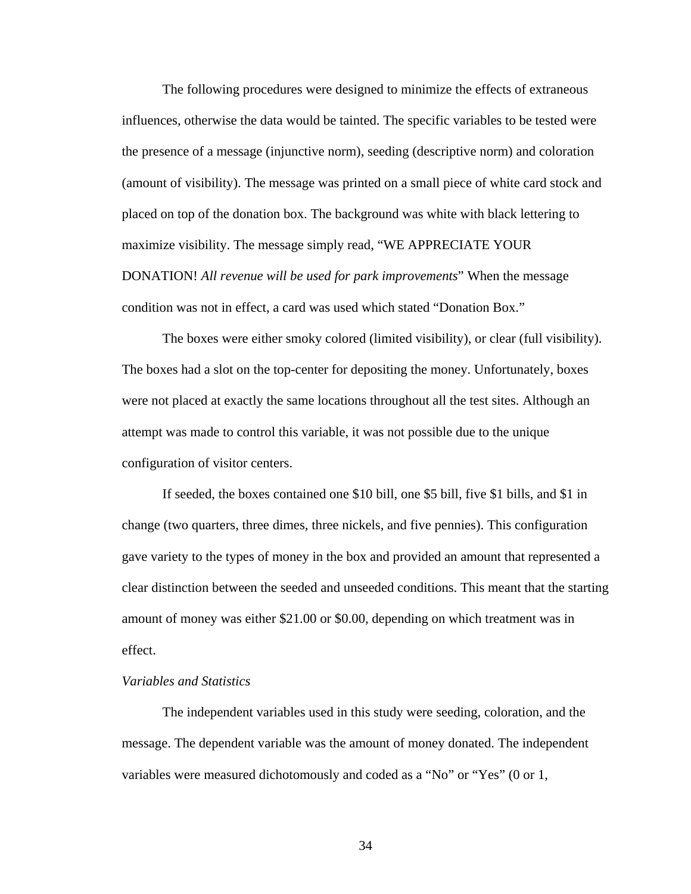The following procedures were designed to minimize the effects of extraneous influences, otherwise the data would be tainted. The specific variables to be tested were the presence of a message (injunctive norm), seeding (descriptive norm) and coloration (amount of visibility). The message was printed on a small piece of white card stock and placed on top of the donation box. The background was white with black lettering to maximize visibility. The message simply read, "WE APPRECIATE YOUR DONATION! *All revenue will be used for park improvements*" When the message condition was not in effect, a card was used which stated "Donation Box."

The boxes were either smoky colored (limited visibility), or clear (full visibility). The boxes had a slot on the top-center for depositing the money. Unfortunately, boxes were not placed at exactly the same locations throughout all the test sites. Although an attempt was made to control this variable, it was not possible due to the unique configuration of visitor centers.

If seeded, the boxes contained one $10 bill, one $5 bill, five $1 bills, and $1 in change (two quarters, three dimes, three nickels, and five pennies). This configuration gave variety to the types of money in the box and provided an amount that represented a clear distinction between the seeded and unseeded conditions. This meant that the starting amount of money was either $21.00 or $0.00, depending on which treatment was in effect.

*Variables and Statistics*

The independent variables used in this study were seeding, coloration, and the message. The dependent variable was the amount of money donated. The independent variables were measured dichotomously and coded as a "No" or "Yes" (0 or 1,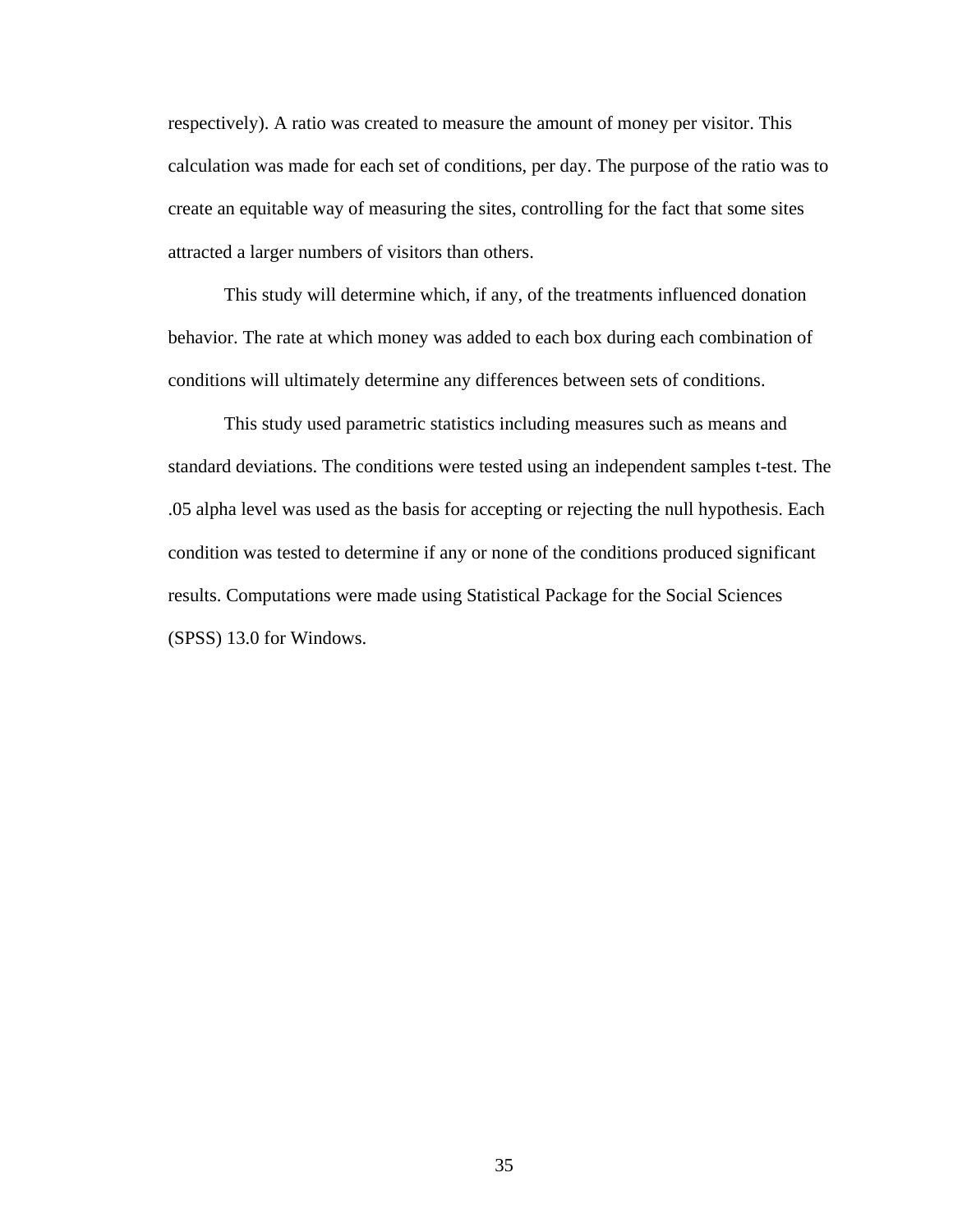respectively). A ratio was created to measure the amount of money per visitor. This calculation was made for each set of conditions, per day. The purpose of the ratio was to create an equitable way of measuring the sites, controlling for the fact that some sites attracted a larger numbers of visitors than others.

This study will determine which, if any, of the treatments influenced donation behavior. The rate at which money was added to each box during each combination of conditions will ultimately determine any differences between sets of conditions.

This study used parametric statistics including measures such as means and standard deviations. The conditions were tested using an independent samples t-test. The .05 alpha level was used as the basis for accepting or rejecting the null hypothesis. Each condition was tested to determine if any or none of the conditions produced significant results. Computations were made using Statistical Package for the Social Sciences (SPSS) 13.0 for Windows.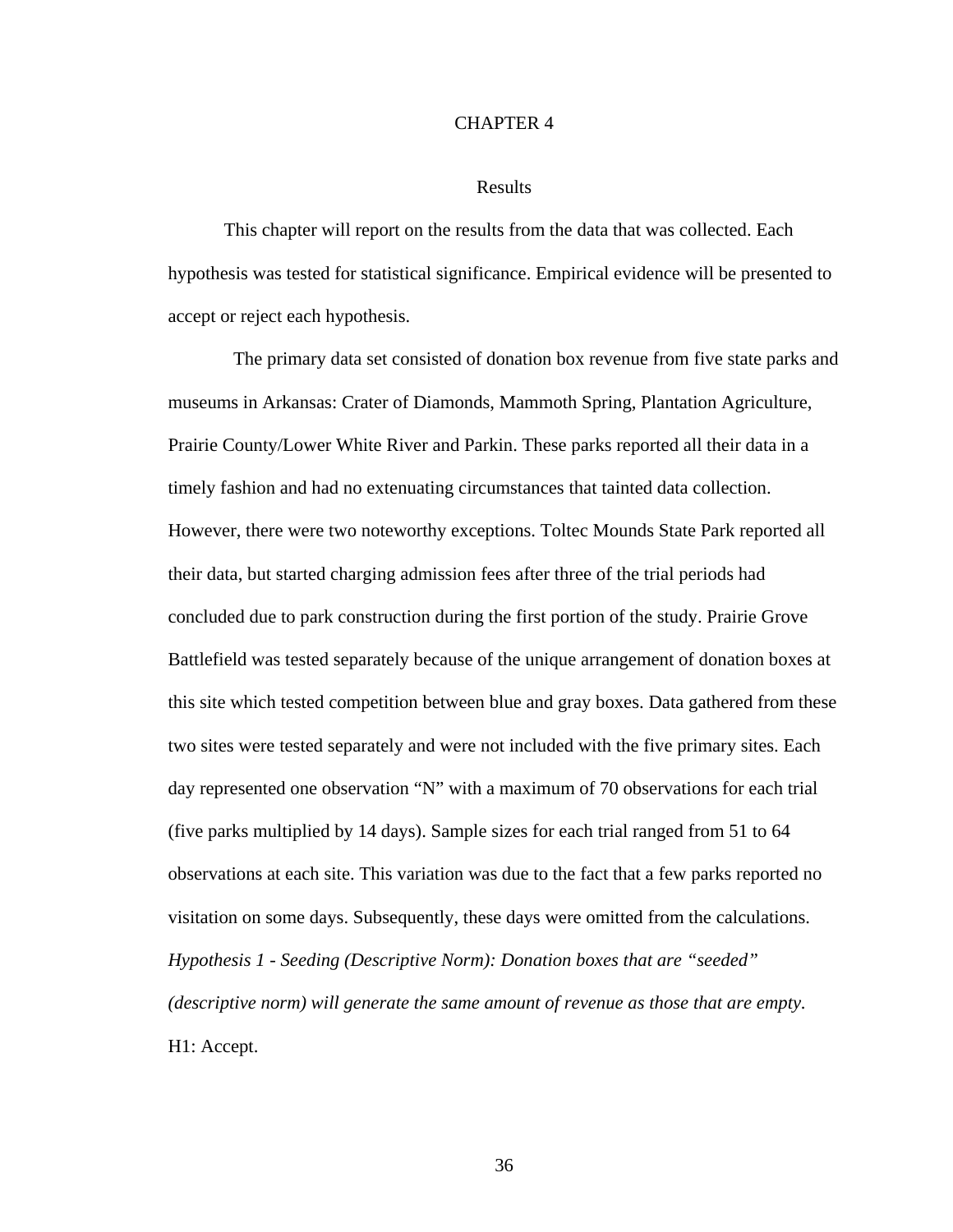# CHAPTER 4

## Results

This chapter will report on the results from the data that was collected. Each hypothesis was tested for statistical significance. Empirical evidence will be presented to accept or reject each hypothesis.

The primary data set consisted of donation box revenue from five state parks and museums in Arkansas: Crater of Diamonds, Mammoth Spring, Plantation Agriculture, Prairie County/Lower White River and Parkin. These parks reported all their data in a timely fashion and had no extenuating circumstances that tainted data collection. However, there were two noteworthy exceptions. Toltec Mounds State Park reported all their data, but started charging admission fees after three of the trial periods had concluded due to park construction during the first portion of the study. Prairie Grove Battlefield was tested separately because of the unique arrangement of donation boxes at this site which tested competition between blue and gray boxes. Data gathered from these two sites were tested separately and were not included with the five primary sites. Each day represented one observation "N" with a maximum of 70 observations for each trial (five parks multiplied by 14 days). Sample sizes for each trial ranged from 51 to 64 observations at each site. This variation was due to the fact that a few parks reported no visitation on some days. Subsequently, these days were omitted from the calculations.

*Hypothesis 1 - Seeding (Descriptive Norm): Donation boxes that are "seeded" (descriptive norm) will generate the same amount of revenue as those that are empty.*

H1: Accept.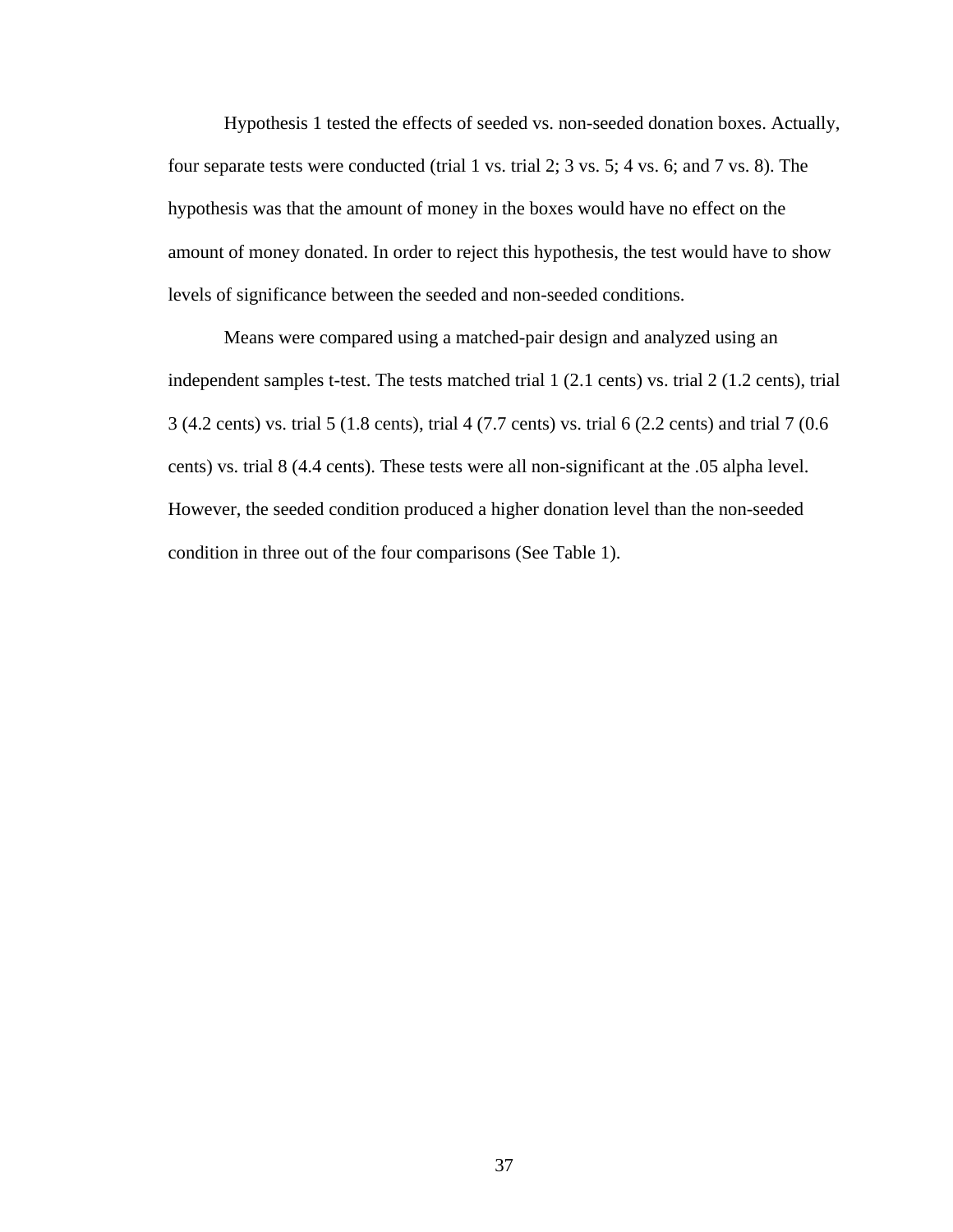Hypothesis 1 tested the effects of seeded vs. non-seeded donation boxes. Actually, four separate tests were conducted (trial 1 vs. trial 2; 3 vs. 5; 4 vs. 6; and 7 vs. 8). The hypothesis was that the amount of money in the boxes would have no effect on the amount of money donated. In order to reject this hypothesis, the test would have to show levels of significance between the seeded and non-seeded conditions.

Means were compared using a matched-pair design and analyzed using an independent samples t-test. The tests matched trial 1 (2.1 cents) vs. trial 2 (1.2 cents), trial 3 (4.2 cents) vs. trial 5 (1.8 cents), trial 4 (7.7 cents) vs. trial 6 (2.2 cents) and trial 7 (0.6 cents) vs. trial 8 (4.4 cents). These tests were all non-significant at the .05 alpha level. However, the seeded condition produced a higher donation level than the non-seeded condition in three out of the four comparisons (See Table 1).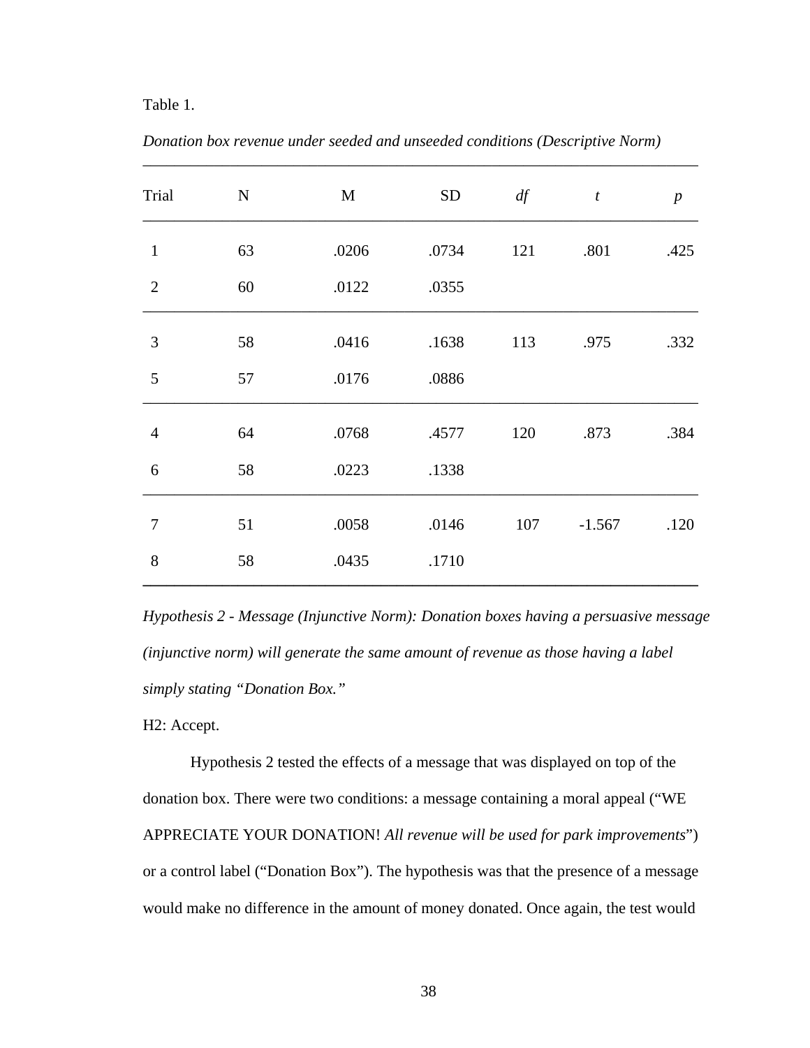Table 1.

*Donation box revenue under seeded and unseeded conditions (Descriptive Norm)*

| Trial | N | M | SD | *df* | *t* | *p* |
|---|---|---|---|---|---|---|
| 1 | 63 | .0206 | .0734 | 121 | .801 | .425 |
| 2 | 60 | .0122 | .0355 | | | |
| 3 | 58 | .0416 | .1638 | 113 | .975 | .332 |
| 5 | 57 | .0176 | .0886 | | | |
| 4 | 64 | .0768 | .4577 | 120 | .873 | .384 |
| 6 | 58 | .0223 | .1338 | | | |
| 7 | 51 | .0058 | .0146 | 107 | -1.567 | .120 |
| 8 | 58 | .0435 | .1710 | | | |

*Hypothesis 2 - Message (Injunctive Norm): Donation boxes having a persuasive message (injunctive norm) will generate the same amount of revenue as those having a label simply stating "Donation Box."*

H2: Accept.

Hypothesis 2 tested the effects of a message that was displayed on top of the donation box. There were two conditions: a message containing a moral appeal ("WE APPRECIATE YOUR DONATION! *All revenue will be used for park improvements*") or a control label ("Donation Box"). The hypothesis was that the presence of a message would make no difference in the amount of money donated. Once again, the test would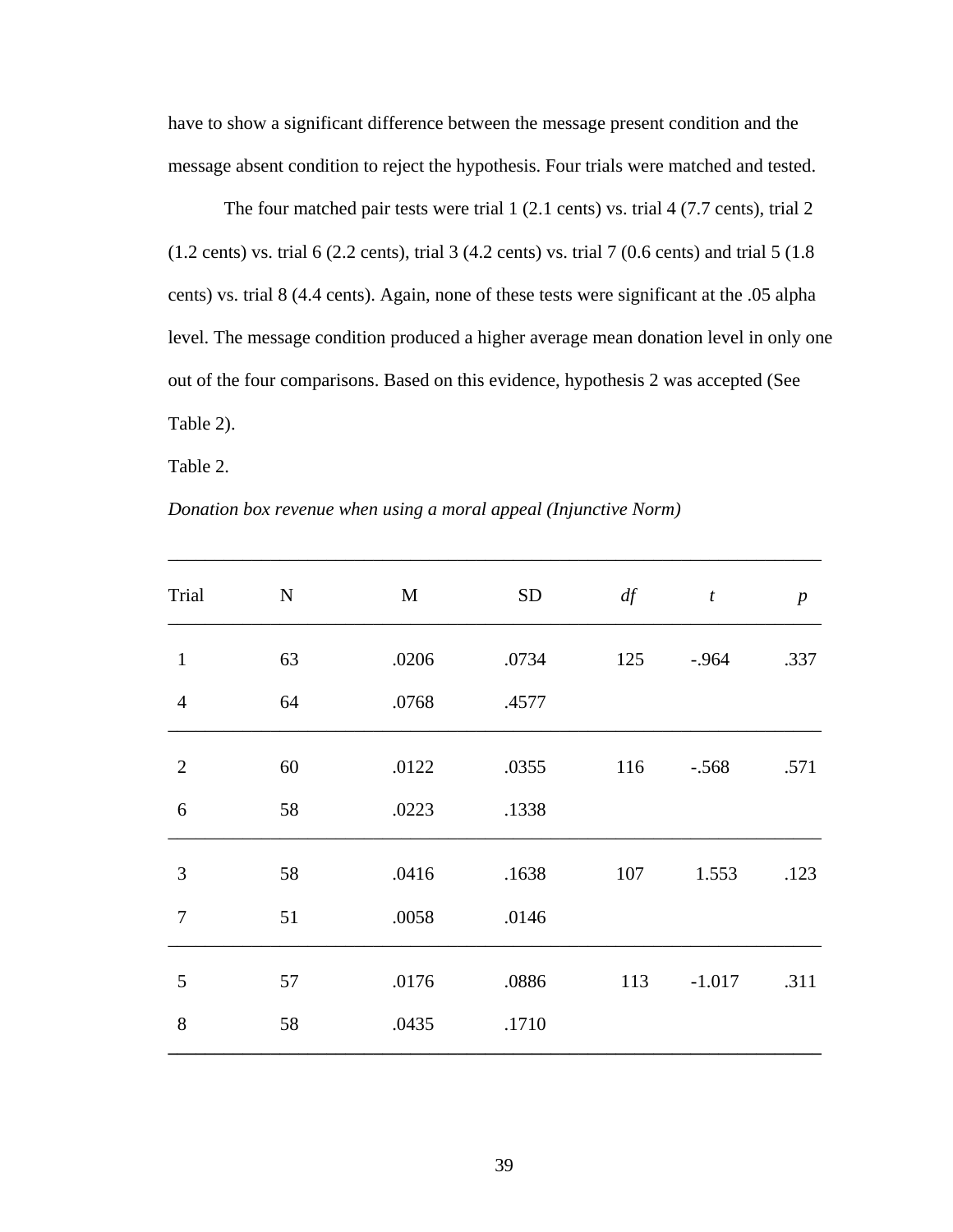have to show a significant difference between the message present condition and the message absent condition to reject the hypothesis. Four trials were matched and tested.

The four matched pair tests were trial 1 (2.1 cents) vs. trial 4 (7.7 cents), trial 2 (1.2 cents) vs. trial 6 (2.2 cents), trial 3 (4.2 cents) vs. trial 7 (0.6 cents) and trial 5 (1.8 cents) vs. trial 8 (4.4 cents). Again, none of these tests were significant at the .05 alpha level. The message condition produced a higher average mean donation level in only one out of the four comparisons. Based on this evidence, hypothesis 2 was accepted (See Table 2).

Table 2.

*Donation box revenue when using a moral appeal (Injunctive Norm)*

| Trial | N | M | SD | *df* | *t* | *p* |
|---|---|---|---|---|---|---|
| 1 | 63 | .0206 | .0734 | 125 | -.964 | .337 |
| 4 | 64 | .0768 | .4577 | | | |
| 2 | 60 | .0122 | .0355 | 116 | -.568 | .571 |
| 6 | 58 | .0223 | .1338 | | | |
| 3 | 58 | .0416 | .1638 | 107 | 1.553 | .123 |
| 7 | 51 | .0058 | .0146 | | | |
| 5 | 57 | .0176 | .0886 | 113 | -1.017 | .311 |
| 8 | 58 | .0435 | .1710 | | | |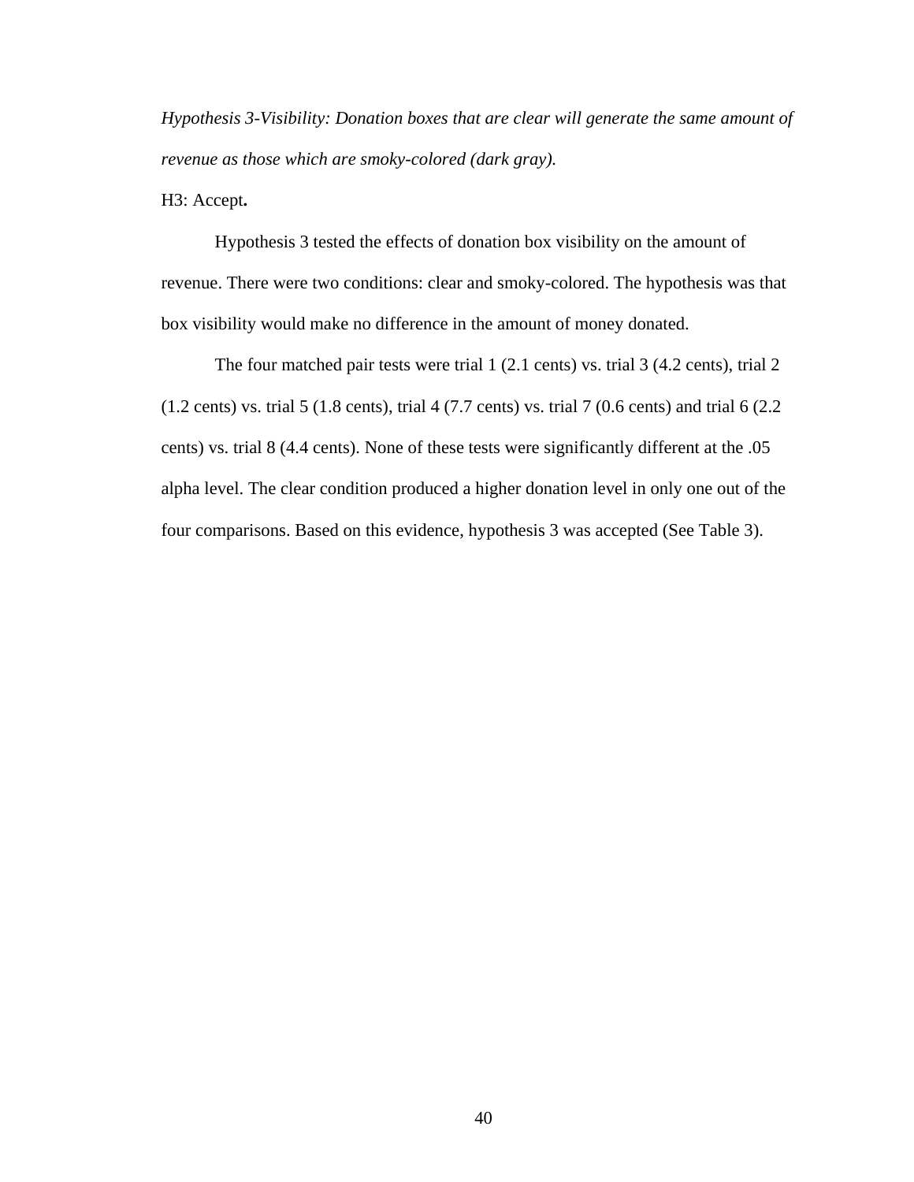*Hypothesis 3-Visibility: Donation boxes that are clear will generate the same amount of revenue as those which are smoky-colored (dark gray).*

H3: Accept**.**

Hypothesis 3 tested the effects of donation box visibility on the amount of revenue. There were two conditions: clear and smoky-colored. The hypothesis was that box visibility would make no difference in the amount of money donated.

The four matched pair tests were trial 1 (2.1 cents) vs. trial 3 (4.2 cents), trial 2 (1.2 cents) vs. trial 5 (1.8 cents), trial 4 (7.7 cents) vs. trial 7 (0.6 cents) and trial 6 (2.2 cents) vs. trial 8 (4.4 cents). None of these tests were significantly different at the .05 alpha level. The clear condition produced a higher donation level in only one out of the four comparisons. Based on this evidence, hypothesis 3 was accepted (See Table 3).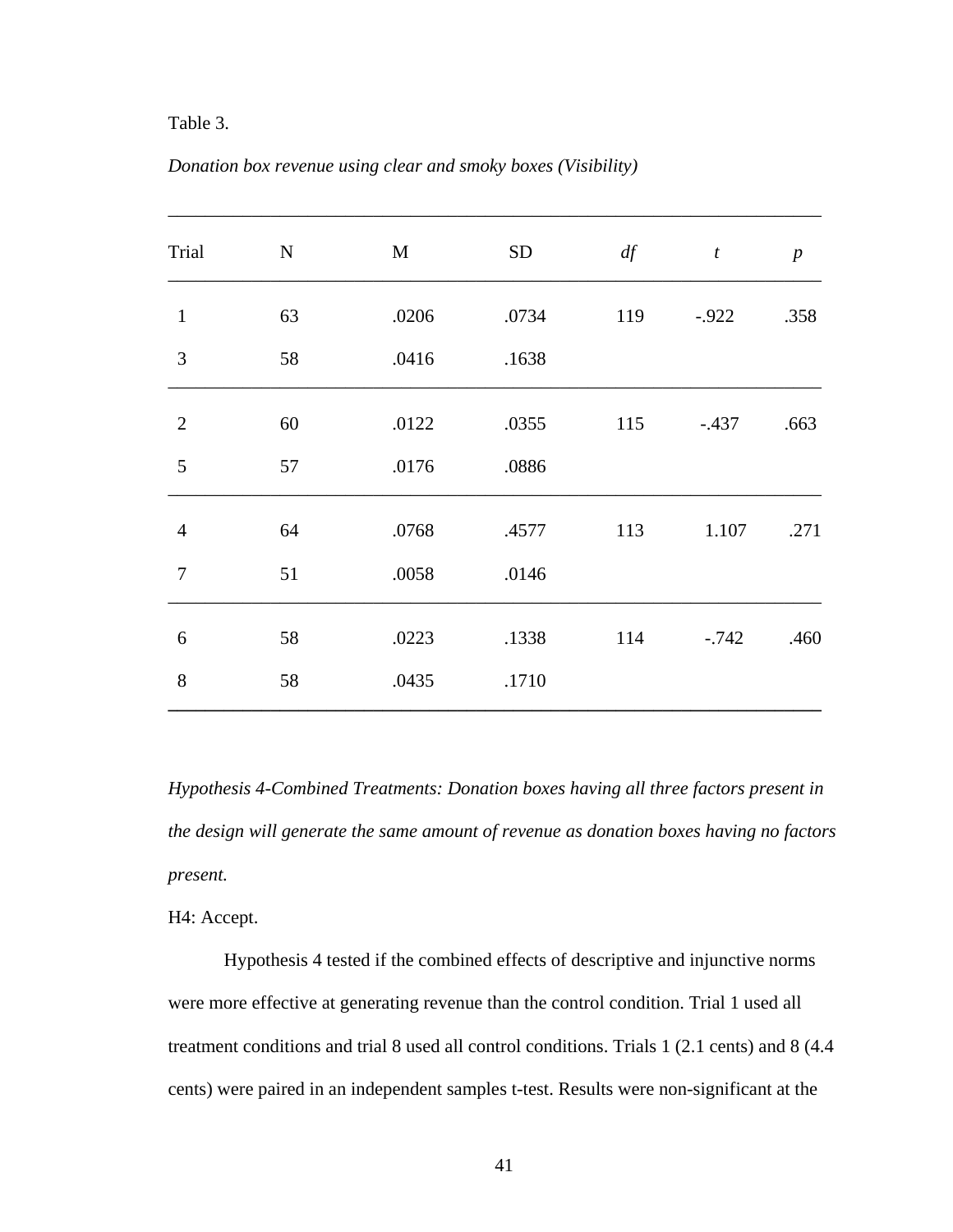Table 3.

*Donation box revenue using clear and smoky boxes (Visibility)*

| Trial | N | M | SD | *df* | *t* | *p* |
|---|---|---|---|---|---|---|
| 1 | 63 | .0206 | .0734 | 119 | -.922 | .358 |
| 3 | 58 | .0416 | .1638 | | | |
| 2 | 60 | .0122 | .0355 | 115 | -.437 | .663 |
| 5 | 57 | .0176 | .0886 | | | |
| 4 | 64 | .0768 | .4577 | 113 | 1.107 | .271 |
| 7 | 51 | .0058 | .0146 | | | |
| 6 | 58 | .0223 | .1338 | 114 | -.742 | .460 |
| 8 | 58 | .0435 | .1710 | | | |

*Hypothesis 4-Combined Treatments: Donation boxes having all three factors present in the design will generate the same amount of revenue as donation boxes having no factors present.*

H4: Accept.

Hypothesis 4 tested if the combined effects of descriptive and injunctive norms were more effective at generating revenue than the control condition. Trial 1 used all treatment conditions and trial 8 used all control conditions. Trials 1 (2.1 cents) and 8 (4.4 cents) were paired in an independent samples t-test. Results were non-significant at the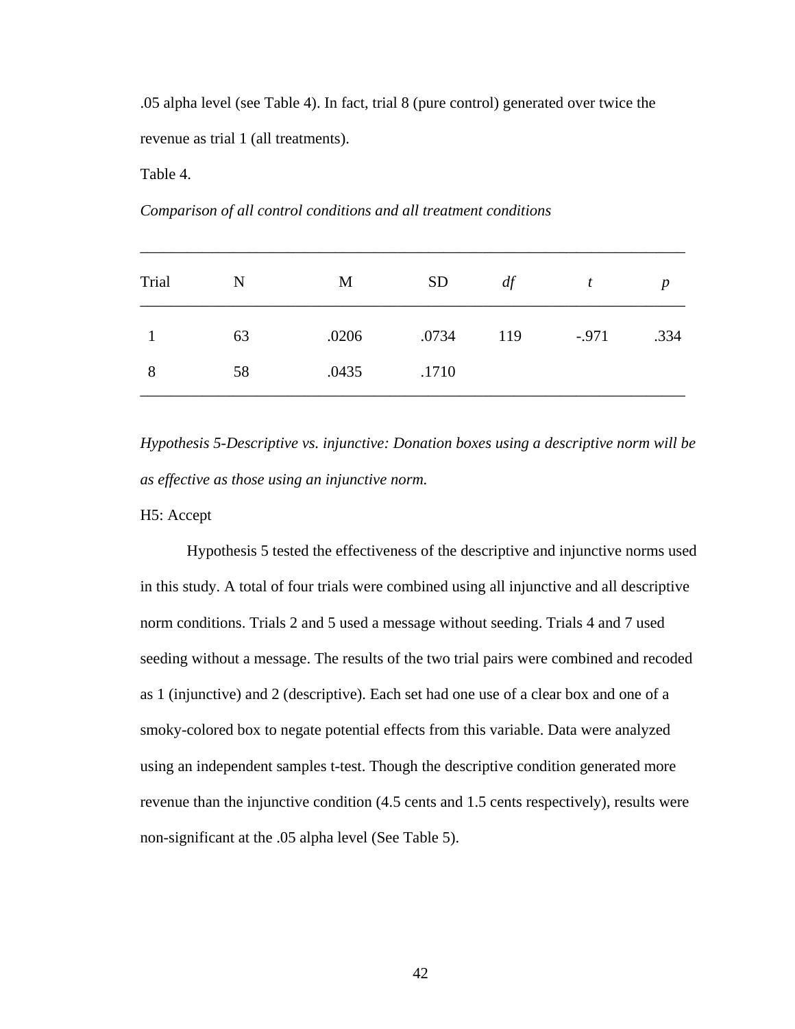.05 alpha level (see Table 4). In fact, trial 8 (pure control) generated over twice the revenue as trial 1 (all treatments).

Table 4.

*Comparison of all control conditions and all treatment conditions*

| Trial | N | M | SD | *df* | *t* | *p* |
|---|---|---|---|---|---|---|
| 1 | 63 | .0206 | .0734 | 119 | -.971 | .334 |
| 8 | 58 | .0435 | .1710 | | | |

*Hypothesis 5-Descriptive vs. injunctive: Donation boxes using a descriptive norm will be as effective as those using an injunctive norm.*

H5: Accept

Hypothesis 5 tested the effectiveness of the descriptive and injunctive norms used in this study. A total of four trials were combined using all injunctive and all descriptive norm conditions. Trials 2 and 5 used a message without seeding. Trials 4 and 7 used seeding without a message. The results of the two trial pairs were combined and recoded as 1 (injunctive) and 2 (descriptive). Each set had one use of a clear box and one of a smoky-colored box to negate potential effects from this variable. Data were analyzed using an independent samples t-test. Though the descriptive condition generated more revenue than the injunctive condition (4.5 cents and 1.5 cents respectively), results were non-significant at the .05 alpha level (See Table 5).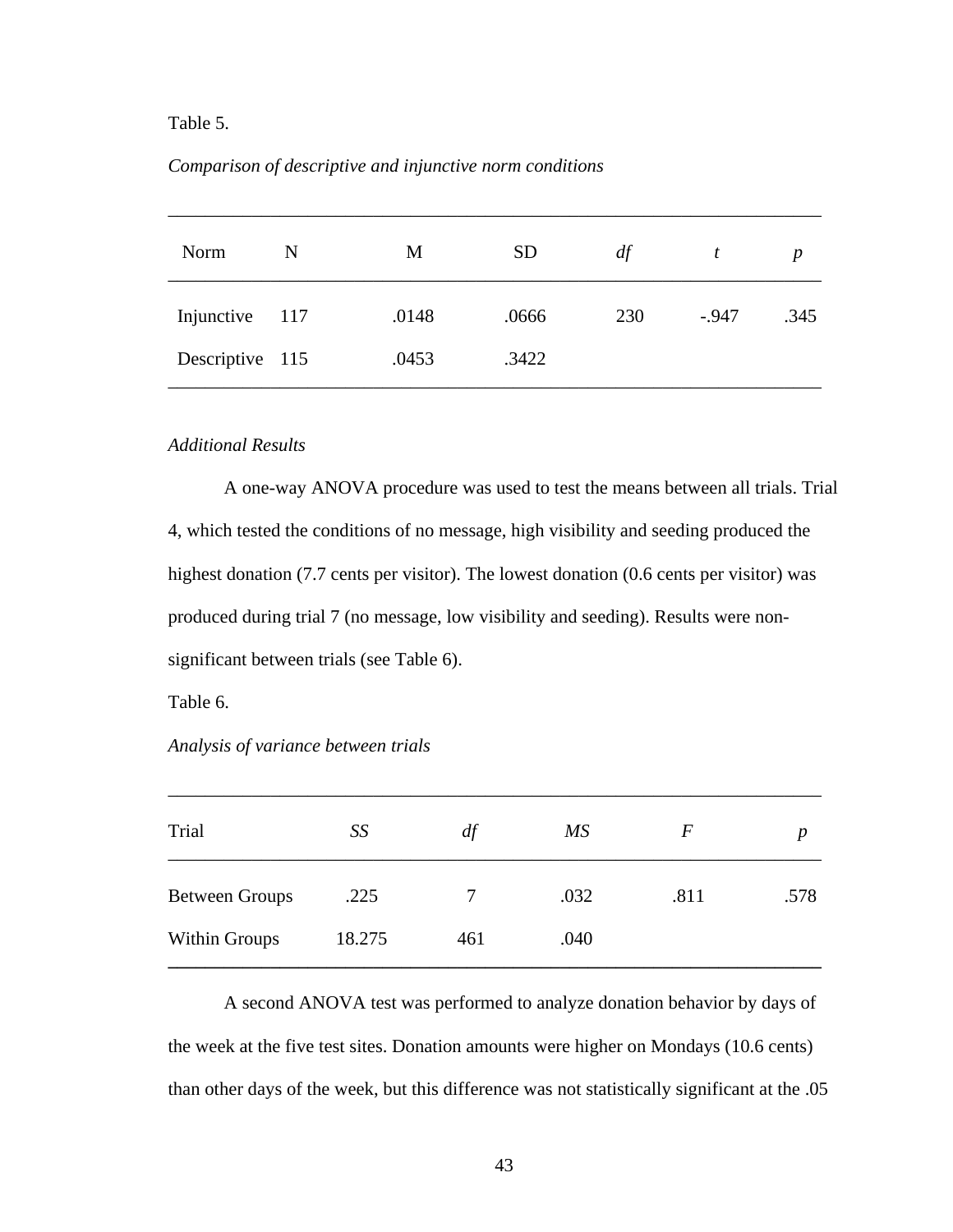Table 5.

*Comparison of descriptive and injunctive norm conditions*

| Norm | N | M | SD | *df* | *t* | *p* |
|---|---|---|---|---|---|---|
| Injunctive | 117 | .0148 | .0666 | 230 | -.947 | .345 |
| Descriptive | 115 | .0453 | .3422 | | | |

*Additional Results*

A one-way ANOVA procedure was used to test the means between all trials. Trial 4, which tested the conditions of no message, high visibility and seeding produced the highest donation (7.7 cents per visitor). The lowest donation (0.6 cents per visitor) was produced during trial 7 (no message, low visibility and seeding). Results were non-significant between trials (see Table 6).

Table 6.

*Analysis of variance between trials*

| Trial | *SS* | *df* | *MS* | *F* | *p* |
|---|---|---|---|---|---|
| Between Groups | .225 | 7 | .032 | .811 | .578 |
| Within Groups | 18.275 | 461 | .040 | | |

A second ANOVA test was performed to analyze donation behavior by days of the week at the five test sites. Donation amounts were higher on Mondays (10.6 cents) than other days of the week, but this difference was not statistically significant at the .05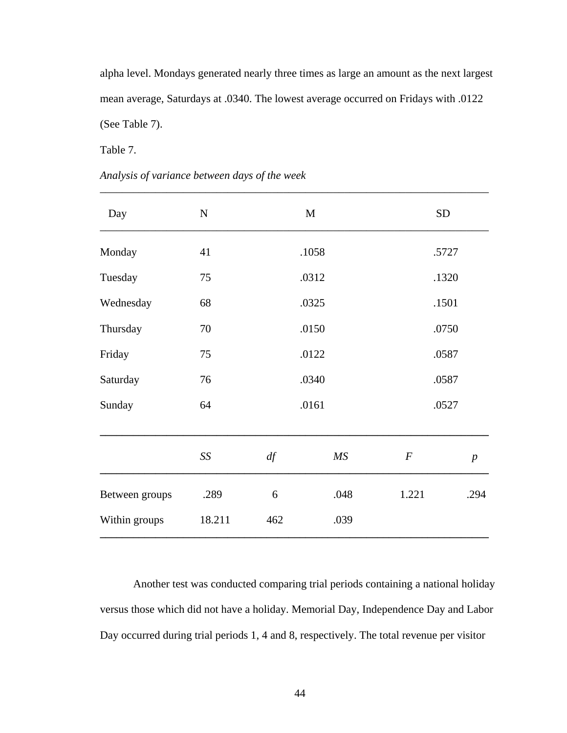alpha level. Mondays generated nearly three times as large an amount as the next largest mean average, Saturdays at .0340. The lowest average occurred on Fridays with .0122 (See Table 7).

Table 7.

*Analysis of variance between days of the week*

| Day | N | M | SD |
|---|---|---|---|
| Monday | 41 | .1058 | .5727 |
| Tuesday | 75 | .0312 | .1320 |
| Wednesday | 68 | .0325 | .1501 |
| Thursday | 70 | .0150 | .0750 |
| Friday | 75 | .0122 | .0587 |
| Saturday | 76 | .0340 | .0587 |
| Sunday | 64 | .0161 | .0527 |

| | *SS* | *df* | *MS* | *F* | *p* |
|---|---|---|---|---|---|
| Between groups | .289 | 6 | .048 | 1.221 | .294 |
| Within groups | 18.211 | 462 | .039 | | |

Another test was conducted comparing trial periods containing a national holiday versus those which did not have a holiday. Memorial Day, Independence Day and Labor Day occurred during trial periods 1, 4 and 8, respectively. The total revenue per visitor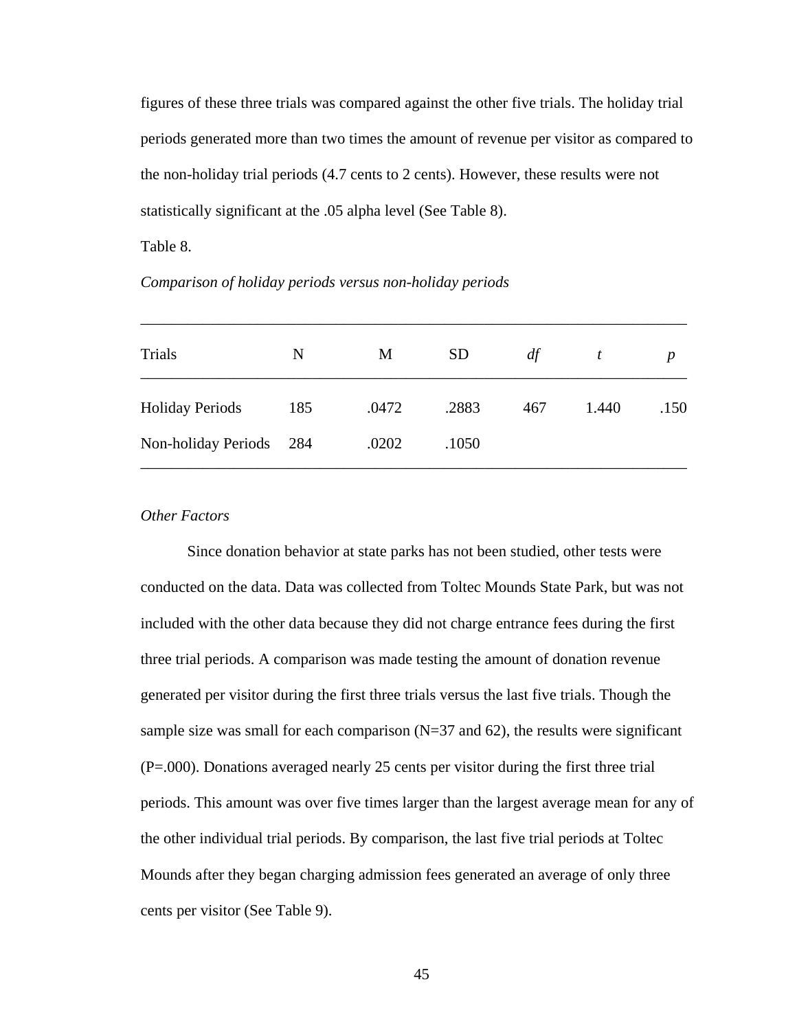figures of these three trials was compared against the other five trials. The holiday trial periods generated more than two times the amount of revenue per visitor as compared to the non-holiday trial periods (4.7 cents to 2 cents). However, these results were not statistically significant at the .05 alpha level (See Table 8).

Table 8.

*Comparison of holiday periods versus non-holiday periods*

| Trials | N | M | SD | *df* | *t* | *p* |
|---|---|---|---|---|---|---|
| Holiday Periods | 185 | .0472 | .2883 | 467 | 1.440 | .150 |
| Non-holiday Periods | 284 | .0202 | .1050 | | | |

*Other Factors*

Since donation behavior at state parks has not been studied, other tests were conducted on the data. Data was collected from Toltec Mounds State Park, but was not included with the other data because they did not charge entrance fees during the first three trial periods. A comparison was made testing the amount of donation revenue generated per visitor during the first three trials versus the last five trials. Though the sample size was small for each comparison (N=37 and 62), the results were significant (P=.000). Donations averaged nearly 25 cents per visitor during the first three trial periods. This amount was over five times larger than the largest average mean for any of the other individual trial periods. By comparison, the last five trial periods at Toltec Mounds after they began charging admission fees generated an average of only three cents per visitor (See Table 9).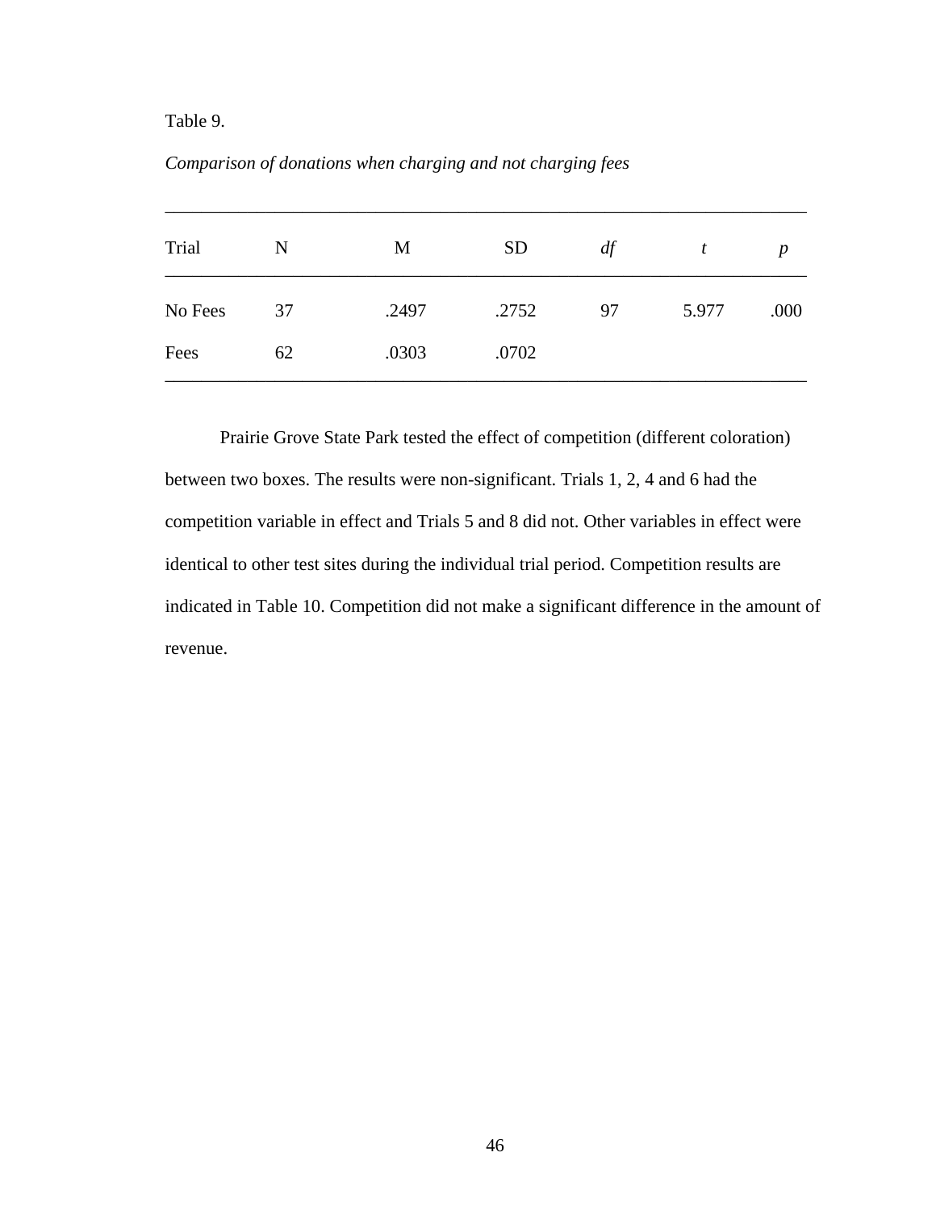Table 9.

*Comparison of donations when charging and not charging fees*

| Trial | N | M | SD | *df* | *t* | *p* |
|---|---|---|---|---|---|---|
| No Fees | 37 | .2497 | .2752 | 97 | 5.977 | .000 |
| Fees | 62 | .0303 | .0702 | | | |

Prairie Grove State Park tested the effect of competition (different coloration) between two boxes. The results were non-significant. Trials 1, 2, 4 and 6 had the competition variable in effect and Trials 5 and 8 did not. Other variables in effect were identical to other test sites during the individual trial period. Competition results are indicated in Table 10. Competition did not make a significant difference in the amount of revenue.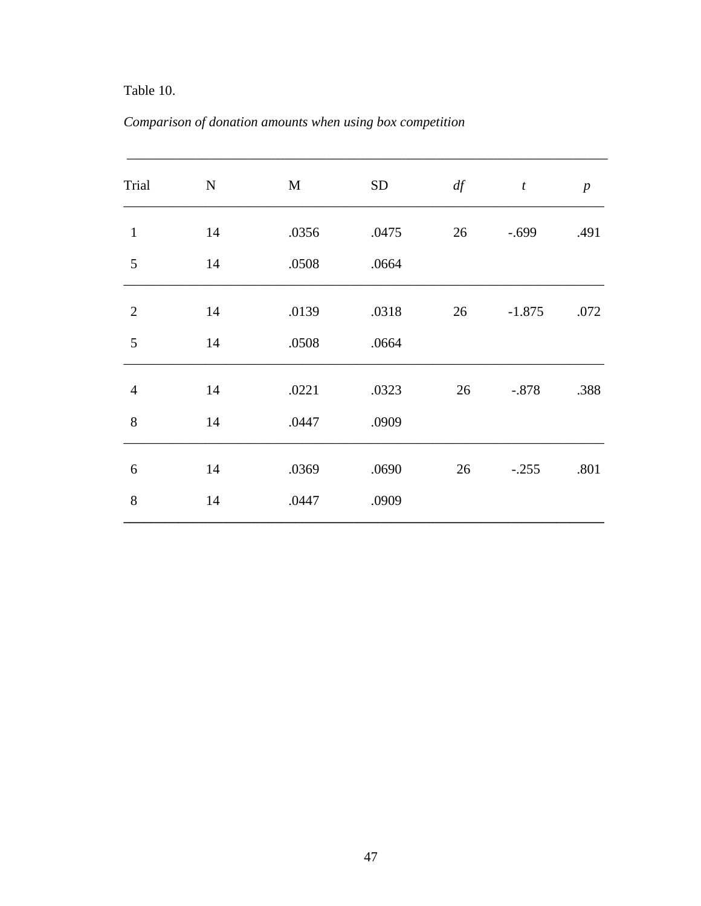Table 10.

*Comparison of donation amounts when using box competition*

| Trial | N | M | SD | *df* | *t* | *p* |
|---|---|---|---|---|---|---|
| 1 | 14 | .0356 | .0475 | 26 | -.699 | .491 |
| 5 | 14 | .0508 | .0664 | | | |
| 2 | 14 | .0139 | .0318 | 26 | -1.875 | .072 |
| 5 | 14 | .0508 | .0664 | | | |
| 4 | 14 | .0221 | .0323 | 26 | -.878 | .388 |
| 8 | 14 | .0447 | .0909 | | | |
| 6 | 14 | .0369 | .0690 | 26 | -.255 | .801 |
| 8 | 14 | .0447 | .0909 | | | |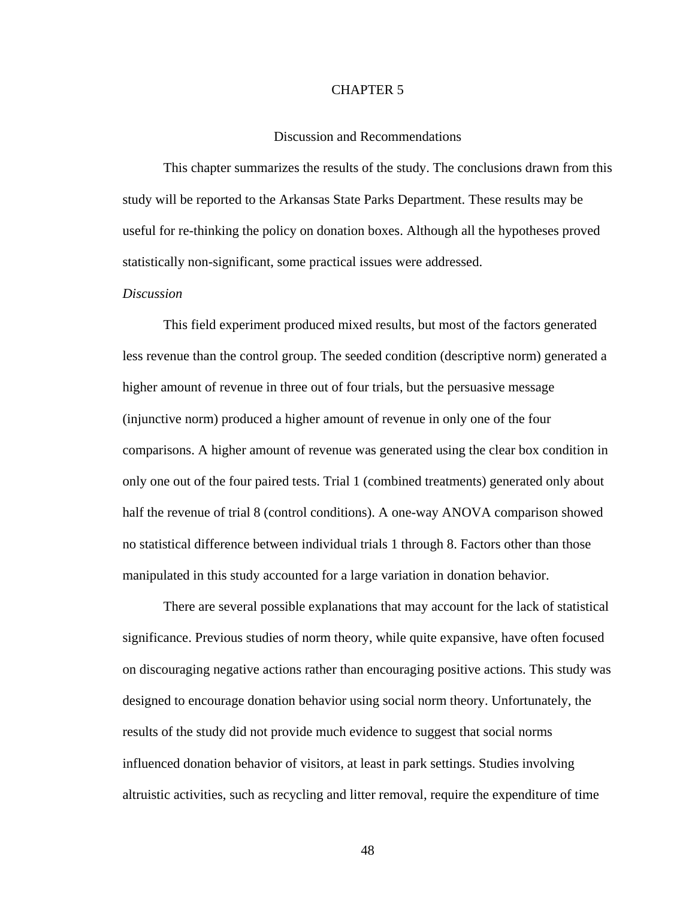# CHAPTER 5

## Discussion and Recommendations

This chapter summarizes the results of the study. The conclusions drawn from this study will be reported to the Arkansas State Parks Department. These results may be useful for re-thinking the policy on donation boxes. Although all the hypotheses proved statistically non-significant, some practical issues were addressed.

### *Discussion*

This field experiment produced mixed results, but most of the factors generated less revenue than the control group. The seeded condition (descriptive norm) generated a higher amount of revenue in three out of four trials, but the persuasive message (injunctive norm) produced a higher amount of revenue in only one of the four comparisons. A higher amount of revenue was generated using the clear box condition in only one out of the four paired tests. Trial 1 (combined treatments) generated only about half the revenue of trial 8 (control conditions). A one-way ANOVA comparison showed no statistical difference between individual trials 1 through 8. Factors other than those manipulated in this study accounted for a large variation in donation behavior.

There are several possible explanations that may account for the lack of statistical significance. Previous studies of norm theory, while quite expansive, have often focused on discouraging negative actions rather than encouraging positive actions. This study was designed to encourage donation behavior using social norm theory. Unfortunately, the results of the study did not provide much evidence to suggest that social norms influenced donation behavior of visitors, at least in park settings. Studies involving altruistic activities, such as recycling and litter removal, require the expenditure of time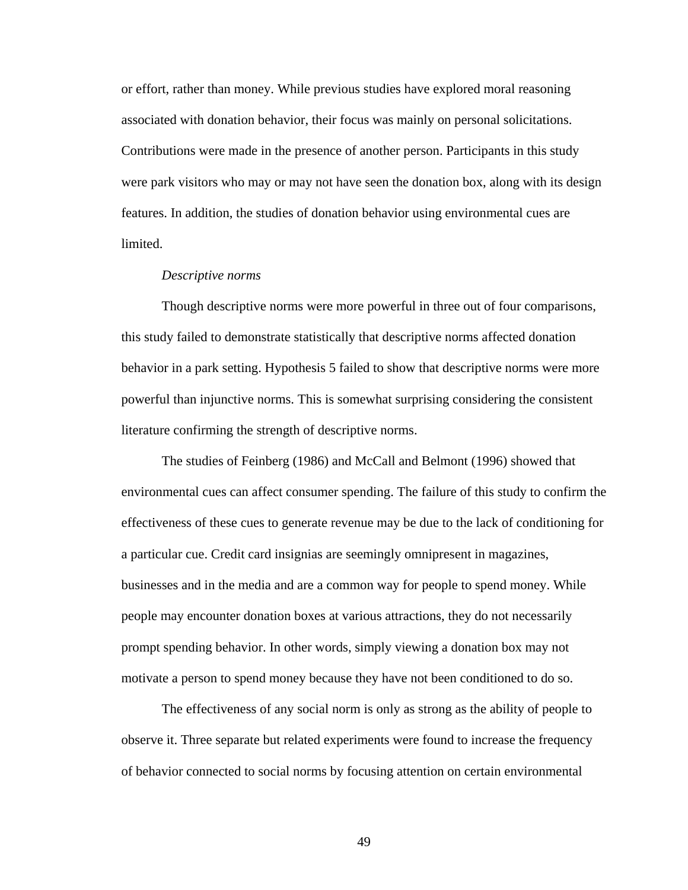or effort, rather than money. While previous studies have explored moral reasoning associated with donation behavior, their focus was mainly on personal solicitations. Contributions were made in the presence of another person. Participants in this study were park visitors who may or may not have seen the donation box, along with its design features. In addition, the studies of donation behavior using environmental cues are limited.

*Descriptive norms*

Though descriptive norms were more powerful in three out of four comparisons, this study failed to demonstrate statistically that descriptive norms affected donation behavior in a park setting. Hypothesis 5 failed to show that descriptive norms were more powerful than injunctive norms. This is somewhat surprising considering the consistent literature confirming the strength of descriptive norms.

The studies of Feinberg (1986) and McCall and Belmont (1996) showed that environmental cues can affect consumer spending. The failure of this study to confirm the effectiveness of these cues to generate revenue may be due to the lack of conditioning for a particular cue. Credit card insignias are seemingly omnipresent in magazines, businesses and in the media and are a common way for people to spend money. While people may encounter donation boxes at various attractions, they do not necessarily prompt spending behavior. In other words, simply viewing a donation box may not motivate a person to spend money because they have not been conditioned to do so.

The effectiveness of any social norm is only as strong as the ability of people to observe it. Three separate but related experiments were found to increase the frequency of behavior connected to social norms by focusing attention on certain environmental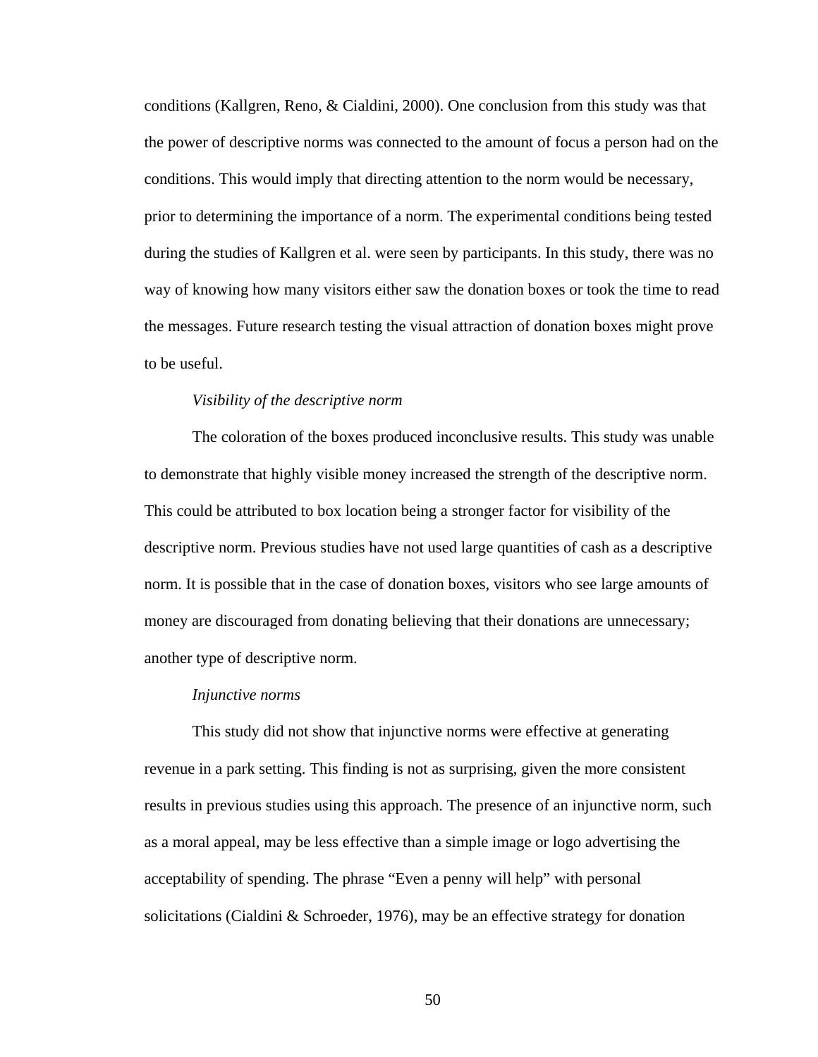conditions (Kallgren, Reno, & Cialdini, 2000). One conclusion from this study was that the power of descriptive norms was connected to the amount of focus a person had on the conditions. This would imply that directing attention to the norm would be necessary, prior to determining the importance of a norm. The experimental conditions being tested during the studies of Kallgren et al. were seen by participants. In this study, there was no way of knowing how many visitors either saw the donation boxes or took the time to read the messages. Future research testing the visual attraction of donation boxes might prove to be useful.

*Visibility of the descriptive norm*

The coloration of the boxes produced inconclusive results. This study was unable to demonstrate that highly visible money increased the strength of the descriptive norm. This could be attributed to box location being a stronger factor for visibility of the descriptive norm. Previous studies have not used large quantities of cash as a descriptive norm. It is possible that in the case of donation boxes, visitors who see large amounts of money are discouraged from donating believing that their donations are unnecessary; another type of descriptive norm.

*Injunctive norms*

This study did not show that injunctive norms were effective at generating revenue in a park setting. This finding is not as surprising, given the more consistent results in previous studies using this approach. The presence of an injunctive norm, such as a moral appeal, may be less effective than a simple image or logo advertising the acceptability of spending. The phrase "Even a penny will help" with personal solicitations (Cialdini & Schroeder, 1976), may be an effective strategy for donation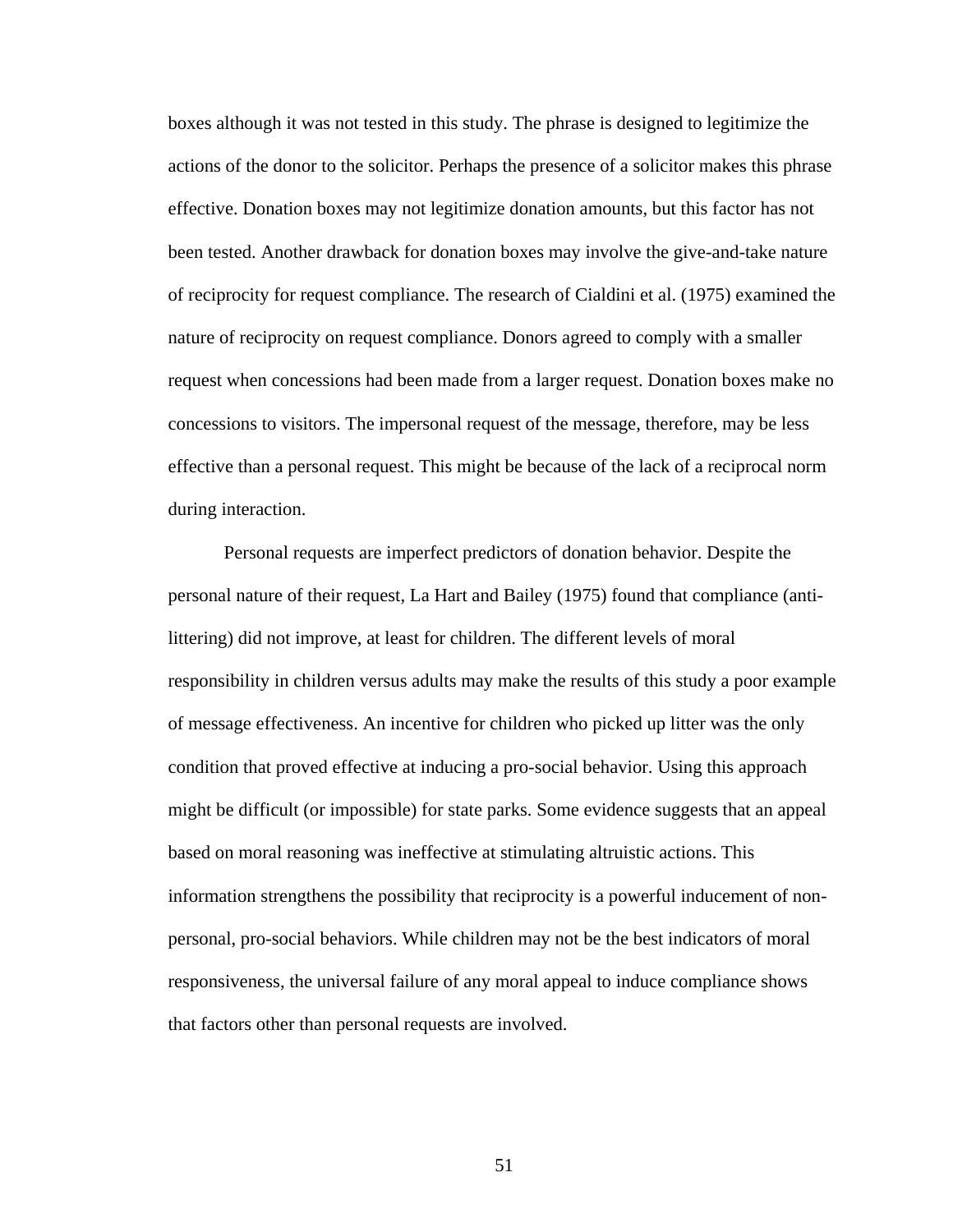boxes although it was not tested in this study. The phrase is designed to legitimize the actions of the donor to the solicitor. Perhaps the presence of a solicitor makes this phrase effective. Donation boxes may not legitimize donation amounts, but this factor has not been tested. Another drawback for donation boxes may involve the give-and-take nature of reciprocity for request compliance. The research of Cialdini et al. (1975) examined the nature of reciprocity on request compliance. Donors agreed to comply with a smaller request when concessions had been made from a larger request. Donation boxes make no concessions to visitors. The impersonal request of the message, therefore, may be less effective than a personal request. This might be because of the lack of a reciprocal norm during interaction.

Personal requests are imperfect predictors of donation behavior. Despite the personal nature of their request, La Hart and Bailey (1975) found that compliance (anti-littering) did not improve, at least for children. The different levels of moral responsibility in children versus adults may make the results of this study a poor example of message effectiveness. An incentive for children who picked up litter was the only condition that proved effective at inducing a pro-social behavior. Using this approach might be difficult (or impossible) for state parks. Some evidence suggests that an appeal based on moral reasoning was ineffective at stimulating altruistic actions. This information strengthens the possibility that reciprocity is a powerful inducement of non-personal, pro-social behaviors. While children may not be the best indicators of moral responsiveness, the universal failure of any moral appeal to induce compliance shows that factors other than personal requests are involved.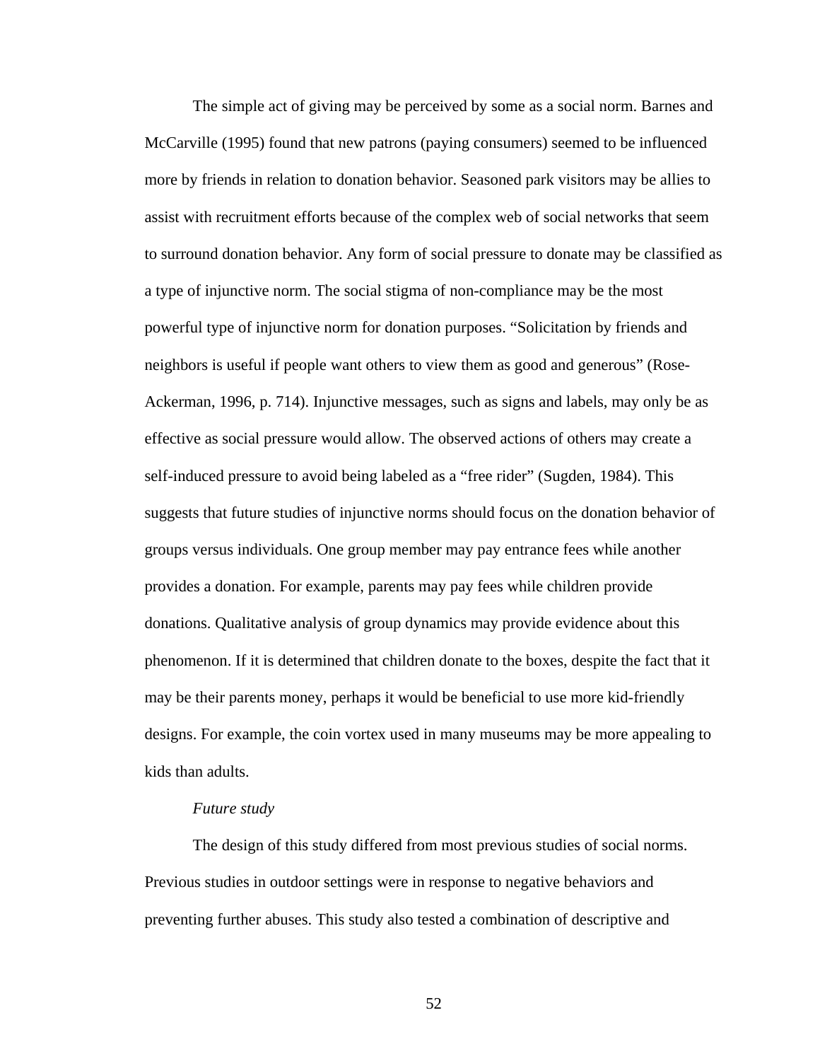The simple act of giving may be perceived by some as a social norm. Barnes and McCarville (1995) found that new patrons (paying consumers) seemed to be influenced more by friends in relation to donation behavior. Seasoned park visitors may be allies to assist with recruitment efforts because of the complex web of social networks that seem to surround donation behavior. Any form of social pressure to donate may be classified as a type of injunctive norm. The social stigma of non-compliance may be the most powerful type of injunctive norm for donation purposes. "Solicitation by friends and neighbors is useful if people want others to view them as good and generous" (Rose-Ackerman, 1996, p. 714). Injunctive messages, such as signs and labels, may only be as effective as social pressure would allow. The observed actions of others may create a self-induced pressure to avoid being labeled as a "free rider" (Sugden, 1984). This suggests that future studies of injunctive norms should focus on the donation behavior of groups versus individuals. One group member may pay entrance fees while another provides a donation. For example, parents may pay fees while children provide donations. Qualitative analysis of group dynamics may provide evidence about this phenomenon. If it is determined that children donate to the boxes, despite the fact that it may be their parents money, perhaps it would be beneficial to use more kid-friendly designs. For example, the coin vortex used in many museums may be more appealing to kids than adults.

*Future study*

The design of this study differed from most previous studies of social norms. Previous studies in outdoor settings were in response to negative behaviors and preventing further abuses. This study also tested a combination of descriptive and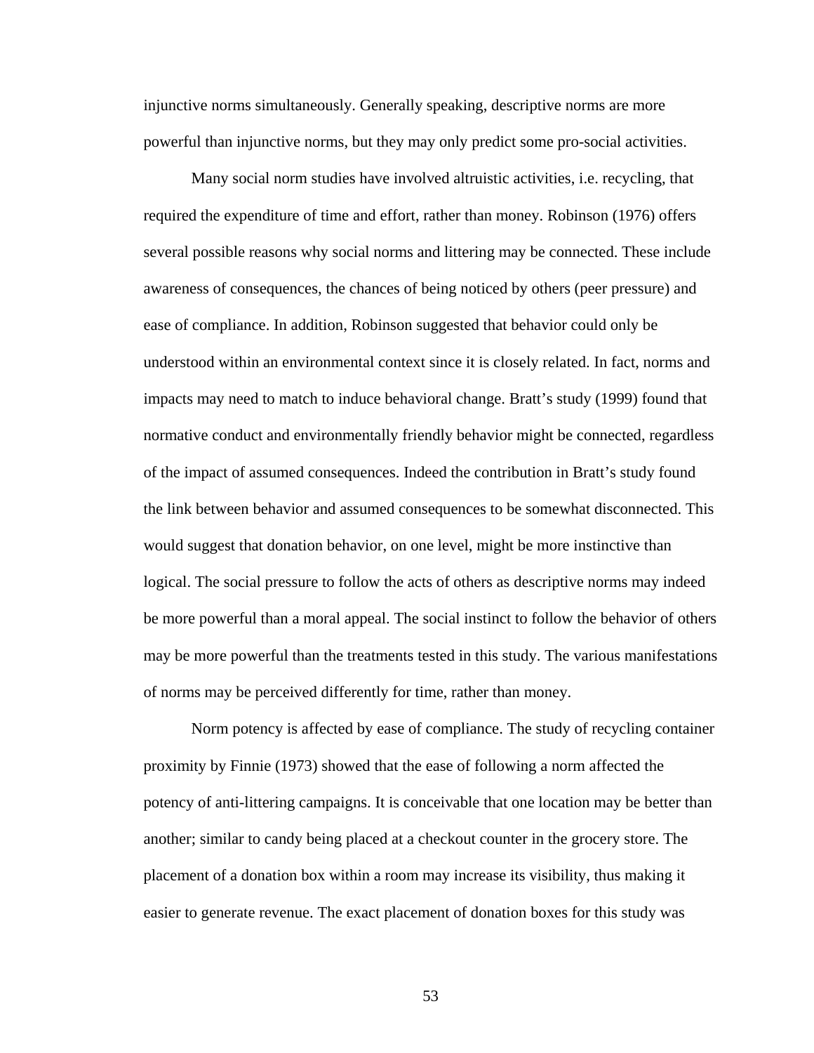injunctive norms simultaneously. Generally speaking, descriptive norms are more powerful than injunctive norms, but they may only predict some pro-social activities.

Many social norm studies have involved altruistic activities, i.e. recycling, that required the expenditure of time and effort, rather than money. Robinson (1976) offers several possible reasons why social norms and littering may be connected. These include awareness of consequences, the chances of being noticed by others (peer pressure) and ease of compliance. In addition, Robinson suggested that behavior could only be understood within an environmental context since it is closely related. In fact, norms and impacts may need to match to induce behavioral change. Bratt's study (1999) found that normative conduct and environmentally friendly behavior might be connected, regardless of the impact of assumed consequences. Indeed the contribution in Bratt's study found the link between behavior and assumed consequences to be somewhat disconnected. This would suggest that donation behavior, on one level, might be more instinctive than logical. The social pressure to follow the acts of others as descriptive norms may indeed be more powerful than a moral appeal. The social instinct to follow the behavior of others may be more powerful than the treatments tested in this study. The various manifestations of norms may be perceived differently for time, rather than money.

Norm potency is affected by ease of compliance. The study of recycling container proximity by Finnie (1973) showed that the ease of following a norm affected the potency of anti-littering campaigns. It is conceivable that one location may be better than another; similar to candy being placed at a checkout counter in the grocery store. The placement of a donation box within a room may increase its visibility, thus making it easier to generate revenue. The exact placement of donation boxes for this study was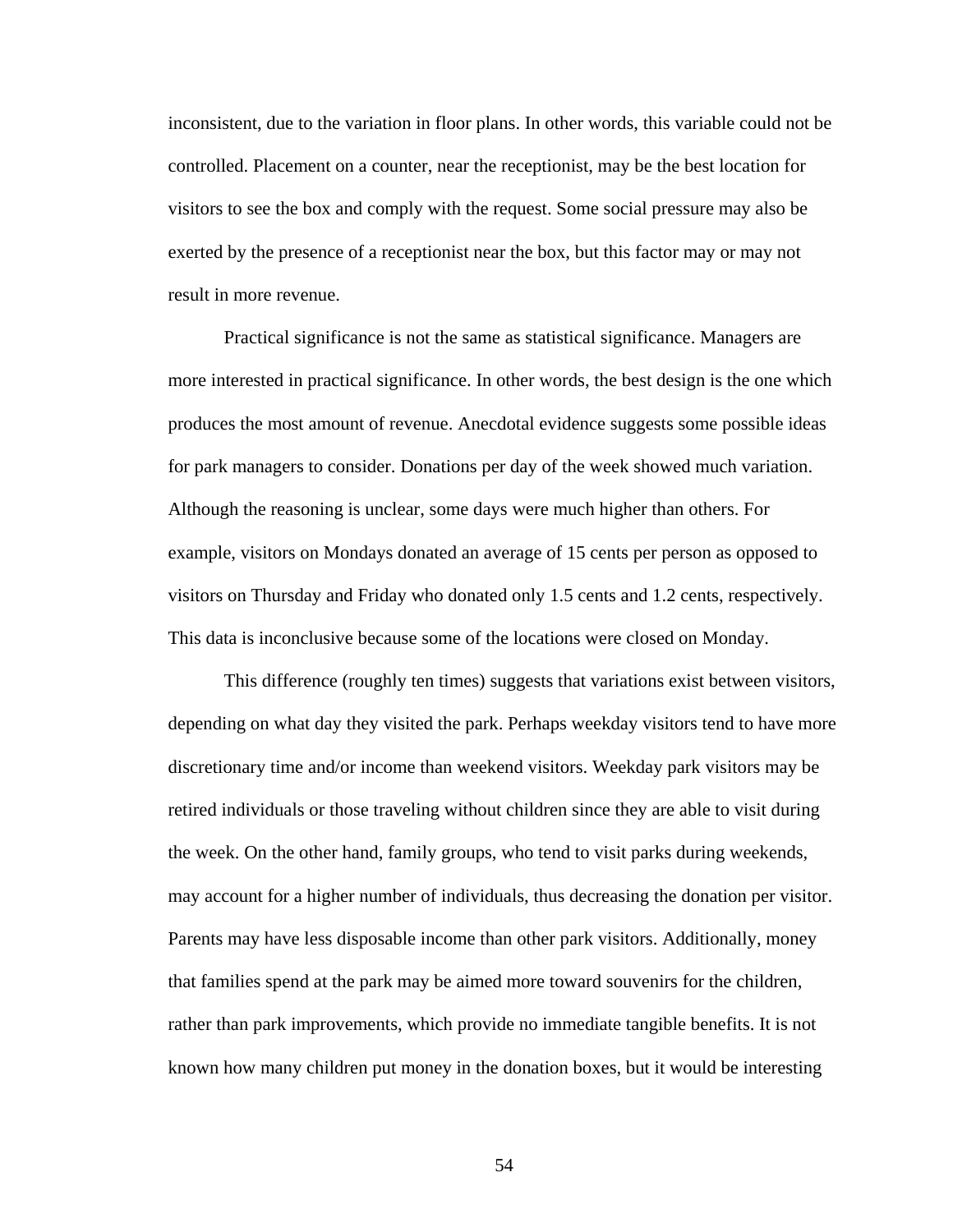inconsistent, due to the variation in floor plans. In other words, this variable could not be controlled. Placement on a counter, near the receptionist, may be the best location for visitors to see the box and comply with the request. Some social pressure may also be exerted by the presence of a receptionist near the box, but this factor may or may not result in more revenue.

Practical significance is not the same as statistical significance. Managers are more interested in practical significance. In other words, the best design is the one which produces the most amount of revenue. Anecdotal evidence suggests some possible ideas for park managers to consider. Donations per day of the week showed much variation. Although the reasoning is unclear, some days were much higher than others. For example, visitors on Mondays donated an average of 15 cents per person as opposed to visitors on Thursday and Friday who donated only 1.5 cents and 1.2 cents, respectively. This data is inconclusive because some of the locations were closed on Monday.

This difference (roughly ten times) suggests that variations exist between visitors, depending on what day they visited the park. Perhaps weekday visitors tend to have more discretionary time and/or income than weekend visitors. Weekday park visitors may be retired individuals or those traveling without children since they are able to visit during the week. On the other hand, family groups, who tend to visit parks during weekends, may account for a higher number of individuals, thus decreasing the donation per visitor. Parents may have less disposable income than other park visitors. Additionally, money that families spend at the park may be aimed more toward souvenirs for the children, rather than park improvements, which provide no immediate tangible benefits. It is not known how many children put money in the donation boxes, but it would be interesting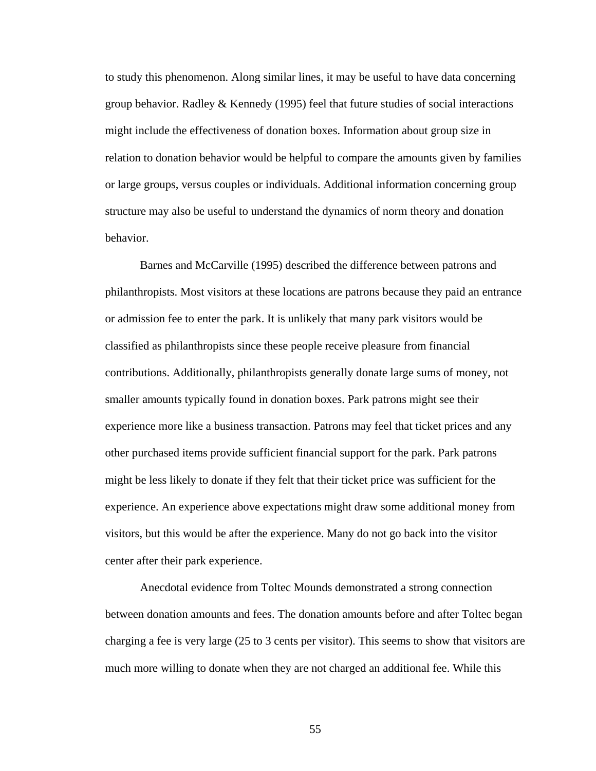to study this phenomenon. Along similar lines, it may be useful to have data concerning group behavior. Radley & Kennedy (1995) feel that future studies of social interactions might include the effectiveness of donation boxes. Information about group size in relation to donation behavior would be helpful to compare the amounts given by families or large groups, versus couples or individuals. Additional information concerning group structure may also be useful to understand the dynamics of norm theory and donation behavior.

Barnes and McCarville (1995) described the difference between patrons and philanthropists. Most visitors at these locations are patrons because they paid an entrance or admission fee to enter the park. It is unlikely that many park visitors would be classified as philanthropists since these people receive pleasure from financial contributions. Additionally, philanthropists generally donate large sums of money, not smaller amounts typically found in donation boxes. Park patrons might see their experience more like a business transaction. Patrons may feel that ticket prices and any other purchased items provide sufficient financial support for the park. Park patrons might be less likely to donate if they felt that their ticket price was sufficient for the experience. An experience above expectations might draw some additional money from visitors, but this would be after the experience. Many do not go back into the visitor center after their park experience.

Anecdotal evidence from Toltec Mounds demonstrated a strong connection between donation amounts and fees. The donation amounts before and after Toltec began charging a fee is very large (25 to 3 cents per visitor). This seems to show that visitors are much more willing to donate when they are not charged an additional fee. While this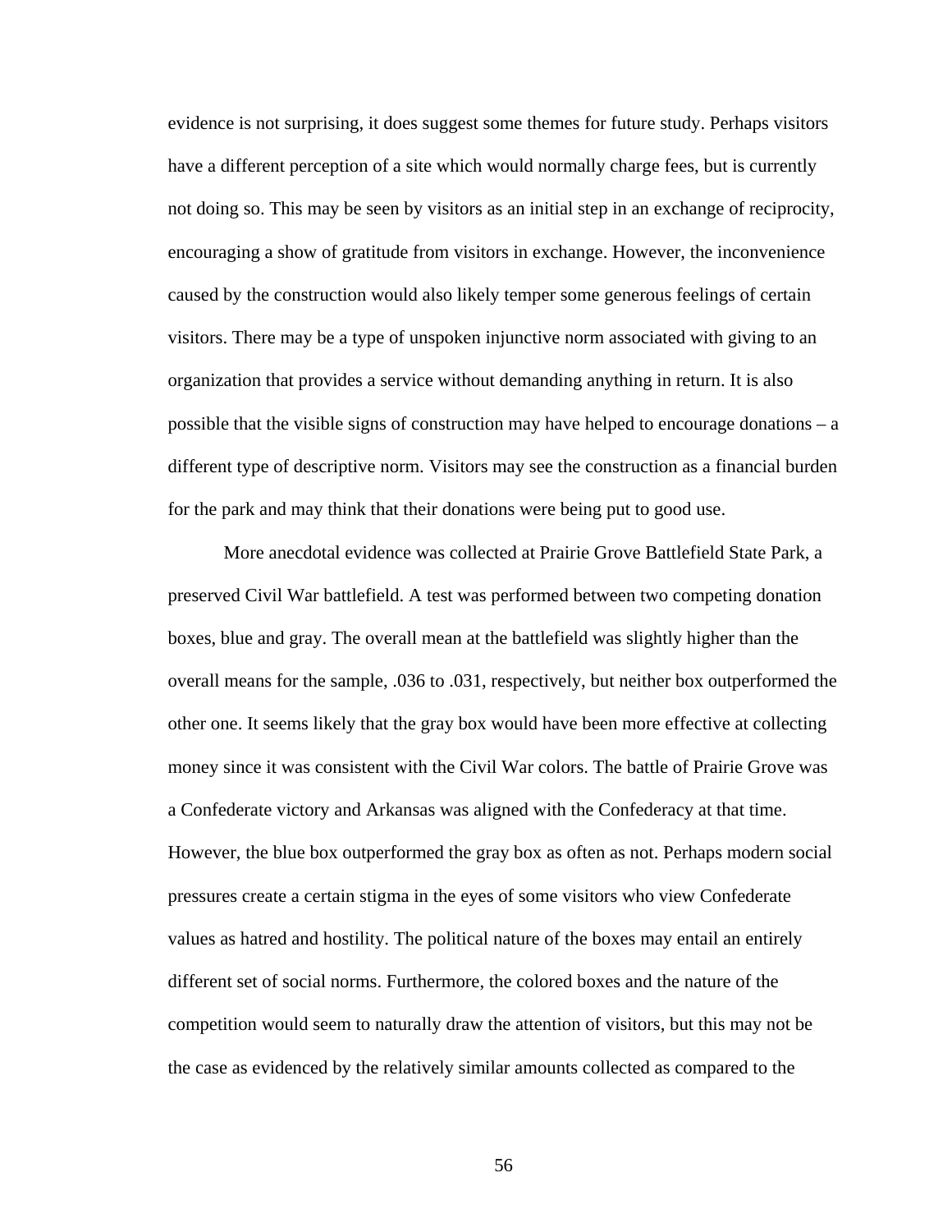evidence is not surprising, it does suggest some themes for future study. Perhaps visitors have a different perception of a site which would normally charge fees, but is currently not doing so. This may be seen by visitors as an initial step in an exchange of reciprocity, encouraging a show of gratitude from visitors in exchange. However, the inconvenience caused by the construction would also likely temper some generous feelings of certain visitors. There may be a type of unspoken injunctive norm associated with giving to an organization that provides a service without demanding anything in return. It is also possible that the visible signs of construction may have helped to encourage donations – a different type of descriptive norm. Visitors may see the construction as a financial burden for the park and may think that their donations were being put to good use.

More anecdotal evidence was collected at Prairie Grove Battlefield State Park, a preserved Civil War battlefield. A test was performed between two competing donation boxes, blue and gray. The overall mean at the battlefield was slightly higher than the overall means for the sample, .036 to .031, respectively, but neither box outperformed the other one. It seems likely that the gray box would have been more effective at collecting money since it was consistent with the Civil War colors. The battle of Prairie Grove was a Confederate victory and Arkansas was aligned with the Confederacy at that time. However, the blue box outperformed the gray box as often as not. Perhaps modern social pressures create a certain stigma in the eyes of some visitors who view Confederate values as hatred and hostility. The political nature of the boxes may entail an entirely different set of social norms. Furthermore, the colored boxes and the nature of the competition would seem to naturally draw the attention of visitors, but this may not be the case as evidenced by the relatively similar amounts collected as compared to the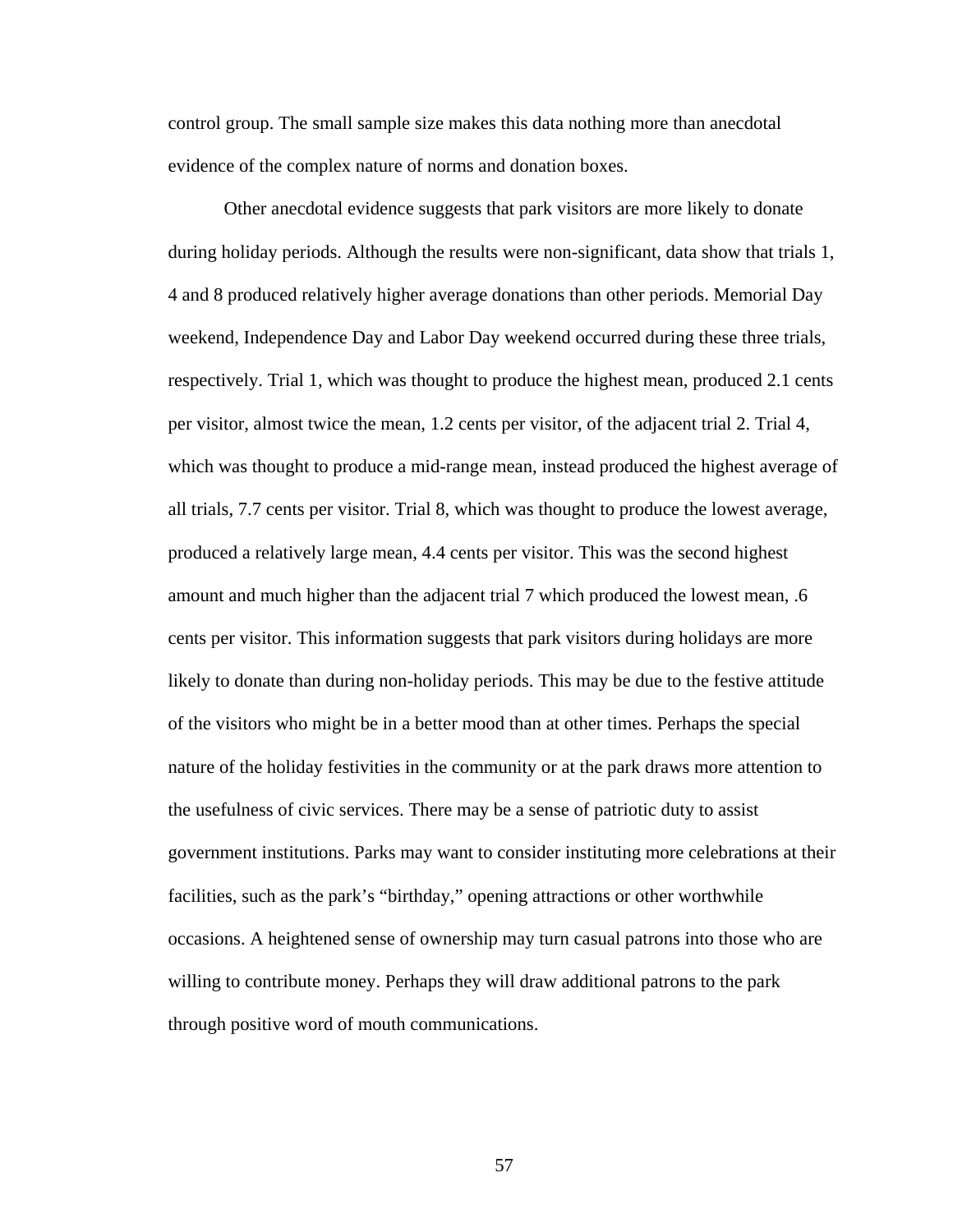control group. The small sample size makes this data nothing more than anecdotal evidence of the complex nature of norms and donation boxes.

Other anecdotal evidence suggests that park visitors are more likely to donate during holiday periods. Although the results were non-significant, data show that trials 1, 4 and 8 produced relatively higher average donations than other periods. Memorial Day weekend, Independence Day and Labor Day weekend occurred during these three trials, respectively. Trial 1, which was thought to produce the highest mean, produced 2.1 cents per visitor, almost twice the mean, 1.2 cents per visitor, of the adjacent trial 2. Trial 4, which was thought to produce a mid-range mean, instead produced the highest average of all trials, 7.7 cents per visitor. Trial 8, which was thought to produce the lowest average, produced a relatively large mean, 4.4 cents per visitor. This was the second highest amount and much higher than the adjacent trial 7 which produced the lowest mean, .6 cents per visitor. This information suggests that park visitors during holidays are more likely to donate than during non-holiday periods. This may be due to the festive attitude of the visitors who might be in a better mood than at other times. Perhaps the special nature of the holiday festivities in the community or at the park draws more attention to the usefulness of civic services. There may be a sense of patriotic duty to assist government institutions. Parks may want to consider instituting more celebrations at their facilities, such as the park's "birthday," opening attractions or other worthwhile occasions. A heightened sense of ownership may turn casual patrons into those who are willing to contribute money. Perhaps they will draw additional patrons to the park through positive word of mouth communications.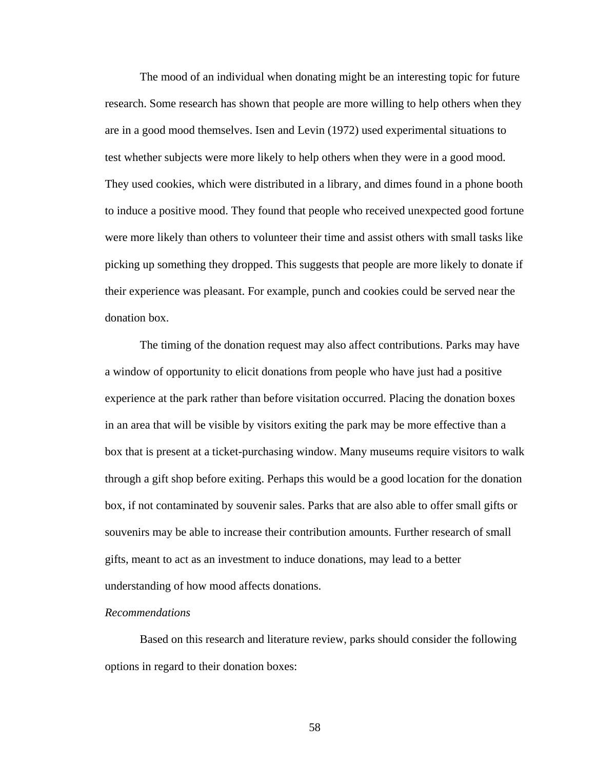The mood of an individual when donating might be an interesting topic for future research. Some research has shown that people are more willing to help others when they are in a good mood themselves. Isen and Levin (1972) used experimental situations to test whether subjects were more likely to help others when they were in a good mood. They used cookies, which were distributed in a library, and dimes found in a phone booth to induce a positive mood. They found that people who received unexpected good fortune were more likely than others to volunteer their time and assist others with small tasks like picking up something they dropped. This suggests that people are more likely to donate if their experience was pleasant. For example, punch and cookies could be served near the donation box.

The timing of the donation request may also affect contributions. Parks may have a window of opportunity to elicit donations from people who have just had a positive experience at the park rather than before visitation occurred. Placing the donation boxes in an area that will be visible by visitors exiting the park may be more effective than a box that is present at a ticket-purchasing window. Many museums require visitors to walk through a gift shop before exiting. Perhaps this would be a good location for the donation box, if not contaminated by souvenir sales. Parks that are also able to offer small gifts or souvenirs may be able to increase their contribution amounts. Further research of small gifts, meant to act as an investment to induce donations, may lead to a better understanding of how mood affects donations.

*Recommendations*

Based on this research and literature review, parks should consider the following options in regard to their donation boxes: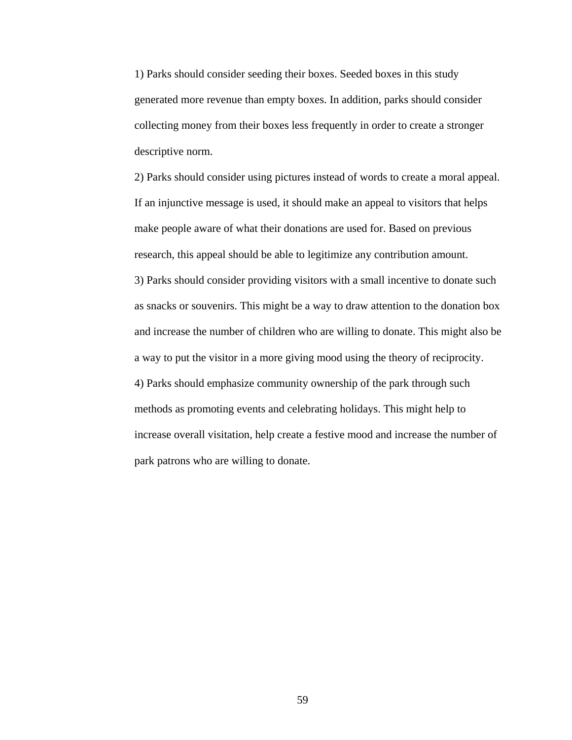1) Parks should consider seeding their boxes. Seeded boxes in this study generated more revenue than empty boxes. In addition, parks should consider collecting money from their boxes less frequently in order to create a stronger descriptive norm.

2) Parks should consider using pictures instead of words to create a moral appeal. If an injunctive message is used, it should make an appeal to visitors that helps make people aware of what their donations are used for. Based on previous research, this appeal should be able to legitimize any contribution amount.

3) Parks should consider providing visitors with a small incentive to donate such as snacks or souvenirs. This might be a way to draw attention to the donation box and increase the number of children who are willing to donate. This might also be a way to put the visitor in a more giving mood using the theory of reciprocity.

4) Parks should emphasize community ownership of the park through such methods as promoting events and celebrating holidays. This might help to increase overall visitation, help create a festive mood and increase the number of park patrons who are willing to donate.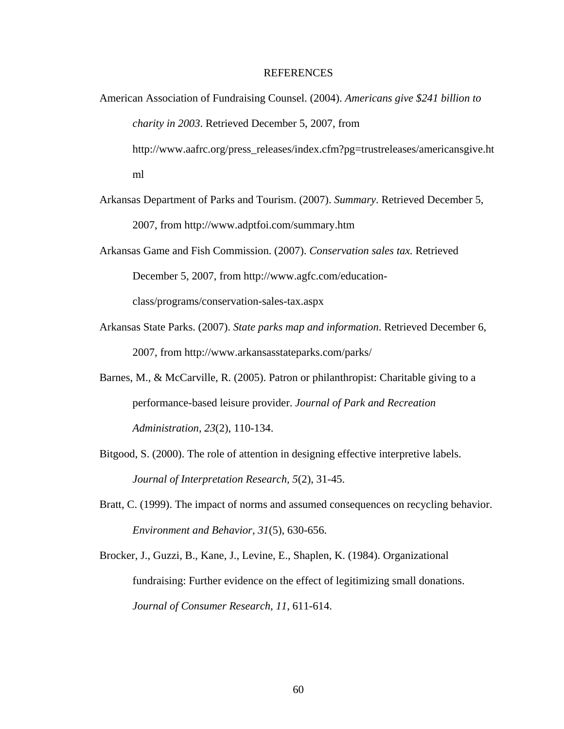# REFERENCES

American Association of Fundraising Counsel. (2004). *Americans give $241 billion to charity in 2003*. Retrieved December 5, 2007, from http://www.aafrc.org/press_releases/index.cfm?pg=trustreleases/americansgive.html

Arkansas Department of Parks and Tourism. (2007). *Summary*. Retrieved December 5, 2007, from http://www.adptfoi.com/summary.htm

Arkansas Game and Fish Commission. (2007). *Conservation sales tax.* Retrieved December 5, 2007, from http://www.agfc.com/education-class/programs/conservation-sales-tax.aspx

Arkansas State Parks. (2007). *State parks map and information*. Retrieved December 6, 2007, from http://www.arkansasstateparks.com/parks/

Barnes, M., & McCarville, R. (2005). Patron or philanthropist: Charitable giving to a performance-based leisure provider. *Journal of Park and Recreation Administration, 23*(2), 110-134.

Bitgood, S. (2000). The role of attention in designing effective interpretive labels. *Journal of Interpretation Research, 5*(2), 31-45.

Bratt, C. (1999). The impact of norms and assumed consequences on recycling behavior. *Environment and Behavior, 31*(5), 630-656.

Brocker, J., Guzzi, B., Kane, J., Levine, E., Shaplen, K. (1984). Organizational fundraising: Further evidence on the effect of legitimizing small donations. *Journal of Consumer Research, 11*, 611-614.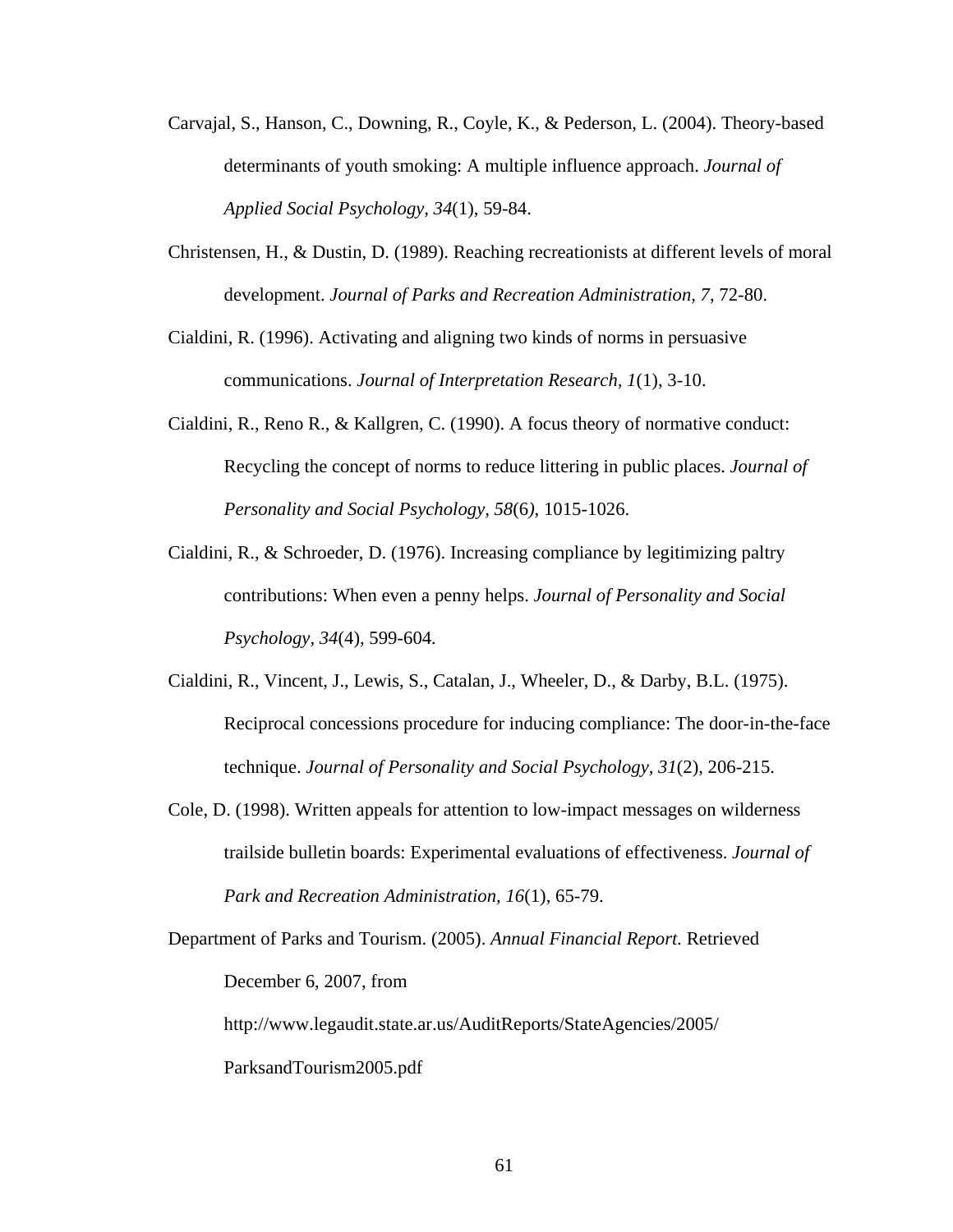Carvajal, S., Hanson, C., Downing, R., Coyle, K., & Pederson, L. (2004). Theory-based determinants of youth smoking: A multiple influence approach. *Journal of Applied Social Psychology, 34*(1), 59-84.

Christensen, H., & Dustin, D. (1989). Reaching recreationists at different levels of moral development. *Journal of Parks and Recreation Administration, 7*, 72-80.

Cialdini, R. (1996). Activating and aligning two kinds of norms in persuasive communications. *Journal of Interpretation Research, 1*(1), 3-10.

Cialdini, R., Reno R., & Kallgren, C. (1990). A focus theory of normative conduct: Recycling the concept of norms to reduce littering in public places. *Journal of Personality and Social Psychology, 58*(6), 1015-1026.

Cialdini, R., & Schroeder, D. (1976). Increasing compliance by legitimizing paltry contributions: When even a penny helps. *Journal of Personality and Social Psychology, 34*(4), 599-604.

Cialdini, R., Vincent, J., Lewis, S., Catalan, J., Wheeler, D., & Darby, B.L. (1975). Reciprocal concessions procedure for inducing compliance: The door-in-the-face technique. *Journal of Personality and Social Psychology, 31*(2), 206-215.

Cole, D. (1998). Written appeals for attention to low-impact messages on wilderness trailside bulletin boards: Experimental evaluations of effectiveness. *Journal of Park and Recreation Administration, 16*(1), 65-79.

Department of Parks and Tourism. (2005). *Annual Financial Report.* Retrieved December 6, 2007, from http://www.legaudit.state.ar.us/AuditReports/StateAgencies/2005/ParksandTourism2005.pdf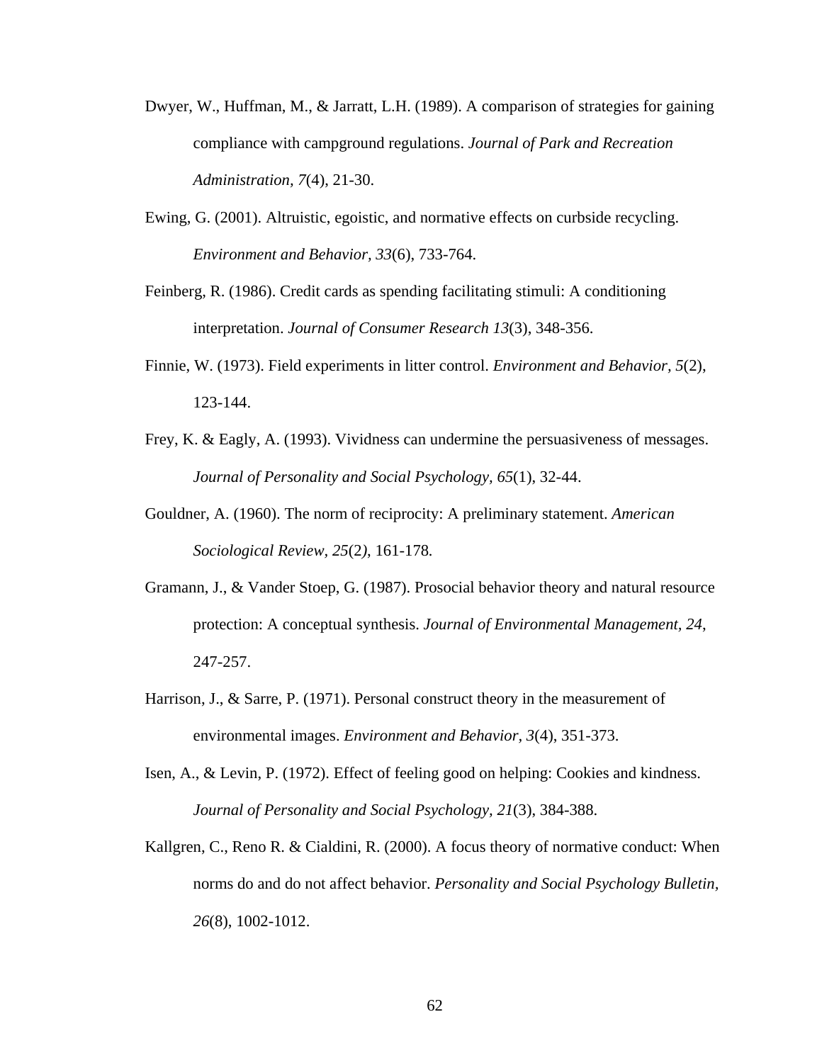Dwyer, W., Huffman, M., & Jarratt, L.H. (1989). A comparison of strategies for gaining compliance with campground regulations. *Journal of Park and Recreation Administration, 7*(4), 21-30.

Ewing, G. (2001). Altruistic, egoistic, and normative effects on curbside recycling. *Environment and Behavior, 33*(6), 733-764.

Feinberg, R. (1986). Credit cards as spending facilitating stimuli: A conditioning interpretation. *Journal of Consumer Research 13*(3), 348-356.

Finnie, W. (1973). Field experiments in litter control. *Environment and Behavior, 5*(2), 123-144.

Frey, K. & Eagly, A. (1993). Vividness can undermine the persuasiveness of messages. *Journal of Personality and Social Psychology, 65*(1), 32-44.

Gouldner, A. (1960). The norm of reciprocity: A preliminary statement. *American Sociological Review, 25*(2*)*, 161-178*.*

Gramann, J., & Vander Stoep, G. (1987). Prosocial behavior theory and natural resource protection: A conceptual synthesis. *Journal of Environmental Management, 24*, 247-257.

Harrison, J., & Sarre, P. (1971). Personal construct theory in the measurement of environmental images. *Environment and Behavior*, *3*(4), 351-373.

Isen, A., & Levin, P. (1972). Effect of feeling good on helping: Cookies and kindness. *Journal of Personality and Social Psychology, 21*(3), 384-388.

Kallgren, C., Reno R. & Cialdini, R. (2000). A focus theory of normative conduct: When norms do and do not affect behavior. *Personality and Social Psychology Bulletin, 26*(8), 1002-1012.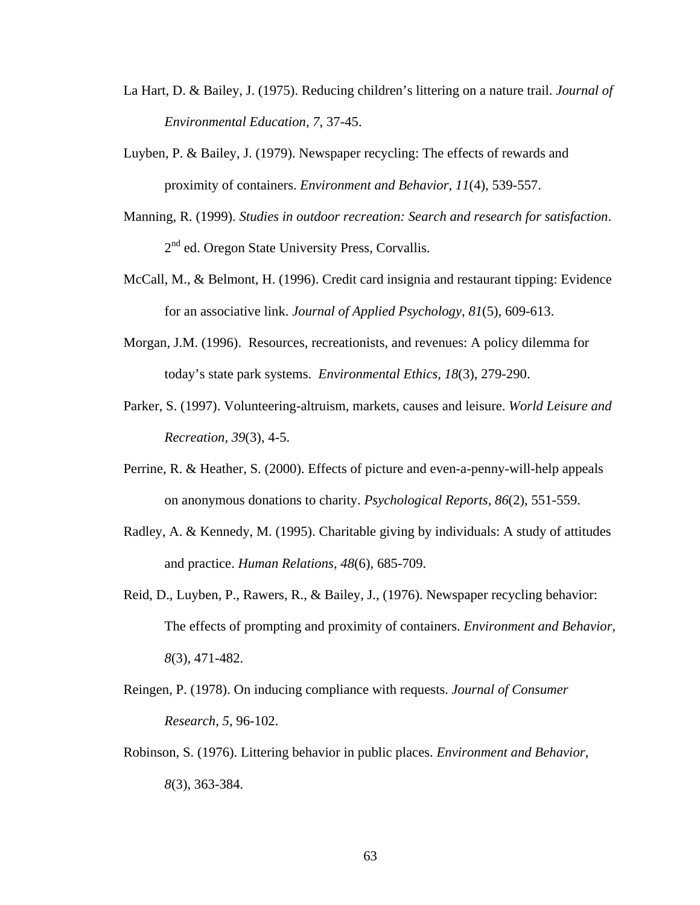La Hart, D. & Bailey, J. (1975). Reducing children's littering on a nature trail. *Journal of Environmental Education, 7*, 37-45.

Luyben, P. & Bailey, J. (1979). Newspaper recycling: The effects of rewards and proximity of containers. *Environment and Behavior, 11*(4), 539-557.

Manning, R. (1999). *Studies in outdoor recreation: Search and research for satisfaction*. 2nd ed. Oregon State University Press, Corvallis.

McCall, M., & Belmont, H. (1996). Credit card insignia and restaurant tipping: Evidence for an associative link. *Journal of Applied Psychology, 81*(5), 609-613.

Morgan, J.M. (1996). Resources, recreationists, and revenues: A policy dilemma for today's state park systems. *Environmental Ethics, 18*(3), 279-290.

Parker, S. (1997). Volunteering-altruism, markets, causes and leisure. *World Leisure and Recreation, 39*(3), 4-5.

Perrine, R. & Heather, S. (2000). Effects of picture and even-a-penny-will-help appeals on anonymous donations to charity. *Psychological Reports, 86*(2), 551-559.

Radley, A. & Kennedy, M. (1995). Charitable giving by individuals: A study of attitudes and practice. *Human Relations, 48*(6), 685-709.

Reid, D., Luyben, P., Rawers, R., & Bailey, J., (1976). Newspaper recycling behavior: The effects of prompting and proximity of containers. *Environment and Behavior, 8*(3), 471-482.

Reingen, P. (1978). On inducing compliance with requests. *Journal of Consumer Research, 5*, 96-102.

Robinson, S. (1976). Littering behavior in public places. *Environment and Behavior, 8*(3), 363-384.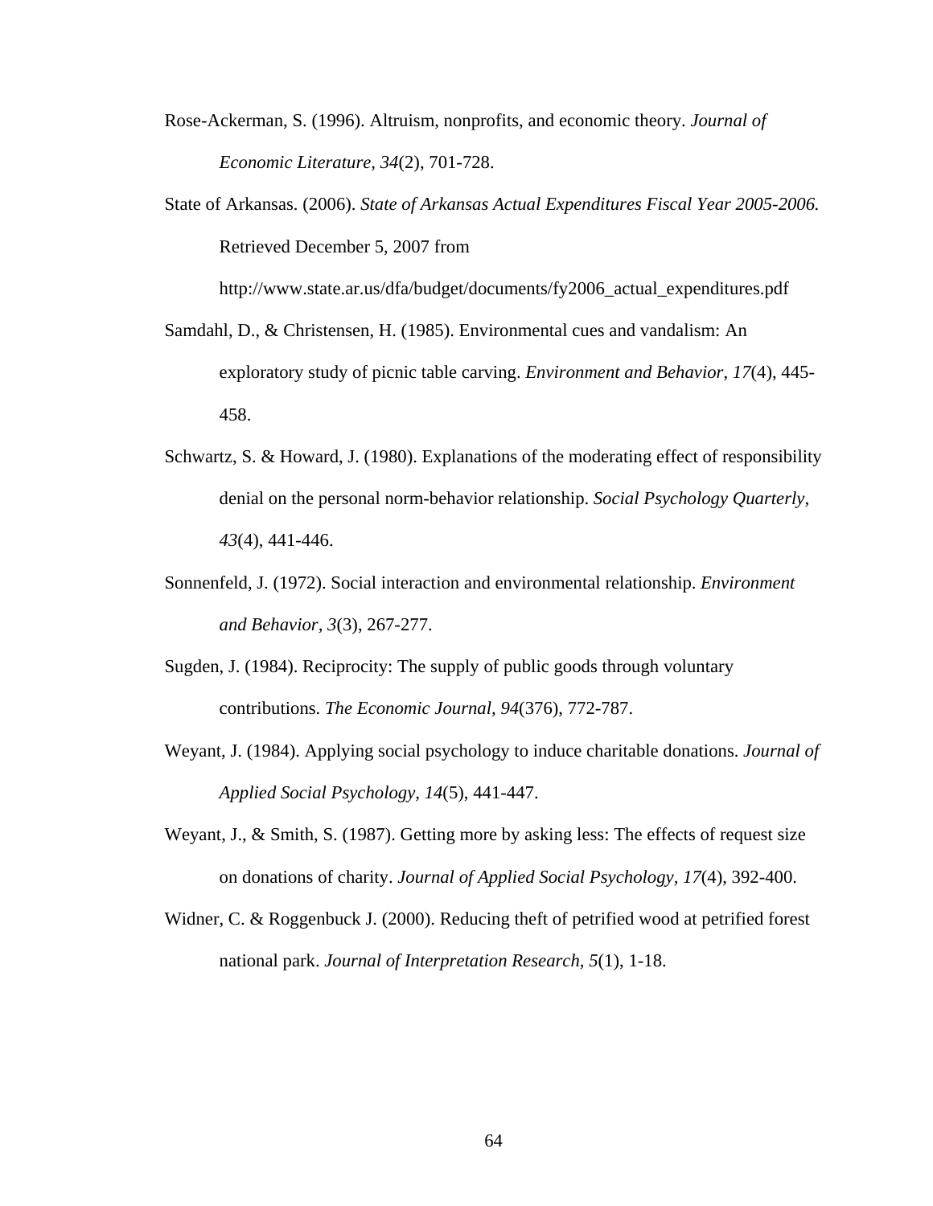Rose-Ackerman, S. (1996). Altruism, nonprofits, and economic theory. *Journal of Economic Literature*, *34*(2), 701-728.

State of Arkansas. (2006). *State of Arkansas Actual Expenditures Fiscal Year 2005-2006.* Retrieved December 5, 2007 from http://www.state.ar.us/dfa/budget/documents/fy2006_actual_expenditures.pdf

Samdahl, D., & Christensen, H. (1985). Environmental cues and vandalism: An exploratory study of picnic table carving. *Environment and Behavior*, *17*(4), 445-458.

Schwartz, S. & Howard, J. (1980). Explanations of the moderating effect of responsibility denial on the personal norm-behavior relationship. *Social Psychology Quarterly, 43*(4), 441-446.

Sonnenfeld, J. (1972). Social interaction and environmental relationship. *Environment and Behavior, 3*(3), 267-277.

Sugden, J. (1984). Reciprocity: The supply of public goods through voluntary contributions. *The Economic Journal, 94*(376), 772-787.

Weyant, J. (1984). Applying social psychology to induce charitable donations. *Journal of Applied Social Psychology, 14*(5), 441-447.

Weyant, J., & Smith, S. (1987). Getting more by asking less: The effects of request size on donations of charity. *Journal of Applied Social Psychology, 17*(4), 392-400.

Widner, C. & Roggenbuck J. (2000). Reducing theft of petrified wood at petrified forest national park. *Journal of Interpretation Research, 5*(1), 1-18.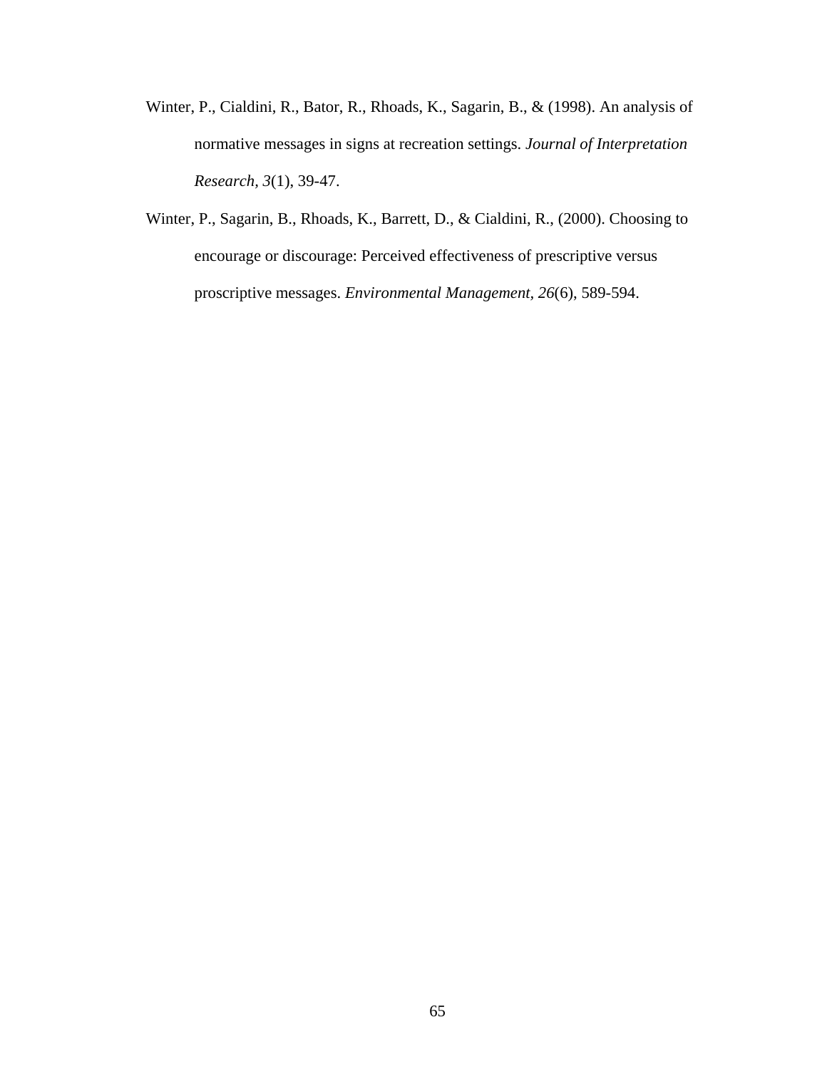Winter, P., Cialdini, R., Bator, R., Rhoads, K., Sagarin, B., & (1998). An analysis of normative messages in signs at recreation settings. *Journal of Interpretation Research, 3*(1), 39-47.

Winter, P., Sagarin, B., Rhoads, K., Barrett, D., & Cialdini, R., (2000). Choosing to encourage or discourage: Perceived effectiveness of prescriptive versus proscriptive messages. *Environmental Management, 26*(6), 589-594.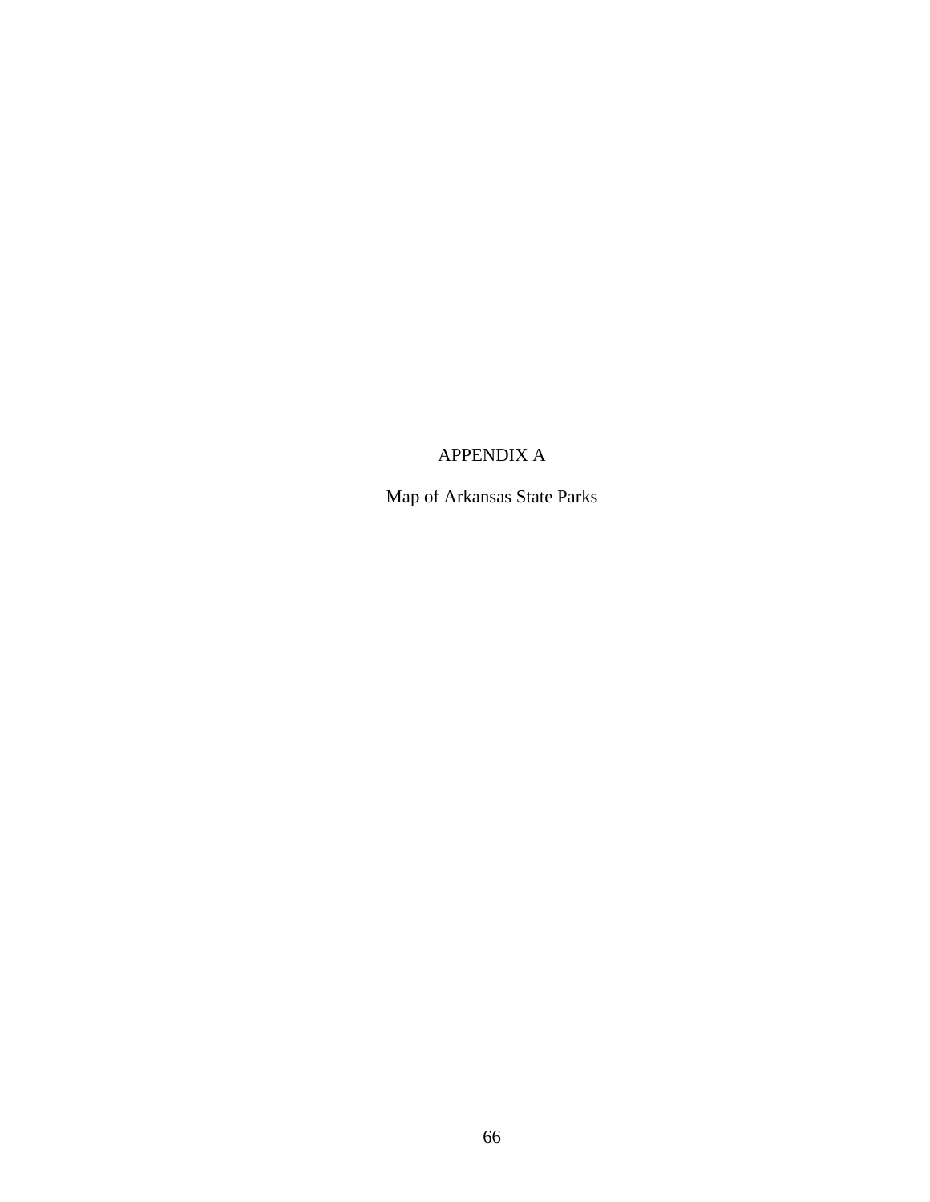# APPENDIX A

Map of Arkansas State Parks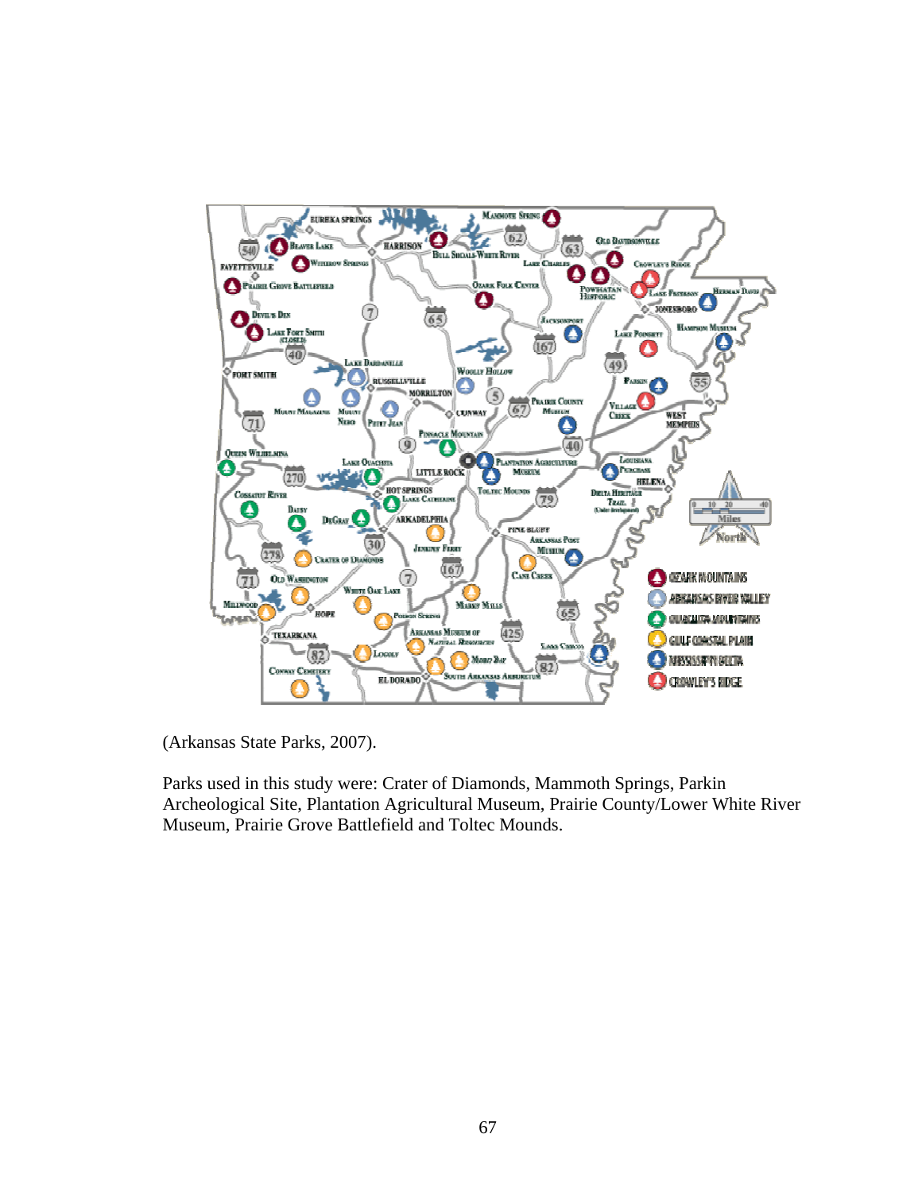(Arkansas State Parks, 2007).

Parks used in this study were: Crater of Diamonds, Mammoth Springs, Parkin Archeological Site, Plantation Agricultural Museum, Prairie County/Lower White River Museum, Prairie Grove Battlefield and Toltec Mounds.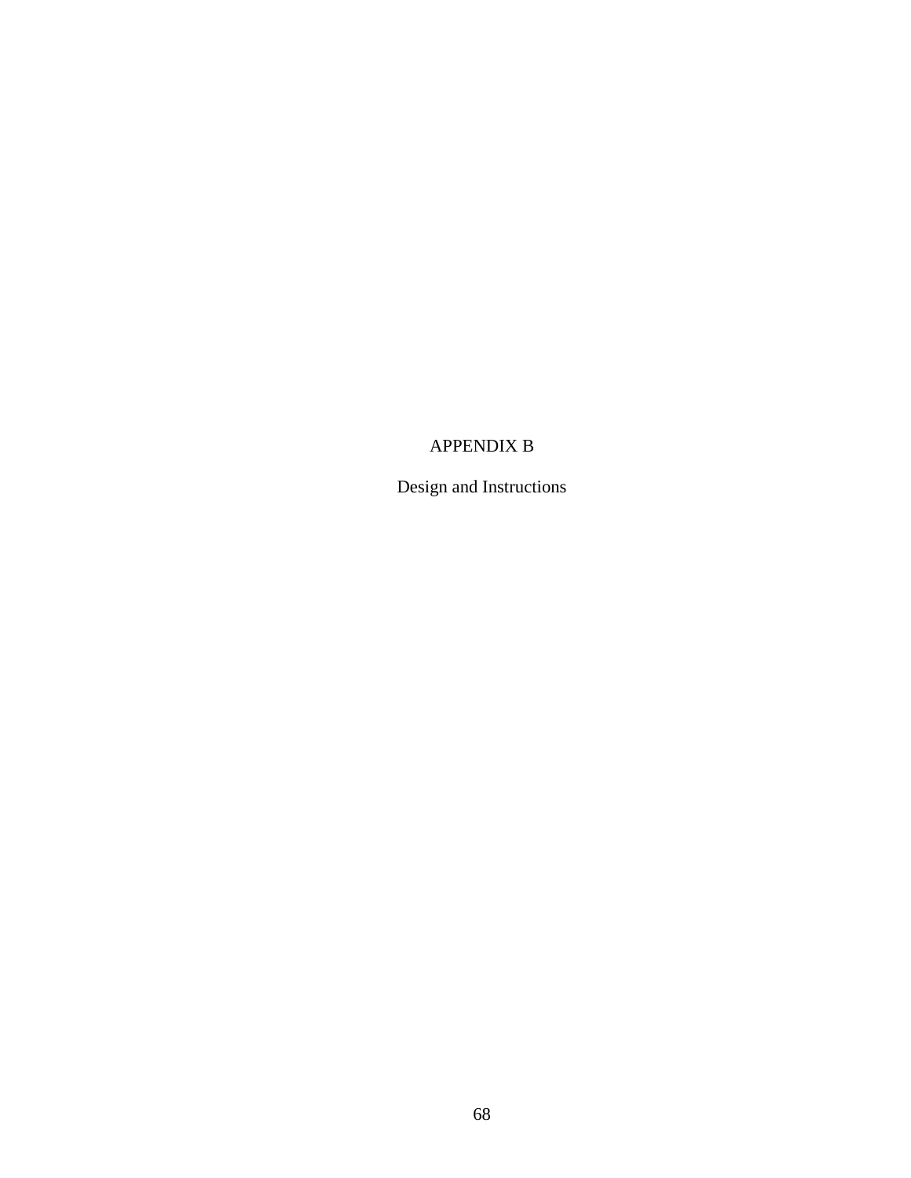# APPENDIX B

## Design and Instructions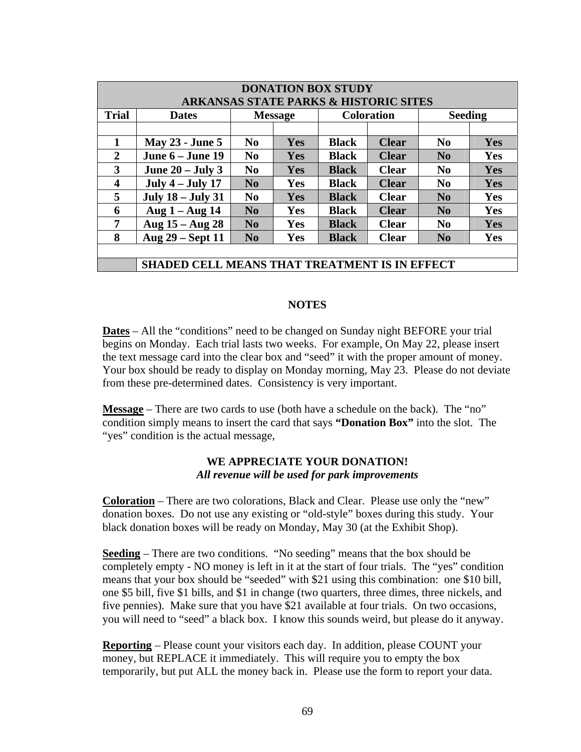| DONATION BOX STUDY<br>ARKANSAS STATE PARKS & HISTORIC SITES | | | | | | | |
|---|---|---|---|---|---|---|---|
| **Trial** | **Dates** | **Message** | | **Coloration** | | **Seeding** | |
| | | | | | | | |
| **1** | **May 23 - June 5** | **No** | **Yes** | **Black** | **Clear** | **No** | **Yes** |
| **2** | **June 6 – June 19** | **No** | **Yes** | **Black** | **Clear** | **No** | **Yes** |
| **3** | **June 20 – July 3** | **No** | **Yes** | **Black** | **Clear** | **No** | **Yes** |
| **4** | **July 4 – July 17** | **No** | **Yes** | **Black** | **Clear** | **No** | **Yes** |
| **5** | **July 18 – July 31** | **No** | **Yes** | **Black** | **Clear** | **No** | **Yes** |
| **6** | **Aug 1 – Aug 14** | **No** | **Yes** | **Black** | **Clear** | **No** | **Yes** |
| **7** | **Aug 15 – Aug 28** | **No** | **Yes** | **Black** | **Clear** | **No** | **Yes** |
| **8** | **Aug 29 – Sept 11** | **No** | **Yes** | **Black** | **Clear** | **No** | **Yes** |
| | | | | | | | |
| | **SHADED CELL MEANS THAT TREATMENT IS IN EFFECT** | | | | | | |

## NOTES

**Dates** – All the "conditions" need to be changed on Sunday night BEFORE your trial begins on Monday. Each trial lasts two weeks. For example, On May 22, please insert the text message card into the clear box and "seed" it with the proper amount of money. Your box should be ready to display on Monday morning, May 23. Please do not deviate from these pre-determined dates. Consistency is very important.

**Message** – There are two cards to use (both have a schedule on the back). The "no" condition simply means to insert the card that says **"Donation Box"** into the slot. The "yes" condition is the actual message,

**WE APPRECIATE YOUR DONATION!**
***All revenue will be used for park improvements***

**Coloration** – There are two colorations, Black and Clear. Please use only the "new" donation boxes. Do not use any existing or "old-style" boxes during this study. Your black donation boxes will be ready on Monday, May 30 (at the Exhibit Shop).

**Seeding** – There are two conditions. "No seeding" means that the box should be completely empty - NO money is left in it at the start of four trials. The "yes" condition means that your box should be "seeded" with $21 using this combination: one $10 bill, one $5 bill, five $1 bills, and $1 in change (two quarters, three dimes, three nickels, and five pennies). Make sure that you have $21 available at four trials. On two occasions, you will need to "seed" a black box. I know this sounds weird, but please do it anyway.

**Reporting** – Please count your visitors each day. In addition, please COUNT your money, but REPLACE it immediately. This will require you to empty the box temporarily, but put ALL the money back in. Please use the form to report your data.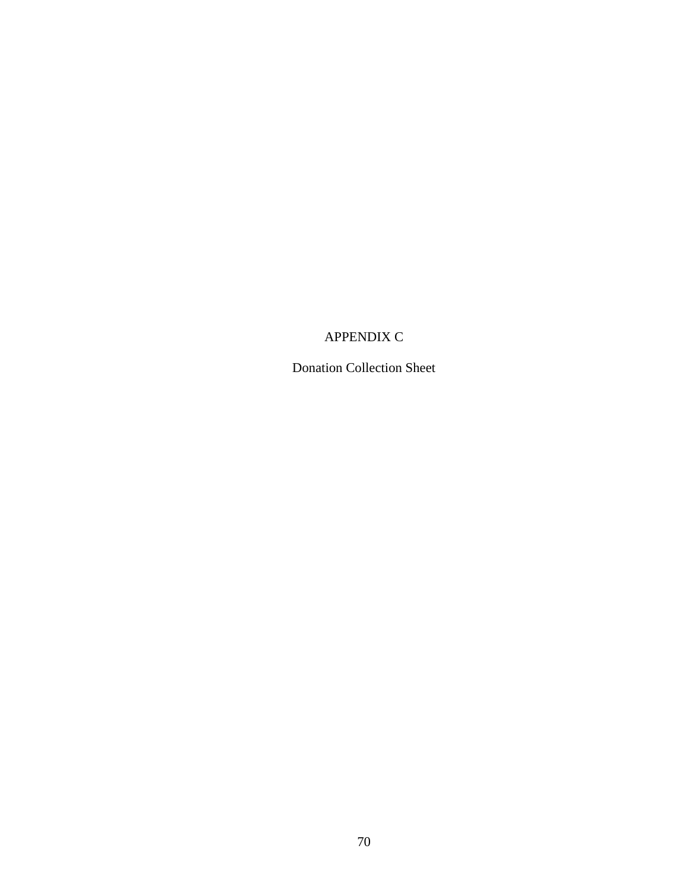# APPENDIX C

Donation Collection Sheet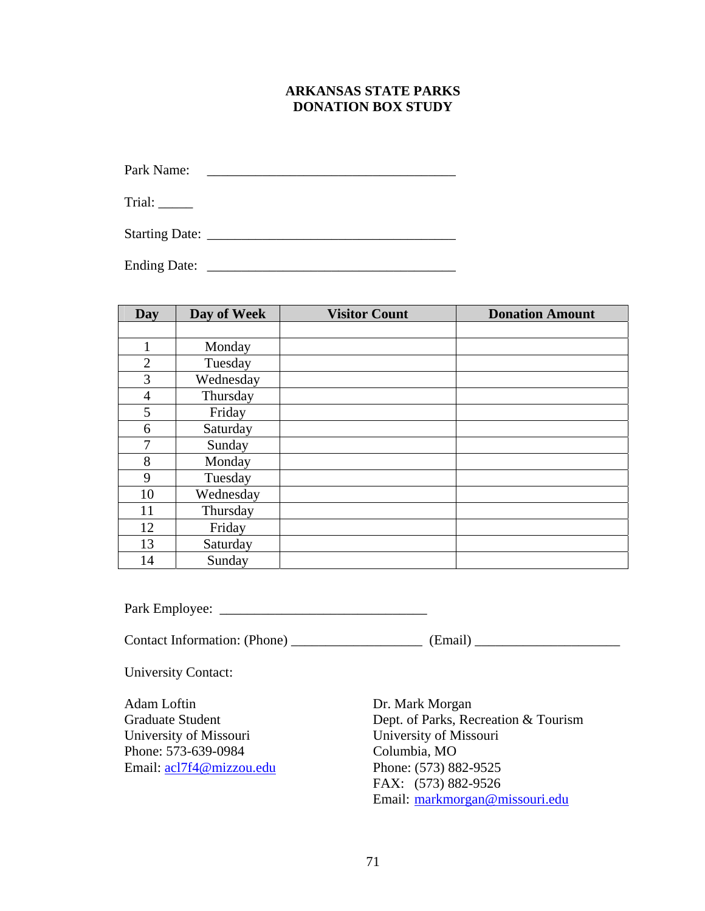# ARKANSAS STATE PARKS
# DONATION BOX STUDY

Park Name: ___________________________________

Trial: _____

Starting Date: ___________________________________

Ending Date: ___________________________________

| Day | Day of Week | Visitor Count | Donation Amount |
|---|---|---|---|
| | | | |
| 1 | Monday | | |
| 2 | Tuesday | | |
| 3 | Wednesday | | |
| 4 | Thursday | | |
| 5 | Friday | | |
| 6 | Saturday | | |
| 7 | Sunday | | |
| 8 | Monday | | |
| 9 | Tuesday | | |
| 10 | Wednesday | | |
| 11 | Thursday | | |
| 12 | Friday | | |
| 13 | Saturday | | |
| 14 | Sunday | | |

Park Employee: ______________________________

Contact Information: (Phone) __________________ (Email) ____________________

University Contact:

Adam Loftin
Graduate Student
University of Missouri
Phone: 573-639-0984
Email: acl7f4@mizzou.edu

Dr. Mark Morgan
Dept. of Parks, Recreation & Tourism
University of Missouri
Columbia, MO
Phone: (573) 882-9525
FAX: (573) 882-9526
Email: markmorgan@missouri.edu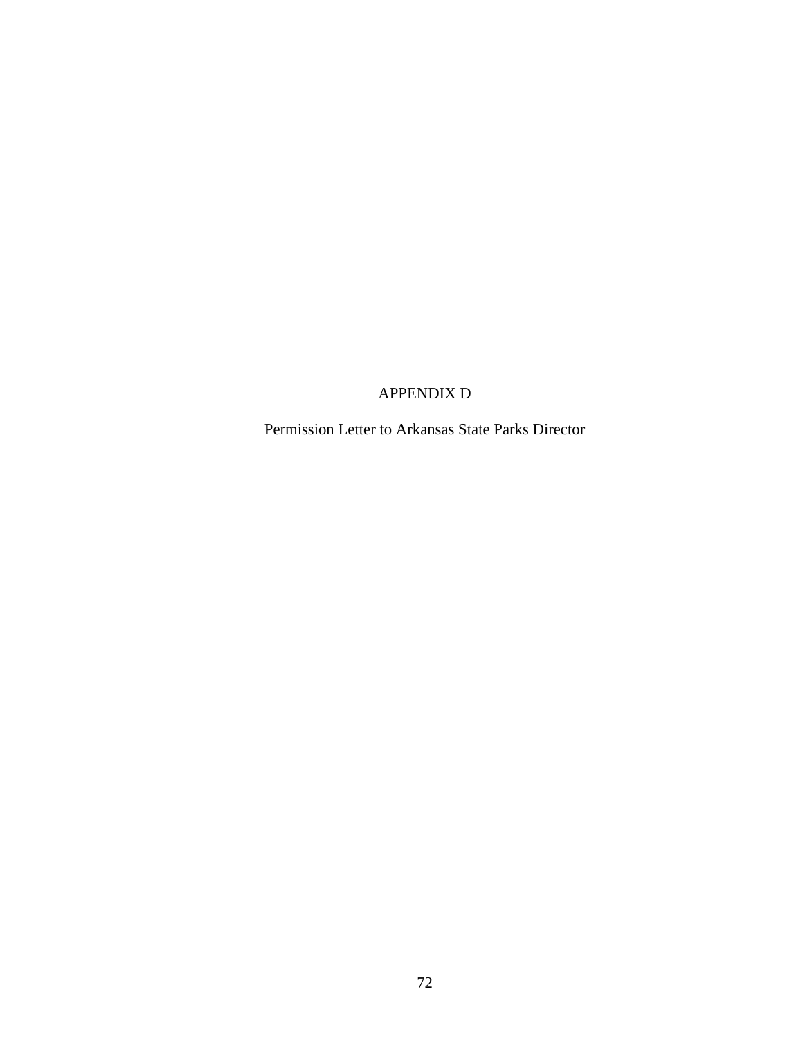# APPENDIX D

Permission Letter to Arkansas State Parks Director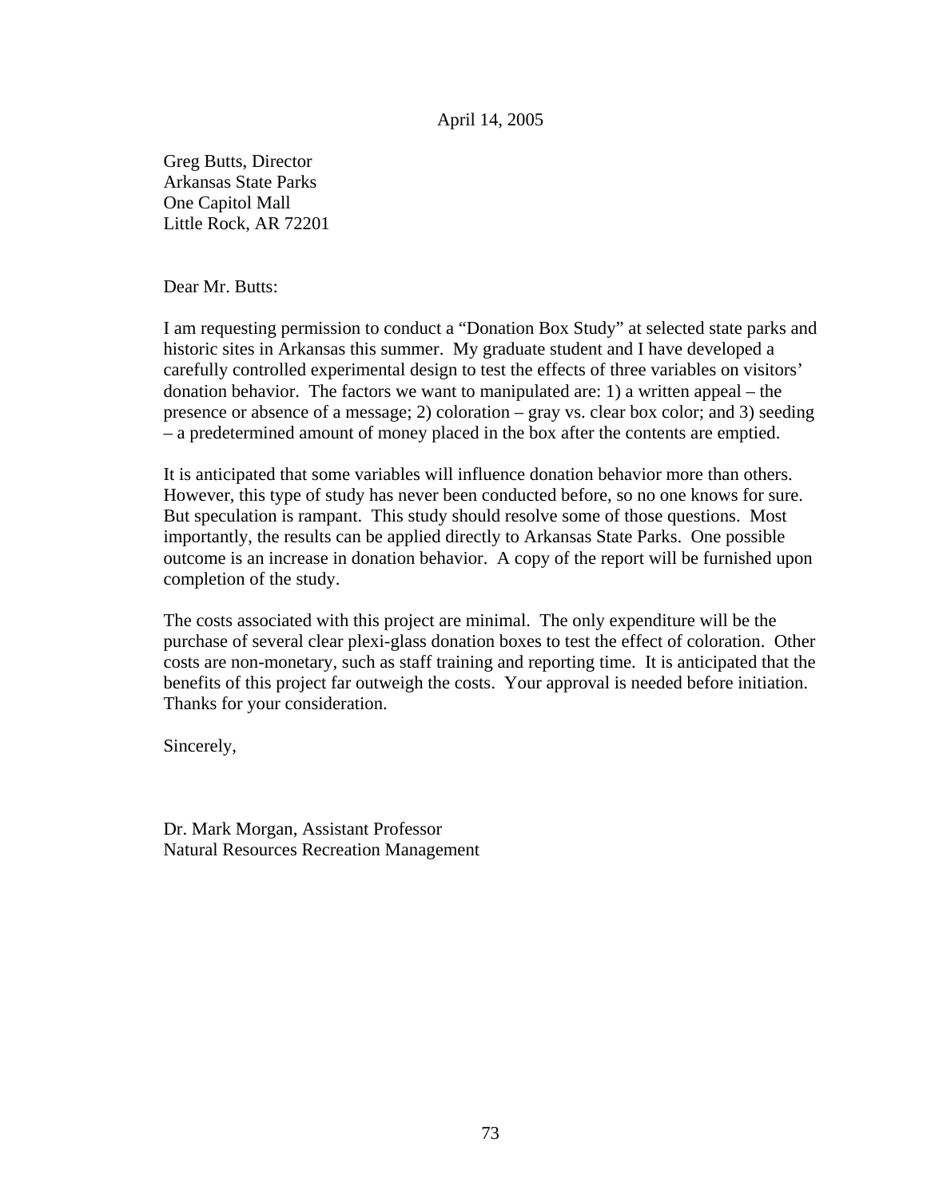April 14, 2005

Greg Butts, Director
Arkansas State Parks
One Capitol Mall
Little Rock, AR 72201

Dear Mr. Butts:

I am requesting permission to conduct a "Donation Box Study" at selected state parks and historic sites in Arkansas this summer. My graduate student and I have developed a carefully controlled experimental design to test the effects of three variables on visitors' donation behavior. The factors we want to manipulated are: 1) a written appeal – the presence or absence of a message; 2) coloration – gray vs. clear box color; and 3) seeding – a predetermined amount of money placed in the box after the contents are emptied.

It is anticipated that some variables will influence donation behavior more than others. However, this type of study has never been conducted before, so no one knows for sure. But speculation is rampant. This study should resolve some of those questions. Most importantly, the results can be applied directly to Arkansas State Parks. One possible outcome is an increase in donation behavior. A copy of the report will be furnished upon completion of the study.

The costs associated with this project are minimal. The only expenditure will be the purchase of several clear plexi-glass donation boxes to test the effect of coloration. Other costs are non-monetary, such as staff training and reporting time. It is anticipated that the benefits of this project far outweigh the costs. Your approval is needed before initiation. Thanks for your consideration.

Sincerely,

Dr. Mark Morgan, Assistant Professor
Natural Resources Recreation Management